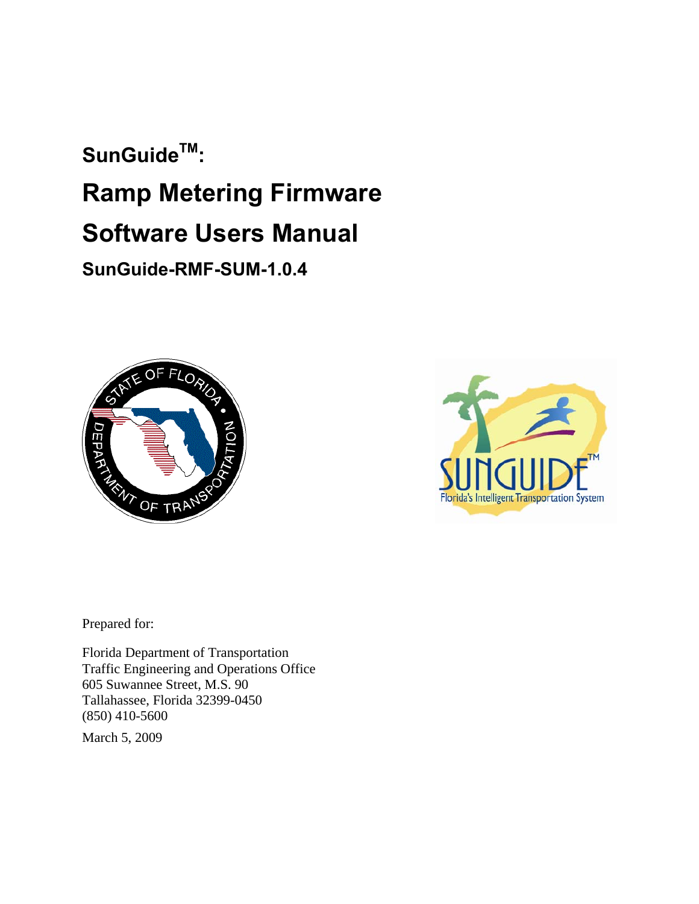# SunGuide™:

# Ramp Metering Firmware

# Software Users Manual

## SunGuide-RMF-SUM-1.0.4

Prepared for:

Florida Department of Transportation
Traffic Engineering and Operations Office
605 Suwannee Street, M.S. 90
Tallahassee, Florida 32399-0450
(850) 410-5600

March 5, 2009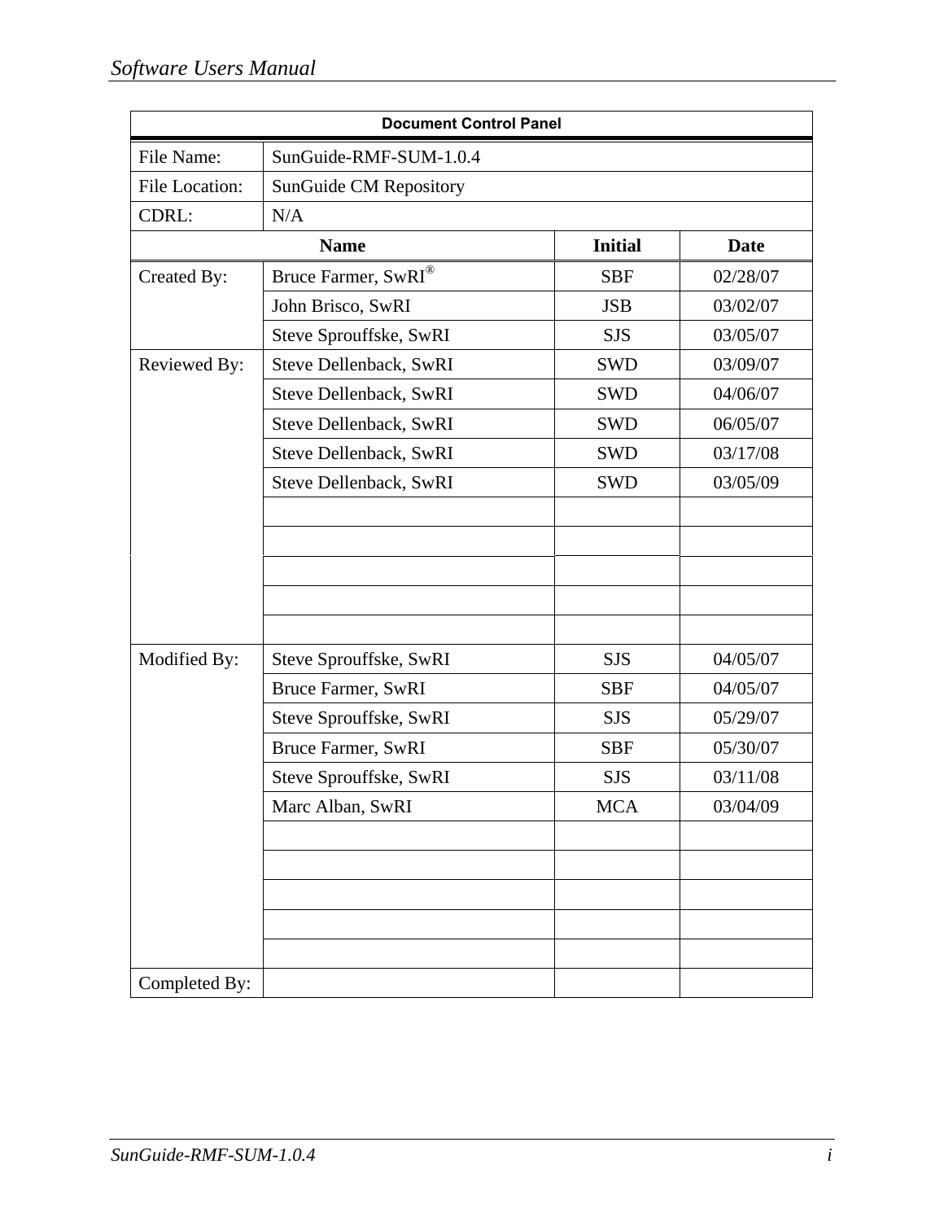| Document Control Panel | | | |
|---|---|---|---|
| File Name: | SunGuide-RMF-SUM-1.0.4 | | |
| File Location: | SunGuide CM Repository | | |
| CDRL: | N/A | | |
| | **Name** | **Initial** | **Date** |
| Created By: | Bruce Farmer, SwRI® | SBF | 02/28/07 |
| | John Brisco, SwRI | JSB | 03/02/07 |
| | Steve Sprouffske, SwRI | SJS | 03/05/07 |
| Reviewed By: | Steve Dellenback, SwRI | SWD | 03/09/07 |
| | Steve Dellenback, SwRI | SWD | 04/06/07 |
| | Steve Dellenback, SwRI | SWD | 06/05/07 |
| | Steve Dellenback, SwRI | SWD | 03/17/08 |
| | Steve Dellenback, SwRI | SWD | 03/05/09 |
| | | | |
| | | | |
| | | | |
| | | | |
| | | | |
| Modified By: | Steve Sprouffske, SwRI | SJS | 04/05/07 |
| | Bruce Farmer, SwRI | SBF | 04/05/07 |
| | Steve Sprouffske, SwRI | SJS | 05/29/07 |
| | Bruce Farmer, SwRI | SBF | 05/30/07 |
| | Steve Sprouffske, SwRI | SJS | 03/11/08 |
| | Marc Alban, SwRI | MCA | 03/04/09 |
| | | | |
| | | | |
| | | | |
| | | | |
| | | | |
| Completed By: | | | |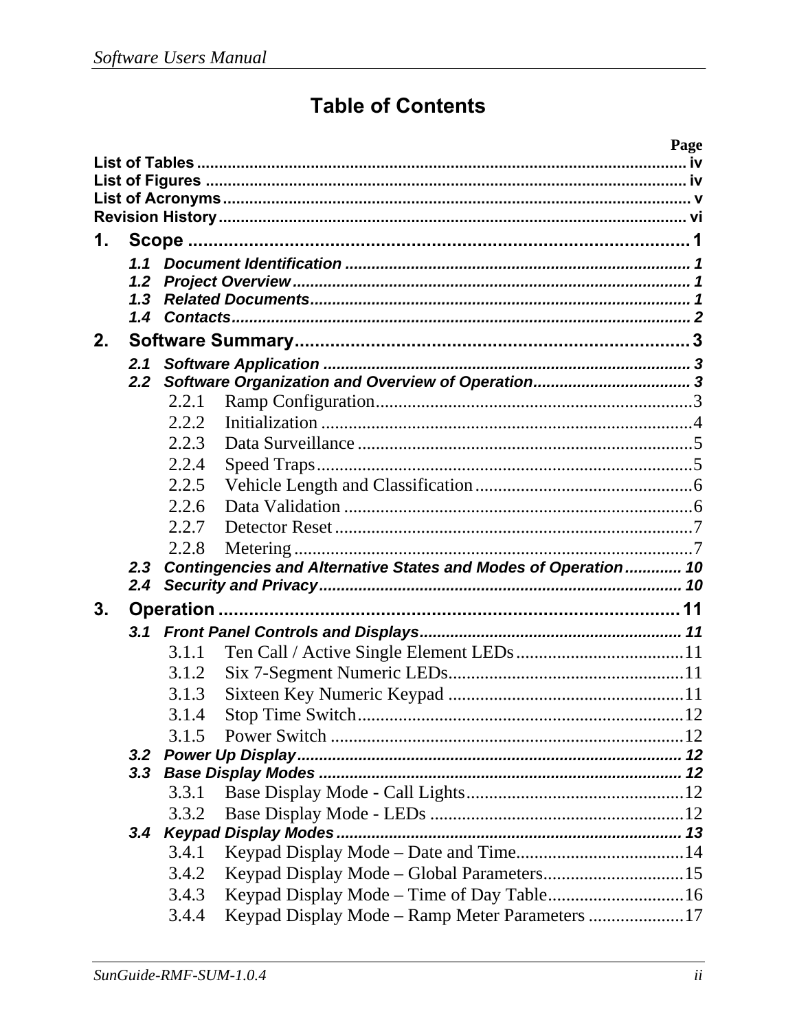# Table of Contents

| | Page |
|---|---|
| **List of Tables** | iv |
| **List of Figures** | iv |
| **List of Acronyms** | v |
| **Revision History** | vi |
| **1. Scope** | **1** |
| *1.1 Document Identification* | 1 |
| *1.2 Project Overview* | 1 |
| *1.3 Related Documents* | 1 |
| *1.4 Contacts* | 2 |
| **2. Software Summary** | **3** |
| *2.1 Software Application* | 3 |
| *2.2 Software Organization and Overview of Operation* | 3 |
| 2.2.1 Ramp Configuration | 3 |
| 2.2.2 Initialization | 4 |
| 2.2.3 Data Surveillance | 5 |
| 2.2.4 Speed Traps | 5 |
| 2.2.5 Vehicle Length and Classification | 6 |
| 2.2.6 Data Validation | 6 |
| 2.2.7 Detector Reset | 7 |
| 2.2.8 Metering | 7 |
| *2.3 Contingencies and Alternative States and Modes of Operation* | 10 |
| *2.4 Security and Privacy* | 10 |
| **3. Operation** | **11** |
| *3.1 Front Panel Controls and Displays* | 11 |
| 3.1.1 Ten Call / Active Single Element LEDs | 11 |
| 3.1.2 Six 7-Segment Numeric LEDs | 11 |
| 3.1.3 Sixteen Key Numeric Keypad | 11 |
| 3.1.4 Stop Time Switch | 12 |
| 3.1.5 Power Switch | 12 |
| *3.2 Power Up Display* | 12 |
| *3.3 Base Display Modes* | 12 |
| 3.3.1 Base Display Mode - Call Lights | 12 |
| 3.3.2 Base Display Mode - LEDs | 12 |
| *3.4 Keypad Display Modes* | 13 |
| 3.4.1 Keypad Display Mode – Date and Time | 14 |
| 3.4.2 Keypad Display Mode – Global Parameters | 15 |
| 3.4.3 Keypad Display Mode – Time of Day Table | 16 |
| 3.4.4 Keypad Display Mode – Ramp Meter Parameters | 17 |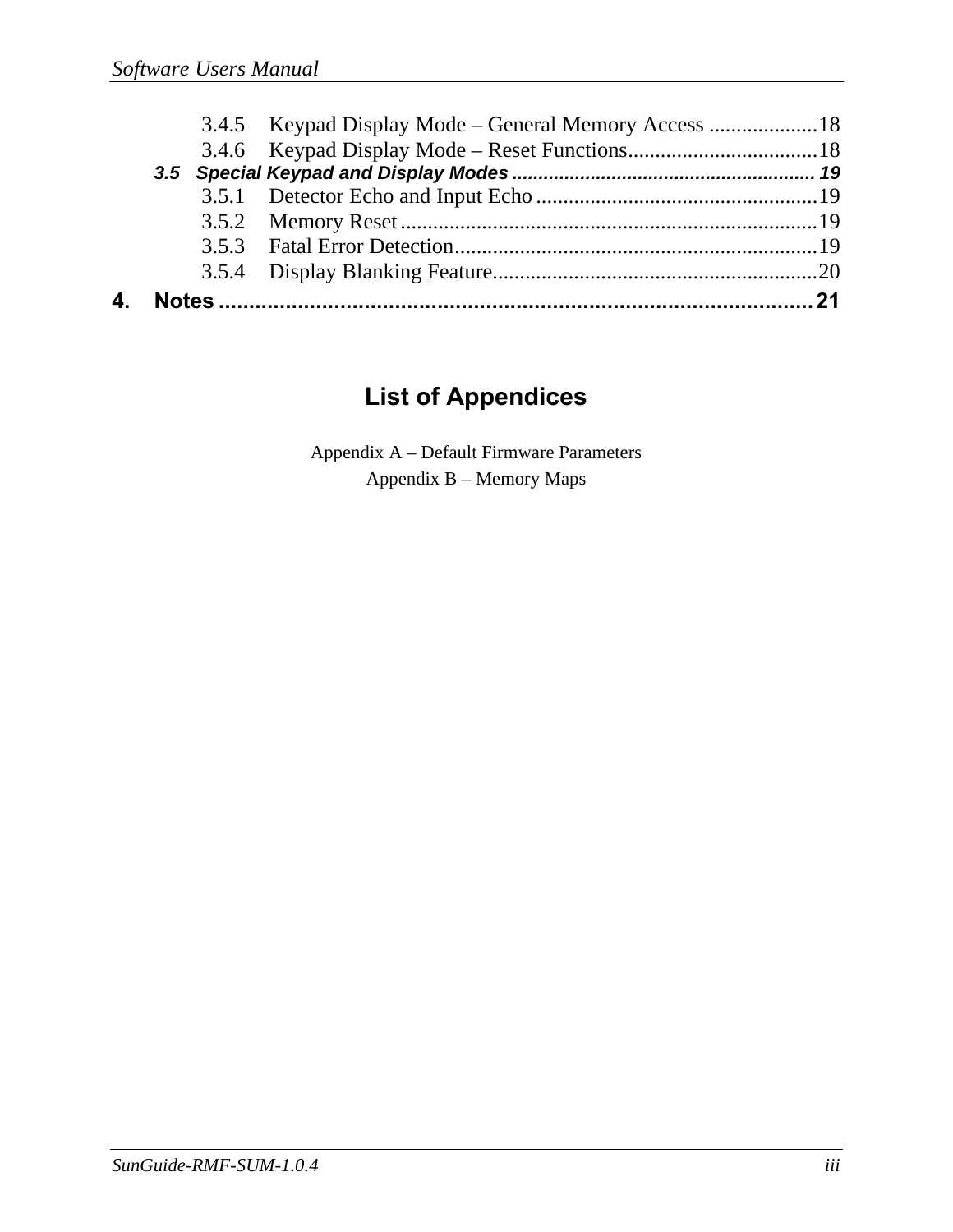3.4.5 Keypad Display Mode – General Memory Access .................... 18
3.4.6 Keypad Display Mode – Reset Functions................................... 18

*3.5 Special Keypad and Display Modes ......................................................... 19*

3.5.1 Detector Echo and Input Echo.................................................... 19
3.5.2 Memory Reset............................................................................ 19
3.5.3 Fatal Error Detection.................................................................. 19
3.5.4 Display Blanking Feature............................................................ 20

**4. Notes ................................................................................................ 21**

## List of Appendices

Appendix A – Default Firmware Parameters
Appendix B – Memory Maps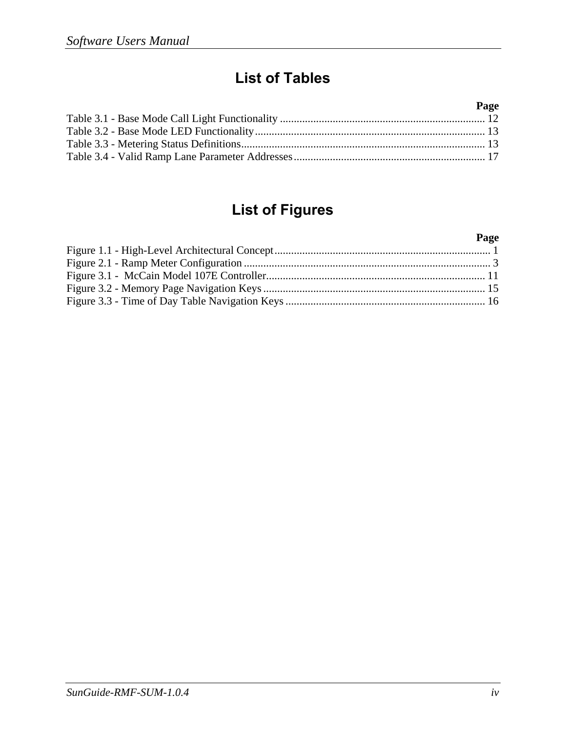# List of Tables

| | Page |
|---|---|
| Table 3.1 - Base Mode Call Light Functionality | 12 |
| Table 3.2 - Base Mode LED Functionality | 13 |
| Table 3.3 - Metering Status Definitions | 13 |
| Table 3.4 - Valid Ramp Lane Parameter Addresses | 17 |

# List of Figures

| | Page |
|---|---|
| Figure 1.1 - High-Level Architectural Concept | 1 |
| Figure 2.1 - Ramp Meter Configuration | 3 |
| Figure 3.1 - McCain Model 107E Controller | 11 |
| Figure 3.2 - Memory Page Navigation Keys | 15 |
| Figure 3.3 - Time of Day Table Navigation Keys | 16 |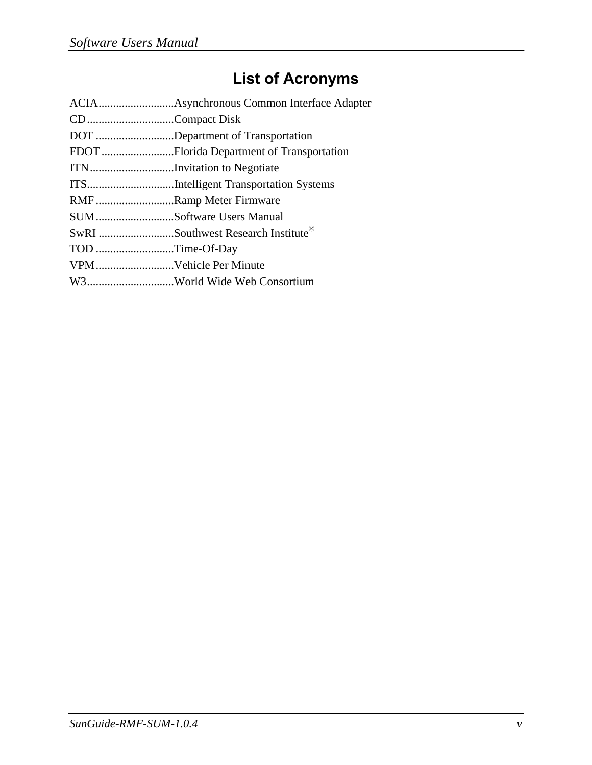# List of Acronyms

ACIA..........................Asynchronous Common Interface Adapter
CD..............................Compact Disk
DOT ...........................Department of Transportation
FDOT .........................Florida Department of Transportation
ITN.............................Invitation to Negotiate
ITS..............................Intelligent Transportation Systems
RMF ...........................Ramp Meter Firmware
SUM...........................Software Users Manual
SwRI ..........................Southwest Research Institute®
TOD ...........................Time-Of-Day
VPM...........................Vehicle Per Minute
W3..............................World Wide Web Consortium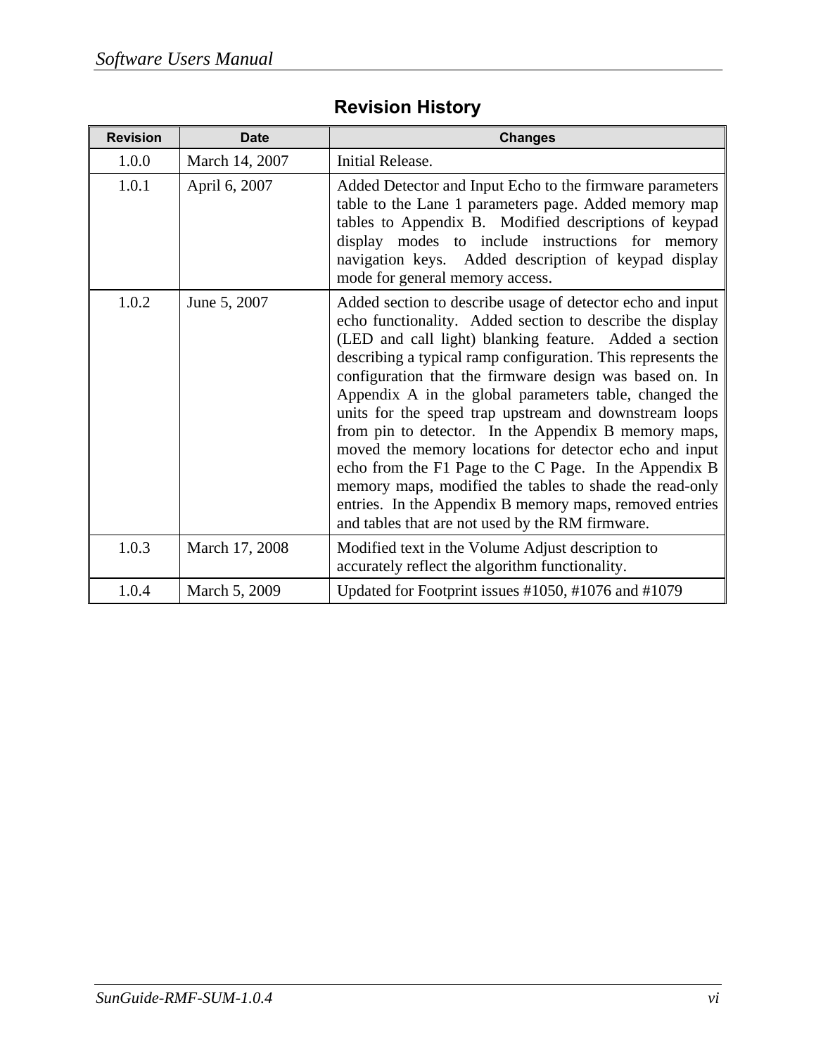# Revision History

| Revision | Date | Changes |
|---|---|---|
| 1.0.0 | March 14, 2007 | Initial Release. |
| 1.0.1 | April 6, 2007 | Added Detector and Input Echo to the firmware parameters table to the Lane 1 parameters page. Added memory map tables to Appendix B. Modified descriptions of keypad display modes to include instructions for memory navigation keys. Added description of keypad display mode for general memory access. |
| 1.0.2 | June 5, 2007 | Added section to describe usage of detector echo and input echo functionality. Added section to describe the display (LED and call light) blanking feature. Added a section describing a typical ramp configuration. This represents the configuration that the firmware design was based on. In Appendix A in the global parameters table, changed the units for the speed trap upstream and downstream loops from pin to detector. In the Appendix B memory maps, moved the memory locations for detector echo and input echo from the F1 Page to the C Page. In the Appendix B memory maps, modified the tables to shade the read-only entries. In the Appendix B memory maps, removed entries and tables that are not used by the RM firmware. |
| 1.0.3 | March 17, 2008 | Modified text in the Volume Adjust description to accurately reflect the algorithm functionality. |
| 1.0.4 | March 5, 2009 | Updated for Footprint issues #1050, #1076 and #1079 |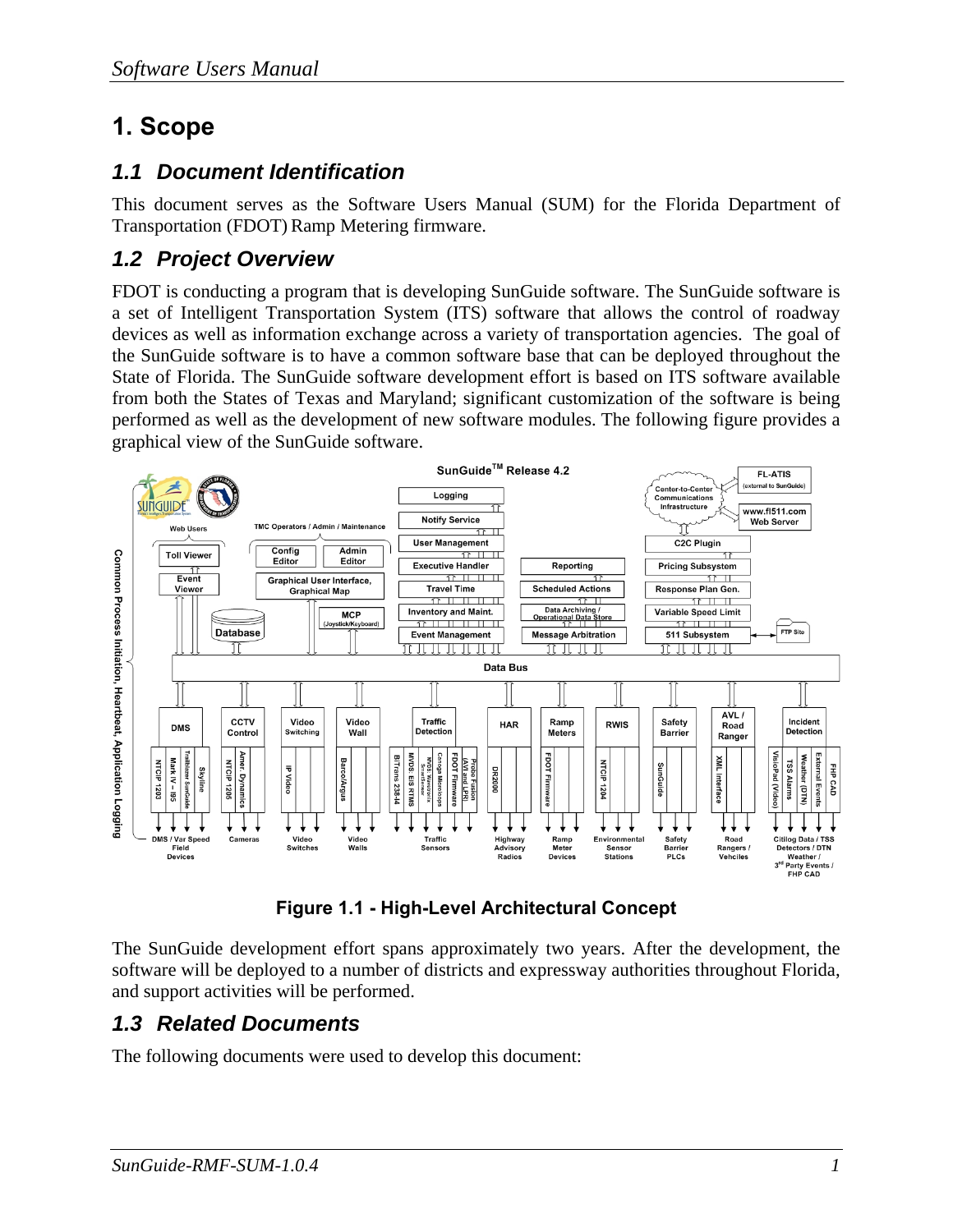# 1. Scope

## 1.1 Document Identification

This document serves as the Software Users Manual (SUM) for the Florida Department of Transportation (FDOT) Ramp Metering firmware.

## 1.2 Project Overview

FDOT is conducting a program that is developing SunGuide software. The SunGuide software is a set of Intelligent Transportation System (ITS) software that allows the control of roadway devices as well as information exchange across a variety of transportation agencies. The goal of the SunGuide software is to have a common software base that can be deployed throughout the State of Florida. The SunGuide software development effort is based on ITS software available from both the States of Texas and Maryland; significant customization of the software is being performed as well as the development of new software modules. The following figure provides a graphical view of the SunGuide software.

**Figure 1.1 - High-Level Architectural Concept**

The SunGuide development effort spans approximately two years. After the development, the software will be deployed to a number of districts and expressway authorities throughout Florida, and support activities will be performed.

## 1.3 Related Documents

The following documents were used to develop this document: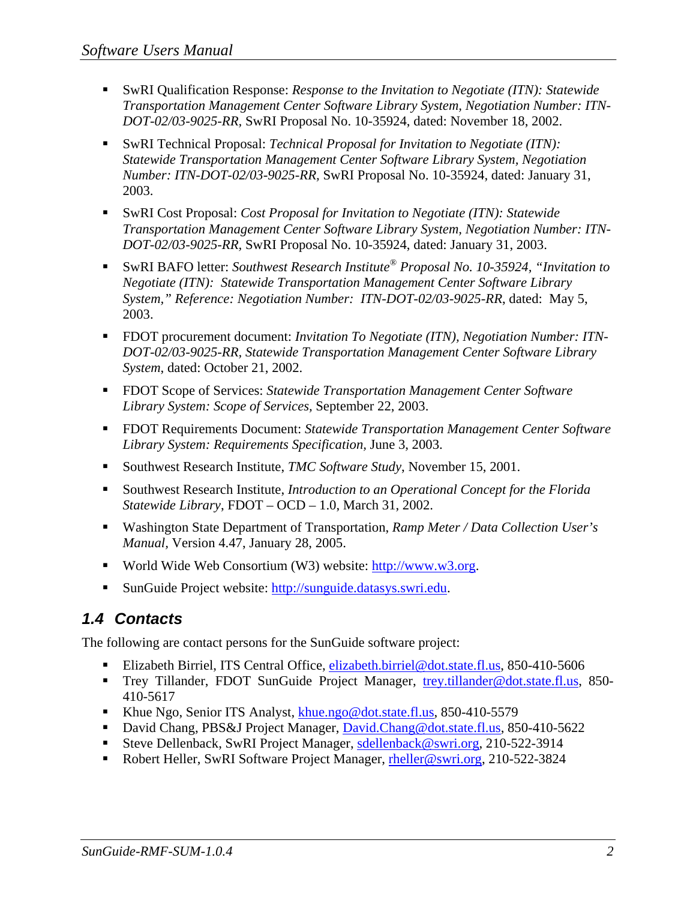- SwRI Qualification Response: *Response to the Invitation to Negotiate (ITN): Statewide Transportation Management Center Software Library System, Negotiation Number: ITN-DOT-02/03-9025-RR*, SwRI Proposal No. 10-35924, dated: November 18, 2002.
- SwRI Technical Proposal: *Technical Proposal for Invitation to Negotiate (ITN): Statewide Transportation Management Center Software Library System, Negotiation Number: ITN-DOT-02/03-9025-RR*, SwRI Proposal No. 10-35924, dated: January 31, 2003.
- SwRI Cost Proposal: *Cost Proposal for Invitation to Negotiate (ITN): Statewide Transportation Management Center Software Library System, Negotiation Number: ITN-DOT-02/03-9025-RR*, SwRI Proposal No. 10-35924, dated: January 31, 2003.
- SwRI BAFO letter: *Southwest Research Institute® Proposal No. 10-35924, "Invitation to Negotiate (ITN): Statewide Transportation Management Center Software Library System," Reference: Negotiation Number: ITN-DOT-02/03-9025-RR*, dated: May 5, 2003.
- FDOT procurement document: *Invitation To Negotiate (ITN), Negotiation Number: ITN-DOT-02/03-9025-RR, Statewide Transportation Management Center Software Library System*, dated: October 21, 2002.
- FDOT Scope of Services: *Statewide Transportation Management Center Software Library System: Scope of Services*, September 22, 2003.
- FDOT Requirements Document: *Statewide Transportation Management Center Software Library System: Requirements Specification*, June 3, 2003.
- Southwest Research Institute, *TMC Software Study*, November 15, 2001.
- Southwest Research Institute, *Introduction to an Operational Concept for the Florida Statewide Library*, FDOT – OCD – 1.0, March 31, 2002.
- Washington State Department of Transportation, *Ramp Meter / Data Collection User's Manual*, Version 4.47, January 28, 2005.
- World Wide Web Consortium (W3) website: http://www.w3.org.
- SunGuide Project website: http://sunguide.datasys.swri.edu.

## 1.4 Contacts

The following are contact persons for the SunGuide software project:

- Elizabeth Birriel, ITS Central Office, elizabeth.birriel@dot.state.fl.us, 850-410-5606
- Trey Tillander, FDOT SunGuide Project Manager, trey.tillander@dot.state.fl.us, 850-410-5617
- Khue Ngo, Senior ITS Analyst, khue.ngo@dot.state.fl.us, 850-410-5579
- David Chang, PBS&J Project Manager, David.Chang@dot.state.fl.us, 850-410-5622
- Steve Dellenback, SwRI Project Manager, sdellenback@swri.org, 210-522-3914
- Robert Heller, SwRI Software Project Manager, rheller@swri.org, 210-522-3824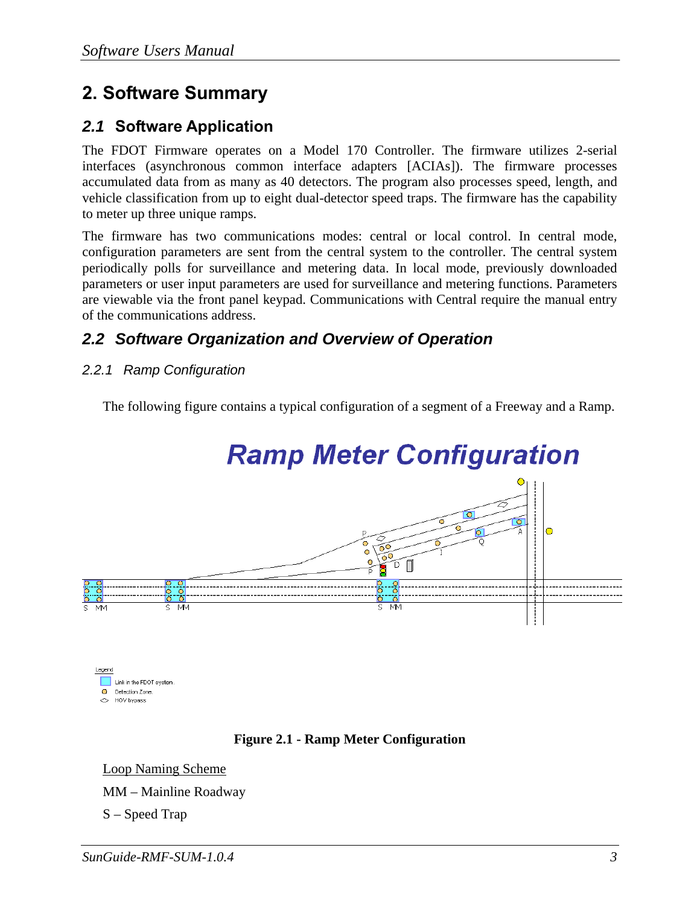# 2. Software Summary

## *2.1* Software Application

The FDOT Firmware operates on a Model 170 Controller. The firmware utilizes 2-serial interfaces (asynchronous common interface adapters [ACIAs]). The firmware processes accumulated data from as many as 40 detectors. The program also processes speed, length, and vehicle classification from up to eight dual-detector speed traps. The firmware has the capability to meter up three unique ramps.

The firmware has two communications modes: central or local control. In central mode, configuration parameters are sent from the central system to the controller. The central system periodically polls for surveillance and metering data. In local mode, previously downloaded parameters or user input parameters are used for surveillance and metering functions. Parameters are viewable via the front panel keypad. Communications with Central require the manual entry of the communications address.

## *2.2 Software Organization and Overview of Operation*

### *2.2.1 Ramp Configuration*

The following figure contains a typical configuration of a segment of a Freeway and a Ramp.

**Figure 2.1 - Ramp Meter Configuration**

<u>Loop Naming Scheme</u>

MM – Mainline Roadway

S – Speed Trap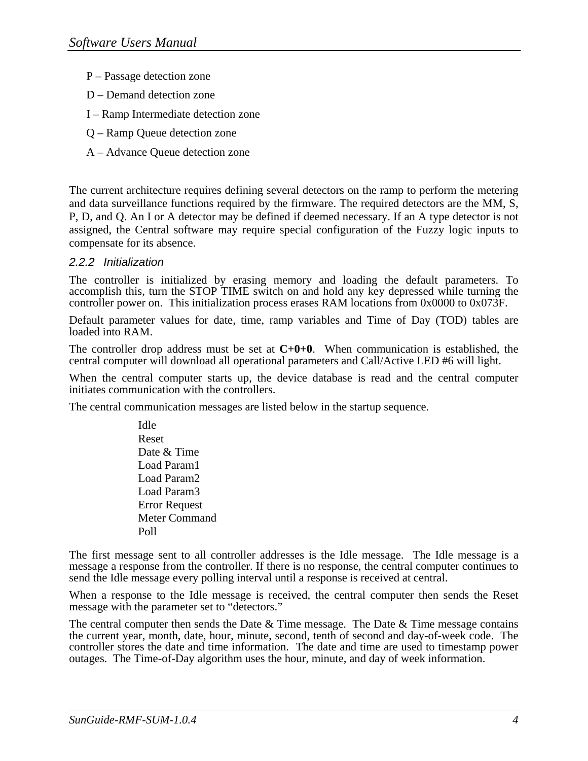P – Passage detection zone

D – Demand detection zone

I – Ramp Intermediate detection zone

Q – Ramp Queue detection zone

A – Advance Queue detection zone

The current architecture requires defining several detectors on the ramp to perform the metering and data surveillance functions required by the firmware. The required detectors are the MM, S, P, D, and Q. An I or A detector may be defined if deemed necessary. If an A type detector is not assigned, the Central software may require special configuration of the Fuzzy logic inputs to compensate for its absence.

### 2.2.2 Initialization

The controller is initialized by erasing memory and loading the default parameters. To accomplish this, turn the STOP TIME switch on and hold any key depressed while turning the controller power on. This initialization process erases RAM locations from 0x0000 to 0x073F.

Default parameter values for date, time, ramp variables and Time of Day (TOD) tables are loaded into RAM.

The controller drop address must be set at **C+0+0**. When communication is established, the central computer will download all operational parameters and Call/Active LED #6 will light.

When the central computer starts up, the device database is read and the central computer initiates communication with the controllers.

The central communication messages are listed below in the startup sequence.

Idle
Reset
Date & Time
Load Param1
Load Param2
Load Param3
Error Request
Meter Command
Poll

The first message sent to all controller addresses is the Idle message. The Idle message is a message a response from the controller. If there is no response, the central computer continues to send the Idle message every polling interval until a response is received at central.

When a response to the Idle message is received, the central computer then sends the Reset message with the parameter set to "detectors."

The central computer then sends the Date & Time message. The Date & Time message contains the current year, month, date, hour, minute, second, tenth of second and day-of-week code. The controller stores the date and time information. The date and time are used to timestamp power outages. The Time-of-Day algorithm uses the hour, minute, and day of week information.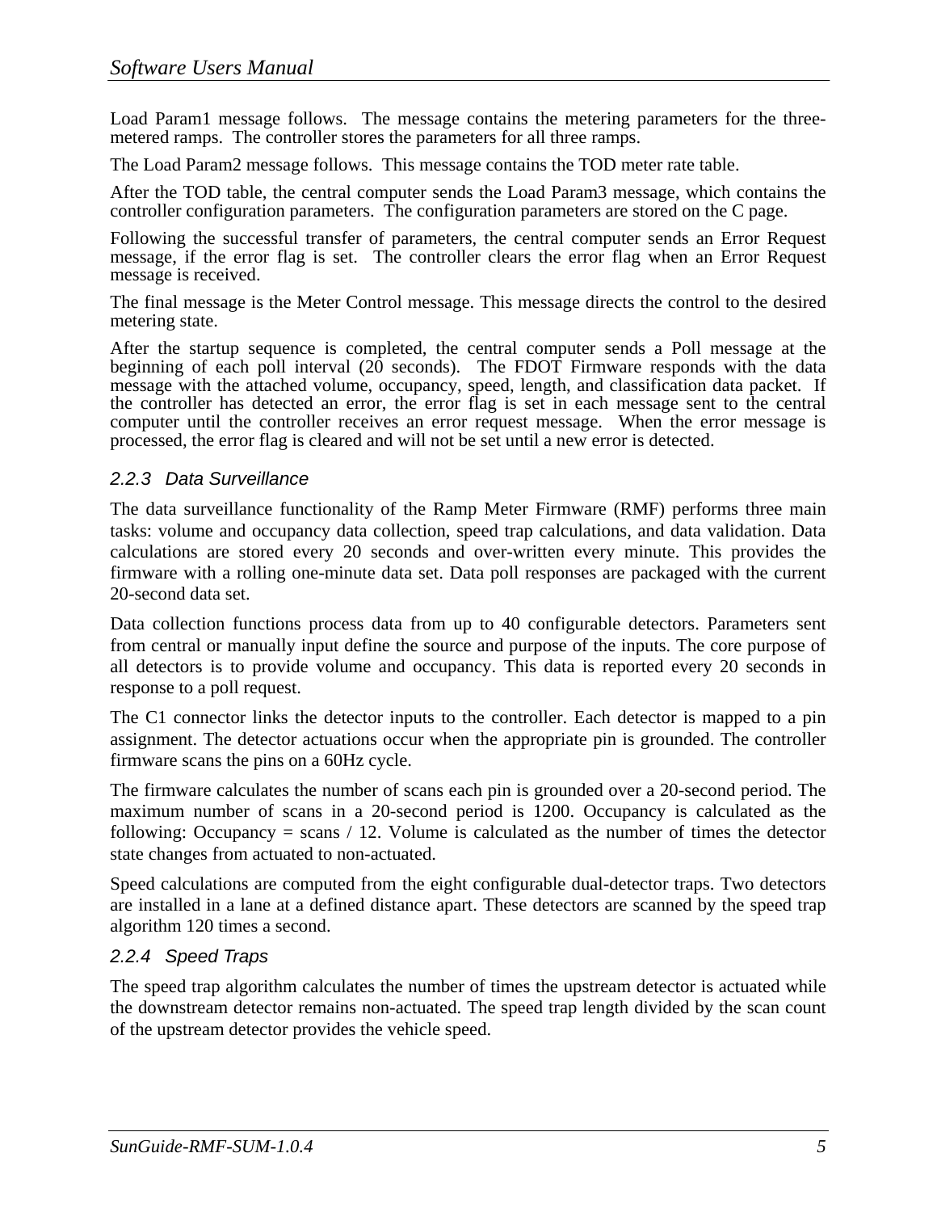Load Param1 message follows. The message contains the metering parameters for the three-metered ramps. The controller stores the parameters for all three ramps.

The Load Param2 message follows. This message contains the TOD meter rate table.

After the TOD table, the central computer sends the Load Param3 message, which contains the controller configuration parameters. The configuration parameters are stored on the C page.

Following the successful transfer of parameters, the central computer sends an Error Request message, if the error flag is set. The controller clears the error flag when an Error Request message is received.

The final message is the Meter Control message. This message directs the control to the desired metering state.

After the startup sequence is completed, the central computer sends a Poll message at the beginning of each poll interval (20 seconds). The FDOT Firmware responds with the data message with the attached volume, occupancy, speed, length, and classification data packet. If the controller has detected an error, the error flag is set in each message sent to the central computer until the controller receives an error request message. When the error message is processed, the error flag is cleared and will not be set until a new error is detected.

### 2.2.3 Data Surveillance

The data surveillance functionality of the Ramp Meter Firmware (RMF) performs three main tasks: volume and occupancy data collection, speed trap calculations, and data validation. Data calculations are stored every 20 seconds and over-written every minute. This provides the firmware with a rolling one-minute data set. Data poll responses are packaged with the current 20-second data set.

Data collection functions process data from up to 40 configurable detectors. Parameters sent from central or manually input define the source and purpose of the inputs. The core purpose of all detectors is to provide volume and occupancy. This data is reported every 20 seconds in response to a poll request.

The C1 connector links the detector inputs to the controller. Each detector is mapped to a pin assignment. The detector actuations occur when the appropriate pin is grounded. The controller firmware scans the pins on a 60Hz cycle.

The firmware calculates the number of scans each pin is grounded over a 20-second period. The maximum number of scans in a 20-second period is 1200. Occupancy is calculated as the following: Occupancy = scans / 12. Volume is calculated as the number of times the detector state changes from actuated to non-actuated.

Speed calculations are computed from the eight configurable dual-detector traps. Two detectors are installed in a lane at a defined distance apart. These detectors are scanned by the speed trap algorithm 120 times a second.

### 2.2.4 Speed Traps

The speed trap algorithm calculates the number of times the upstream detector is actuated while the downstream detector remains non-actuated. The speed trap length divided by the scan count of the upstream detector provides the vehicle speed.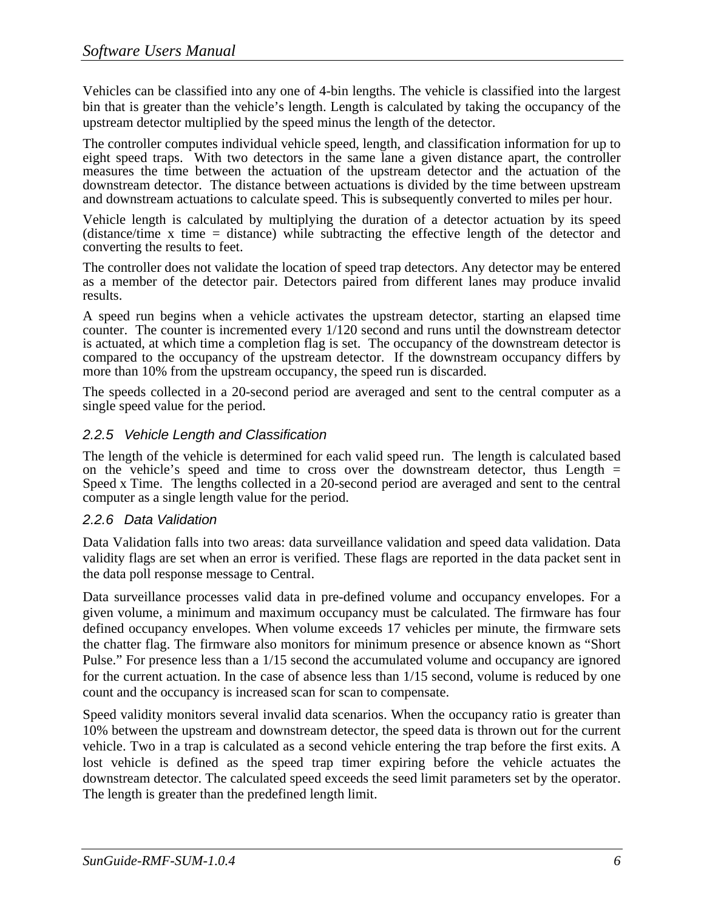Vehicles can be classified into any one of 4-bin lengths. The vehicle is classified into the largest bin that is greater than the vehicle's length. Length is calculated by taking the occupancy of the upstream detector multiplied by the speed minus the length of the detector.

The controller computes individual vehicle speed, length, and classification information for up to eight speed traps. With two detectors in the same lane a given distance apart, the controller measures the time between the actuation of the upstream detector and the actuation of the downstream detector. The distance between actuations is divided by the time between upstream and downstream actuations to calculate speed. This is subsequently converted to miles per hour.

Vehicle length is calculated by multiplying the duration of a detector actuation by its speed (distance/time x time = distance) while subtracting the effective length of the detector and converting the results to feet.

The controller does not validate the location of speed trap detectors. Any detector may be entered as a member of the detector pair. Detectors paired from different lanes may produce invalid results.

A speed run begins when a vehicle activates the upstream detector, starting an elapsed time counter. The counter is incremented every 1/120 second and runs until the downstream detector is actuated, at which time a completion flag is set. The occupancy of the downstream detector is compared to the occupancy of the upstream detector. If the downstream occupancy differs by more than 10% from the upstream occupancy, the speed run is discarded.

The speeds collected in a 20-second period are averaged and sent to the central computer as a single speed value for the period.

### 2.2.5 Vehicle Length and Classification

The length of the vehicle is determined for each valid speed run. The length is calculated based on the vehicle's speed and time to cross over the downstream detector, thus Length = Speed x Time. The lengths collected in a 20-second period are averaged and sent to the central computer as a single length value for the period.

### 2.2.6 Data Validation

Data Validation falls into two areas: data surveillance validation and speed data validation. Data validity flags are set when an error is verified. These flags are reported in the data packet sent in the data poll response message to Central.

Data surveillance processes valid data in pre-defined volume and occupancy envelopes. For a given volume, a minimum and maximum occupancy must be calculated. The firmware has four defined occupancy envelopes. When volume exceeds 17 vehicles per minute, the firmware sets the chatter flag. The firmware also monitors for minimum presence or absence known as "Short Pulse." For presence less than a 1/15 second the accumulated volume and occupancy are ignored for the current actuation. In the case of absence less than 1/15 second, volume is reduced by one count and the occupancy is increased scan for scan to compensate.

Speed validity monitors several invalid data scenarios. When the occupancy ratio is greater than 10% between the upstream and downstream detector, the speed data is thrown out for the current vehicle. Two in a trap is calculated as a second vehicle entering the trap before the first exits. A lost vehicle is defined as the speed trap timer expiring before the vehicle actuates the downstream detector. The calculated speed exceeds the seed limit parameters set by the operator. The length is greater than the predefined length limit.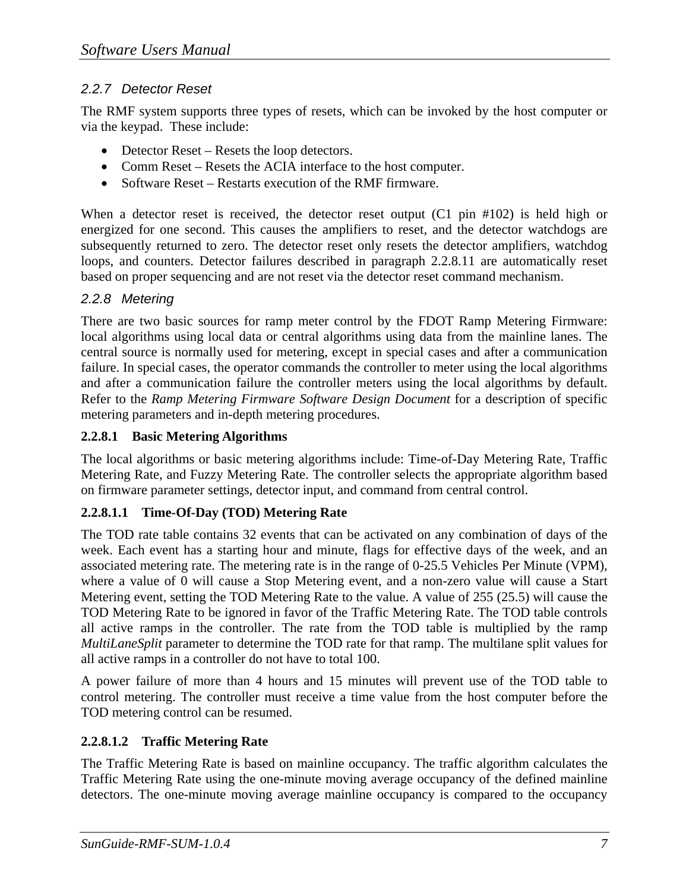### 2.2.7 Detector Reset

The RMF system supports three types of resets, which can be invoked by the host computer or via the keypad. These include:

- Detector Reset – Resets the loop detectors.
- Comm Reset – Resets the ACIA interface to the host computer.
- Software Reset – Restarts execution of the RMF firmware.

When a detector reset is received, the detector reset output (C1 pin #102) is held high or energized for one second. This causes the amplifiers to reset, and the detector watchdogs are subsequently returned to zero. The detector reset only resets the detector amplifiers, watchdog loops, and counters. Detector failures described in paragraph 2.2.8.11 are automatically reset based on proper sequencing and are not reset via the detector reset command mechanism.

### 2.2.8 Metering

There are two basic sources for ramp meter control by the FDOT Ramp Metering Firmware: local algorithms using local data or central algorithms using data from the mainline lanes. The central source is normally used for metering, except in special cases and after a communication failure. In special cases, the operator commands the controller to meter using the local algorithms and after a communication failure the controller meters using the local algorithms by default. Refer to the *Ramp Metering Firmware Software Design Document* for a description of specific metering parameters and in-depth metering procedures.

#### 2.2.8.1 Basic Metering Algorithms

The local algorithms or basic metering algorithms include: Time-of-Day Metering Rate, Traffic Metering Rate, and Fuzzy Metering Rate. The controller selects the appropriate algorithm based on firmware parameter settings, detector input, and command from central control.

##### 2.2.8.1.1 Time-Of-Day (TOD) Metering Rate

The TOD rate table contains 32 events that can be activated on any combination of days of the week. Each event has a starting hour and minute, flags for effective days of the week, and an associated metering rate. The metering rate is in the range of 0-25.5 Vehicles Per Minute (VPM), where a value of 0 will cause a Stop Metering event, and a non-zero value will cause a Start Metering event, setting the TOD Metering Rate to the value. A value of 255 (25.5) will cause the TOD Metering Rate to be ignored in favor of the Traffic Metering Rate. The TOD table controls all active ramps in the controller. The rate from the TOD table is multiplied by the ramp *MultiLaneSplit* parameter to determine the TOD rate for that ramp. The multilane split values for all active ramps in a controller do not have to total 100.

A power failure of more than 4 hours and 15 minutes will prevent use of the TOD table to control metering. The controller must receive a time value from the host computer before the TOD metering control can be resumed.

##### 2.2.8.1.2 Traffic Metering Rate

The Traffic Metering Rate is based on mainline occupancy. The traffic algorithm calculates the Traffic Metering Rate using the one-minute moving average occupancy of the defined mainline detectors. The one-minute moving average mainline occupancy is compared to the occupancy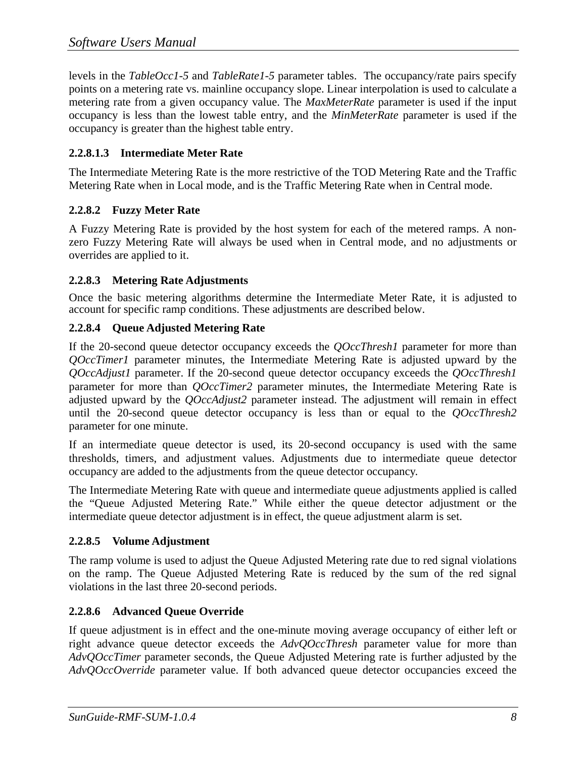levels in the *TableOcc1-5* and *TableRate1-5* parameter tables. The occupancy/rate pairs specify points on a metering rate vs. mainline occupancy slope. Linear interpolation is used to calculate a metering rate from a given occupancy value. The *MaxMeterRate* parameter is used if the input occupancy is less than the lowest table entry, and the *MinMeterRate* parameter is used if the occupancy is greater than the highest table entry.

##### 2.2.8.1.3 Intermediate Meter Rate

The Intermediate Metering Rate is the more restrictive of the TOD Metering Rate and the Traffic Metering Rate when in Local mode, and is the Traffic Metering Rate when in Central mode.

#### 2.2.8.2 Fuzzy Meter Rate

A Fuzzy Metering Rate is provided by the host system for each of the metered ramps. A non-zero Fuzzy Metering Rate will always be used when in Central mode, and no adjustments or overrides are applied to it.

#### 2.2.8.3 Metering Rate Adjustments

Once the basic metering algorithms determine the Intermediate Meter Rate, it is adjusted to account for specific ramp conditions. These adjustments are described below.

#### 2.2.8.4 Queue Adjusted Metering Rate

If the 20-second queue detector occupancy exceeds the *QOccThresh1* parameter for more than *QOccTimer1* parameter minutes, the Intermediate Metering Rate is adjusted upward by the *QOccAdjust1* parameter. If the 20-second queue detector occupancy exceeds the *QOccThresh1* parameter for more than *QOccTimer2* parameter minutes, the Intermediate Metering Rate is adjusted upward by the *QOccAdjust2* parameter instead. The adjustment will remain in effect until the 20-second queue detector occupancy is less than or equal to the *QOccThresh2* parameter for one minute.

If an intermediate queue detector is used, its 20-second occupancy is used with the same thresholds, timers, and adjustment values. Adjustments due to intermediate queue detector occupancy are added to the adjustments from the queue detector occupancy.

The Intermediate Metering Rate with queue and intermediate queue adjustments applied is called the "Queue Adjusted Metering Rate." While either the queue detector adjustment or the intermediate queue detector adjustment is in effect, the queue adjustment alarm is set.

#### 2.2.8.5 Volume Adjustment

The ramp volume is used to adjust the Queue Adjusted Metering rate due to red signal violations on the ramp. The Queue Adjusted Metering Rate is reduced by the sum of the red signal violations in the last three 20-second periods.

#### 2.2.8.6 Advanced Queue Override

If queue adjustment is in effect and the one-minute moving average occupancy of either left or right advance queue detector exceeds the *AdvQOccThresh* parameter value for more than *AdvQOccTimer* parameter seconds, the Queue Adjusted Metering rate is further adjusted by the *AdvQOccOverride* parameter value. If both advanced queue detector occupancies exceed the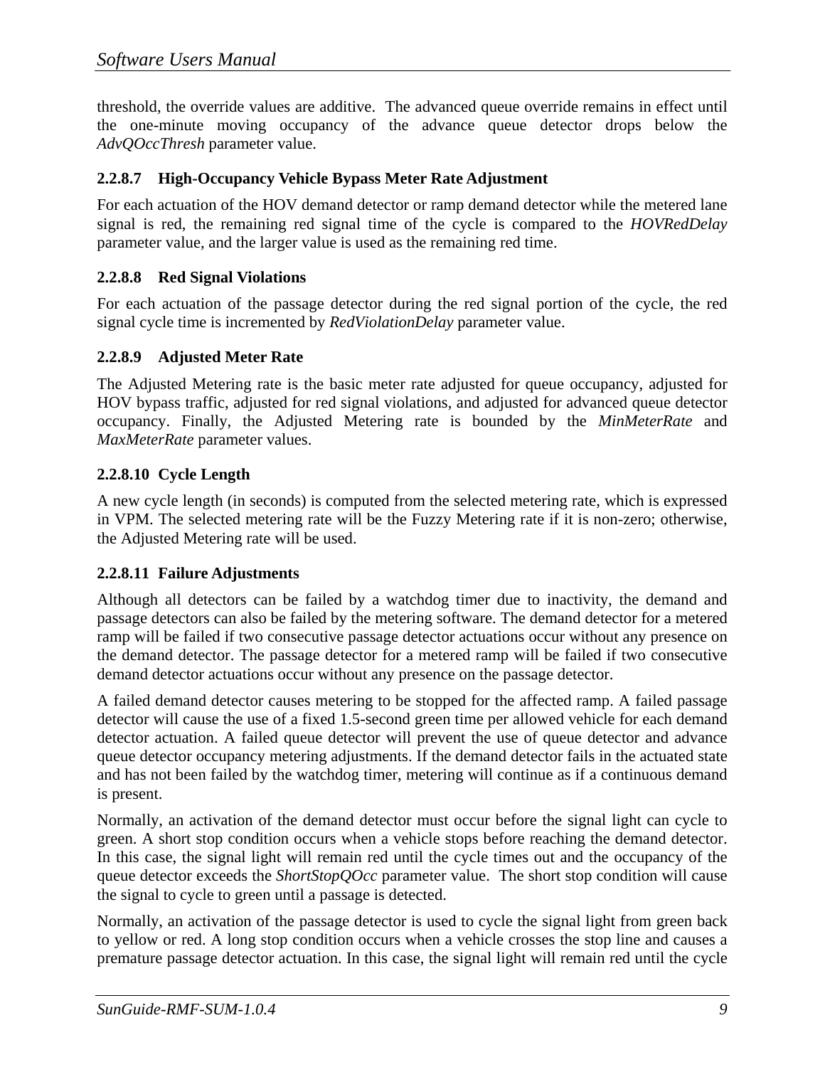threshold, the override values are additive. The advanced queue override remains in effect until the one-minute moving occupancy of the advance queue detector drops below the *AdvQOccThresh* parameter value.

#### 2.2.8.7 High-Occupancy Vehicle Bypass Meter Rate Adjustment

For each actuation of the HOV demand detector or ramp demand detector while the metered lane signal is red, the remaining red signal time of the cycle is compared to the *HOVRedDelay* parameter value, and the larger value is used as the remaining red time.

#### 2.2.8.8 Red Signal Violations

For each actuation of the passage detector during the red signal portion of the cycle, the red signal cycle time is incremented by *RedViolationDelay* parameter value.

#### 2.2.8.9 Adjusted Meter Rate

The Adjusted Metering rate is the basic meter rate adjusted for queue occupancy, adjusted for HOV bypass traffic, adjusted for red signal violations, and adjusted for advanced queue detector occupancy. Finally, the Adjusted Metering rate is bounded by the *MinMeterRate* and *MaxMeterRate* parameter values.

#### 2.2.8.10 Cycle Length

A new cycle length (in seconds) is computed from the selected metering rate, which is expressed in VPM. The selected metering rate will be the Fuzzy Metering rate if it is non-zero; otherwise, the Adjusted Metering rate will be used.

#### 2.2.8.11 Failure Adjustments

Although all detectors can be failed by a watchdog timer due to inactivity, the demand and passage detectors can also be failed by the metering software. The demand detector for a metered ramp will be failed if two consecutive passage detector actuations occur without any presence on the demand detector. The passage detector for a metered ramp will be failed if two consecutive demand detector actuations occur without any presence on the passage detector.

A failed demand detector causes metering to be stopped for the affected ramp. A failed passage detector will cause the use of a fixed 1.5-second green time per allowed vehicle for each demand detector actuation. A failed queue detector will prevent the use of queue detector and advance queue detector occupancy metering adjustments. If the demand detector fails in the actuated state and has not been failed by the watchdog timer, metering will continue as if a continuous demand is present.

Normally, an activation of the demand detector must occur before the signal light can cycle to green. A short stop condition occurs when a vehicle stops before reaching the demand detector. In this case, the signal light will remain red until the cycle times out and the occupancy of the queue detector exceeds the *ShortStopQOcc* parameter value. The short stop condition will cause the signal to cycle to green until a passage is detected.

Normally, an activation of the passage detector is used to cycle the signal light from green back to yellow or red. A long stop condition occurs when a vehicle crosses the stop line and causes a premature passage detector actuation. In this case, the signal light will remain red until the cycle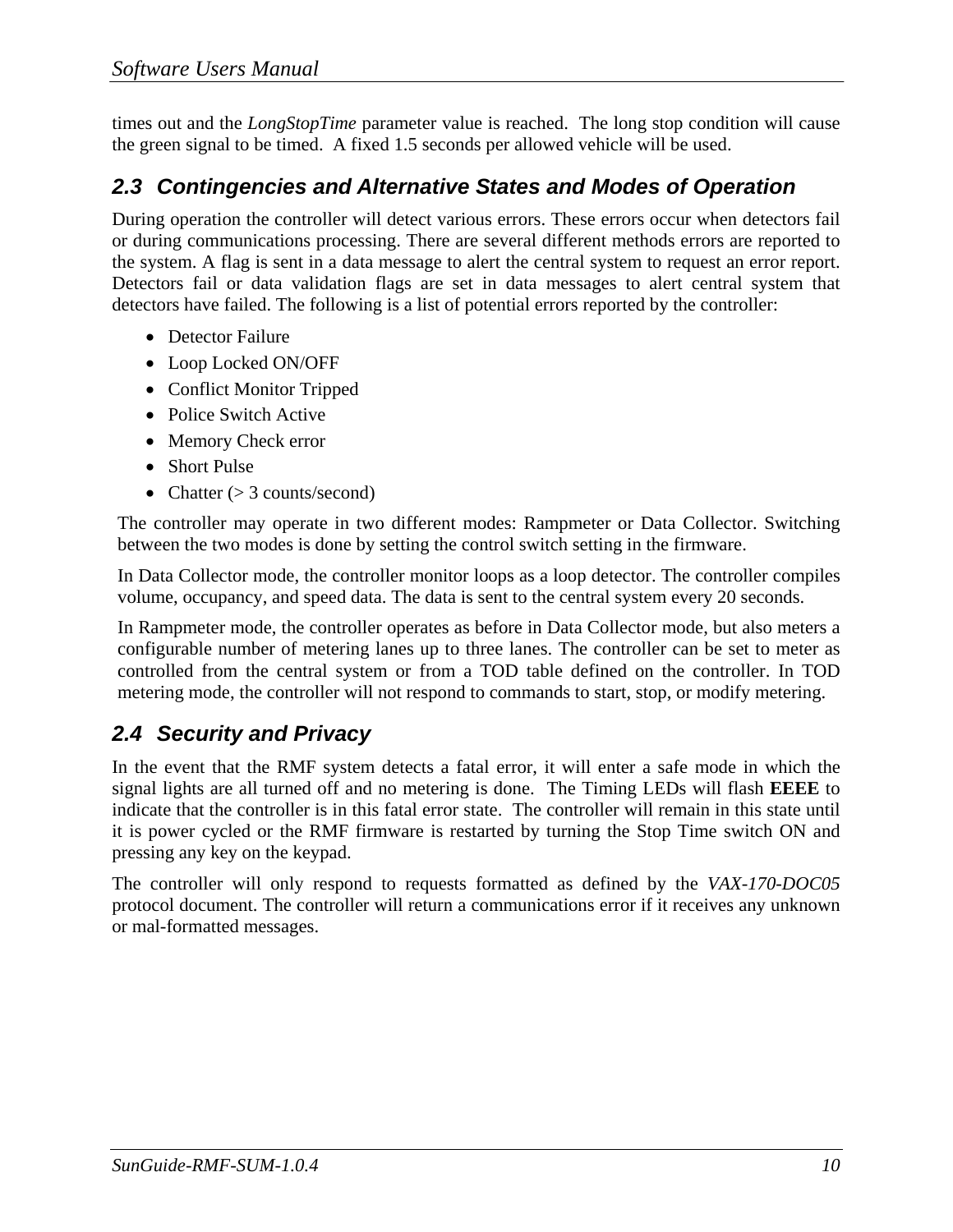times out and the *LongStopTime* parameter value is reached.  The long stop condition will cause the green signal to be timed.  A fixed 1.5 seconds per allowed vehicle will be used.

## 2.3 Contingencies and Alternative States and Modes of Operation

During operation the controller will detect various errors. These errors occur when detectors fail or during communications processing. There are several different methods errors are reported to the system. A flag is sent in a data message to alert the central system to request an error report. Detectors fail or data validation flags are set in data messages to alert central system that detectors have failed. The following is a list of potential errors reported by the controller:

- Detector Failure
- Loop Locked ON/OFF
- Conflict Monitor Tripped
- Police Switch Active
- Memory Check error
- Short Pulse
- Chatter (> 3 counts/second)

The controller may operate in two different modes: Rampmeter or Data Collector. Switching between the two modes is done by setting the control switch setting in the firmware.

In Data Collector mode, the controller monitor loops as a loop detector. The controller compiles volume, occupancy, and speed data. The data is sent to the central system every 20 seconds.

In Rampmeter mode, the controller operates as before in Data Collector mode, but also meters a configurable number of metering lanes up to three lanes. The controller can be set to meter as controlled from the central system or from a TOD table defined on the controller. In TOD metering mode, the controller will not respond to commands to start, stop, or modify metering.

## 2.4 Security and Privacy

In the event that the RMF system detects a fatal error, it will enter a safe mode in which the signal lights are all turned off and no metering is done.  The Timing LEDs will flash **EEEE** to indicate that the controller is in this fatal error state.  The controller will remain in this state until it is power cycled or the RMF firmware is restarted by turning the Stop Time switch ON and pressing any key on the keypad.

The controller will only respond to requests formatted as defined by the *VAX-170-DOC05* protocol document. The controller will return a communications error if it receives any unknown or mal-formatted messages.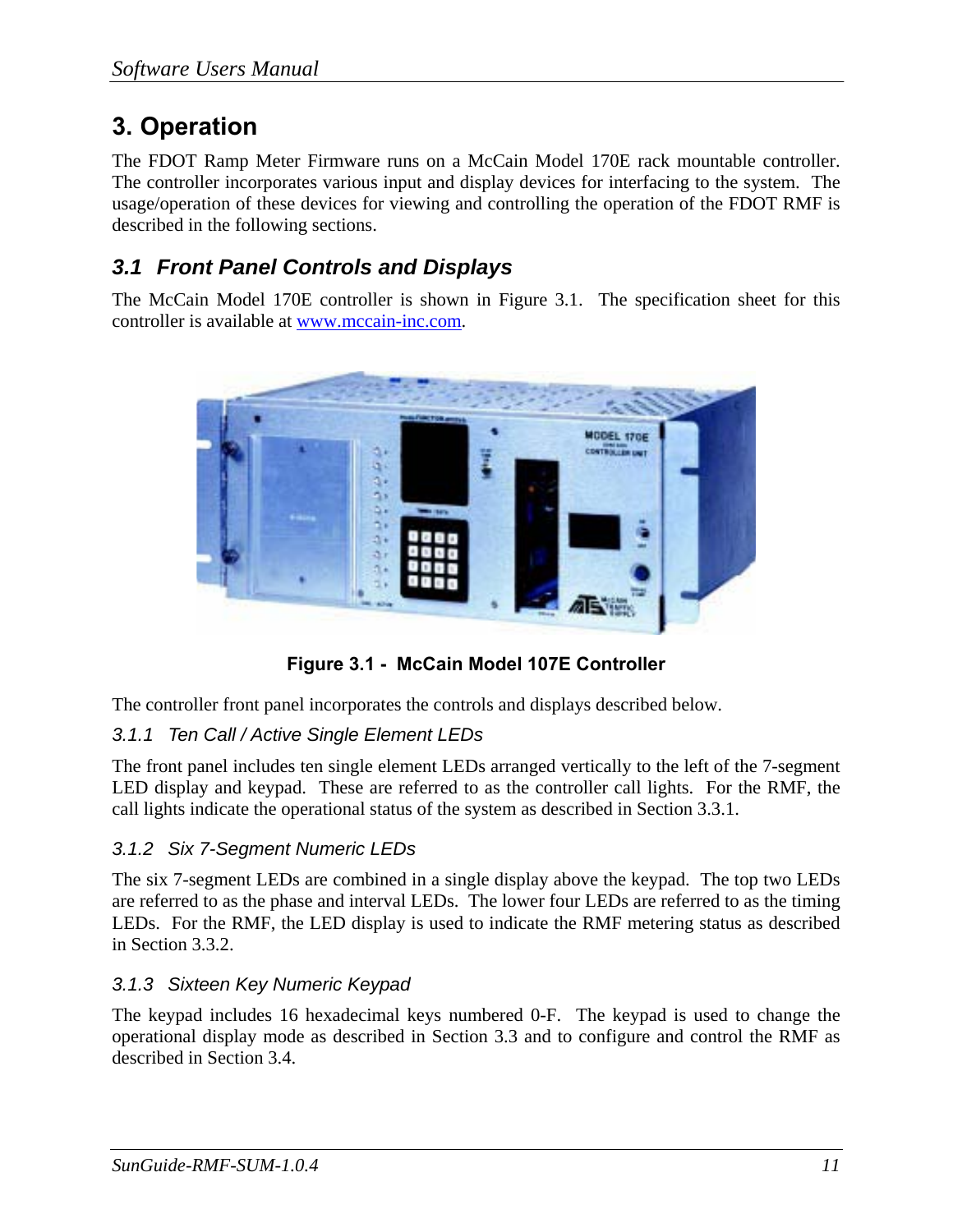# 3. Operation

The FDOT Ramp Meter Firmware runs on a McCain Model 170E rack mountable controller. The controller incorporates various input and display devices for interfacing to the system. The usage/operation of these devices for viewing and controlling the operation of the FDOT RMF is described in the following sections.

## 3.1 Front Panel Controls and Displays

The McCain Model 170E controller is shown in Figure 3.1. The specification sheet for this controller is available at www.mccain-inc.com.

**Figure 3.1 - McCain Model 107E Controller**

The controller front panel incorporates the controls and displays described below.

### 3.1.1 Ten Call / Active Single Element LEDs

The front panel includes ten single element LEDs arranged vertically to the left of the 7-segment LED display and keypad. These are referred to as the controller call lights. For the RMF, the call lights indicate the operational status of the system as described in Section 3.3.1.

### 3.1.2 Six 7-Segment Numeric LEDs

The six 7-segment LEDs are combined in a single display above the keypad. The top two LEDs are referred to as the phase and interval LEDs. The lower four LEDs are referred to as the timing LEDs. For the RMF, the LED display is used to indicate the RMF metering status as described in Section 3.3.2.

### 3.1.3 Sixteen Key Numeric Keypad

The keypad includes 16 hexadecimal keys numbered 0-F. The keypad is used to change the operational display mode as described in Section 3.3 and to configure and control the RMF as described in Section 3.4.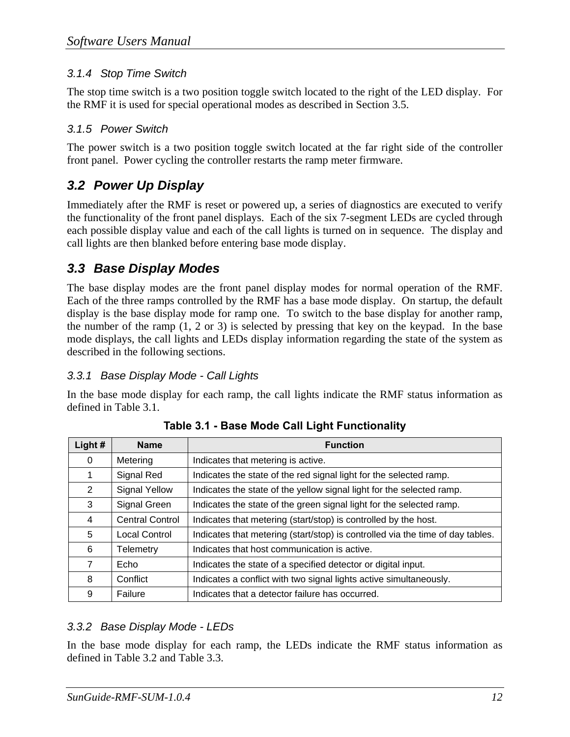#### 3.1.4 Stop Time Switch

The stop time switch is a two position toggle switch located to the right of the LED display. For the RMF it is used for special operational modes as described in Section 3.5.

#### 3.1.5 Power Switch

The power switch is a two position toggle switch located at the far right side of the controller front panel. Power cycling the controller restarts the ramp meter firmware.

## 3.2 Power Up Display

Immediately after the RMF is reset or powered up, a series of diagnostics are executed to verify the functionality of the front panel displays. Each of the six 7-segment LEDs are cycled through each possible display value and each of the call lights is turned on in sequence. The display and call lights are then blanked before entering base mode display.

## 3.3 Base Display Modes

The base display modes are the front panel display modes for normal operation of the RMF. Each of the three ramps controlled by the RMF has a base mode display. On startup, the default display is the base display mode for ramp one. To switch to the base display for another ramp, the number of the ramp (1, 2 or 3) is selected by pressing that key on the keypad. In the base mode displays, the call lights and LEDs display information regarding the state of the system as described in the following sections.

### 3.3.1 Base Display Mode - Call Lights

In the base mode display for each ramp, the call lights indicate the RMF status information as defined in Table 3.1.

**Table 3.1 - Base Mode Call Light Functionality**

| Light # | Name | Function |
|---|---|---|
| 0 | Metering | Indicates that metering is active. |
| 1 | Signal Red | Indicates the state of the red signal light for the selected ramp. |
| 2 | Signal Yellow | Indicates the state of the yellow signal light for the selected ramp. |
| 3 | Signal Green | Indicates the state of the green signal light for the selected ramp. |
| 4 | Central Control | Indicates that metering (start/stop) is controlled by the host. |
| 5 | Local Control | Indicates that metering (start/stop) is controlled via the time of day tables. |
| 6 | Telemetry | Indicates that host communication is active. |
| 7 | Echo | Indicates the state of a specified detector or digital input. |
| 8 | Conflict | Indicates a conflict with two signal lights active simultaneously. |
| 9 | Failure | Indicates that a detector failure has occurred. |

### 3.3.2 Base Display Mode - LEDs

In the base mode display for each ramp, the LEDs indicate the RMF status information as defined in Table 3.2 and Table 3.3.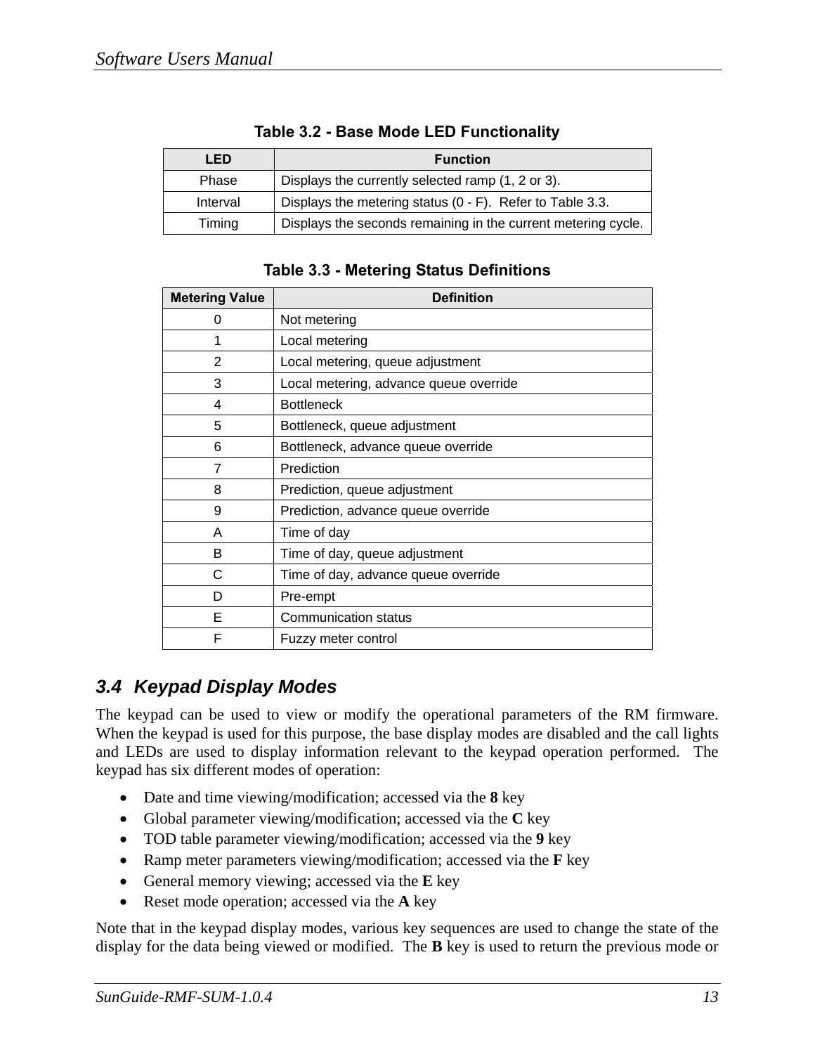**Table 3.2 - Base Mode LED Functionality**

| LED | Function |
|---|---|
| Phase | Displays the currently selected ramp (1, 2 or 3). |
| Interval | Displays the metering status (0 - F). Refer to Table 3.3. |
| Timing | Displays the seconds remaining in the current metering cycle. |

**Table 3.3 - Metering Status Definitions**

| Metering Value | Definition |
|---|---|
| 0 | Not metering |
| 1 | Local metering |
| 2 | Local metering, queue adjustment |
| 3 | Local metering, advance queue override |
| 4 | Bottleneck |
| 5 | Bottleneck, queue adjustment |
| 6 | Bottleneck, advance queue override |
| 7 | Prediction |
| 8 | Prediction, queue adjustment |
| 9 | Prediction, advance queue override |
| A | Time of day |
| B | Time of day, queue adjustment |
| C | Time of day, advance queue override |
| D | Pre-empt |
| E | Communication status |
| F | Fuzzy meter control |

## 3.4 Keypad Display Modes

The keypad can be used to view or modify the operational parameters of the RM firmware. When the keypad is used for this purpose, the base display modes are disabled and the call lights and LEDs are used to display information relevant to the keypad operation performed. The keypad has six different modes of operation:

- Date and time viewing/modification; accessed via the **8** key
- Global parameter viewing/modification; accessed via the **C** key
- TOD table parameter viewing/modification; accessed via the **9** key
- Ramp meter parameters viewing/modification; accessed via the **F** key
- General memory viewing; accessed via the **E** key
- Reset mode operation; accessed via the **A** key

Note that in the keypad display modes, various key sequences are used to change the state of the display for the data being viewed or modified. The **B** key is used to return the previous mode or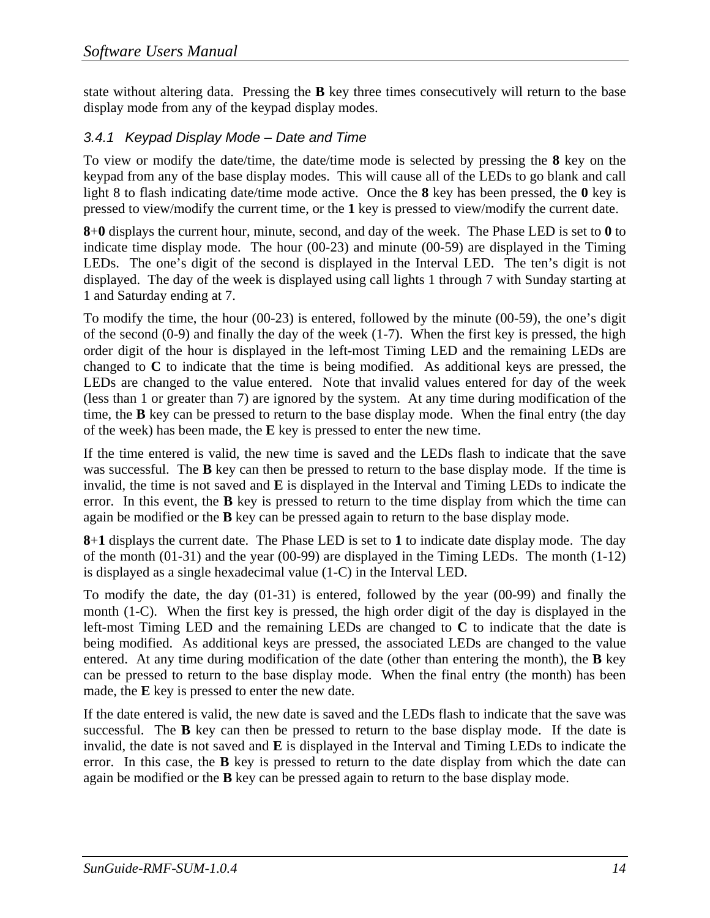state without altering data. Pressing the **B** key three times consecutively will return to the base display mode from any of the keypad display modes.

### *3.4.1 Keypad Display Mode – Date and Time*

To view or modify the date/time, the date/time mode is selected by pressing the **8** key on the keypad from any of the base display modes. This will cause all of the LEDs to go blank and call light 8 to flash indicating date/time mode active. Once the **8** key has been pressed, the **0** key is pressed to view/modify the current time, or the **1** key is pressed to view/modify the current date.

**8**+**0** displays the current hour, minute, second, and day of the week. The Phase LED is set to **0** to indicate time display mode. The hour (00-23) and minute (00-59) are displayed in the Timing LEDs. The one's digit of the second is displayed in the Interval LED. The ten's digit is not displayed. The day of the week is displayed using call lights 1 through 7 with Sunday starting at 1 and Saturday ending at 7.

To modify the time, the hour (00-23) is entered, followed by the minute (00-59), the one's digit of the second (0-9) and finally the day of the week (1-7). When the first key is pressed, the high order digit of the hour is displayed in the left-most Timing LED and the remaining LEDs are changed to **C** to indicate that the time is being modified. As additional keys are pressed, the LEDs are changed to the value entered. Note that invalid values entered for day of the week (less than 1 or greater than 7) are ignored by the system. At any time during modification of the time, the **B** key can be pressed to return to the base display mode. When the final entry (the day of the week) has been made, the **E** key is pressed to enter the new time.

If the time entered is valid, the new time is saved and the LEDs flash to indicate that the save was successful. The **B** key can then be pressed to return to the base display mode. If the time is invalid, the time is not saved and **E** is displayed in the Interval and Timing LEDs to indicate the error. In this event, the **B** key is pressed to return to the time display from which the time can again be modified or the **B** key can be pressed again to return to the base display mode.

**8**+**1** displays the current date. The Phase LED is set to **1** to indicate date display mode. The day of the month (01-31) and the year (00-99) are displayed in the Timing LEDs. The month (1-12) is displayed as a single hexadecimal value (1-C) in the Interval LED.

To modify the date, the day (01-31) is entered, followed by the year (00-99) and finally the month (1-C). When the first key is pressed, the high order digit of the day is displayed in the left-most Timing LED and the remaining LEDs are changed to **C** to indicate that the date is being modified. As additional keys are pressed, the associated LEDs are changed to the value entered. At any time during modification of the date (other than entering the month), the **B** key can be pressed to return to the base display mode. When the final entry (the month) has been made, the **E** key is pressed to enter the new date.

If the date entered is valid, the new date is saved and the LEDs flash to indicate that the save was successful. The **B** key can then be pressed to return to the base display mode. If the date is invalid, the date is not saved and **E** is displayed in the Interval and Timing LEDs to indicate the error. In this case, the **B** key is pressed to return to the date display from which the date can again be modified or the **B** key can be pressed again to return to the base display mode.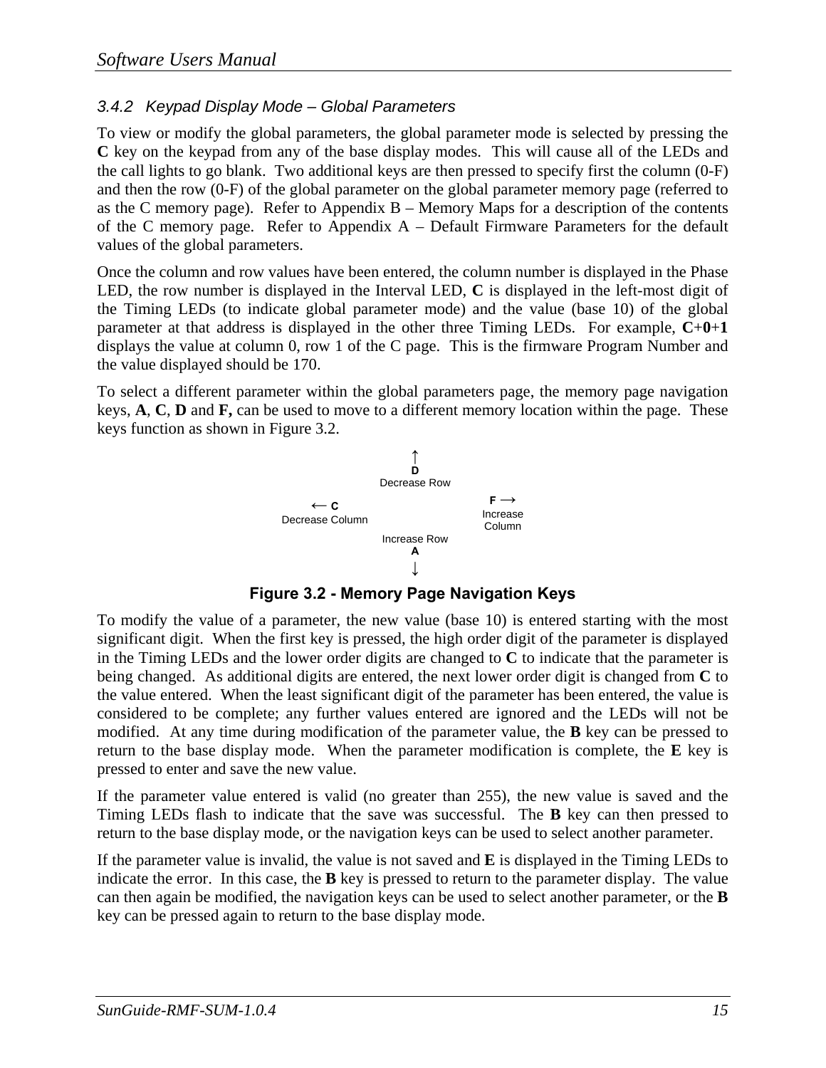### 3.4.2 Keypad Display Mode – Global Parameters

To view or modify the global parameters, the global parameter mode is selected by pressing the **C** key on the keypad from any of the base display modes. This will cause all of the LEDs and the call lights to go blank. Two additional keys are then pressed to specify first the column (0-F) and then the row (0-F) of the global parameter on the global parameter memory page (referred to as the C memory page). Refer to Appendix B – Memory Maps for a description of the contents of the C memory page. Refer to Appendix A – Default Firmware Parameters for the default values of the global parameters.

Once the column and row values have been entered, the column number is displayed in the Phase LED, the row number is displayed in the Interval LED, **C** is displayed in the left-most digit of the Timing LEDs (to indicate global parameter mode) and the value (base 10) of the global parameter at that address is displayed in the other three Timing LEDs. For example, **C**+**0**+**1** displays the value at column 0, row 1 of the C page. This is the firmware Program Number and the value displayed should be 170.

To select a different parameter within the global parameters page, the memory page navigation keys, **A**, **C**, **D** and **F,** can be used to move to a different memory location within the page. These keys function as shown in Figure 3.2.

```
                    ↑
                    D
               Decrease Row

  ← C                              F →
Decrease Column                  Increase
                                  Column

               Increase Row
                    A
                    ↓
```

**Figure 3.2 - Memory Page Navigation Keys**

To modify the value of a parameter, the new value (base 10) is entered starting with the most significant digit. When the first key is pressed, the high order digit of the parameter is displayed in the Timing LEDs and the lower order digits are changed to **C** to indicate that the parameter is being changed. As additional digits are entered, the next lower order digit is changed from **C** to the value entered. When the least significant digit of the parameter has been entered, the value is considered to be complete; any further values entered are ignored and the LEDs will not be modified. At any time during modification of the parameter value, the **B** key can be pressed to return to the base display mode. When the parameter modification is complete, the **E** key is pressed to enter and save the new value.

If the parameter value entered is valid (no greater than 255), the new value is saved and the Timing LEDs flash to indicate that the save was successful. The **B** key can then pressed to return to the base display mode, or the navigation keys can be used to select another parameter.

If the parameter value is invalid, the value is not saved and **E** is displayed in the Timing LEDs to indicate the error. In this case, the **B** key is pressed to return to the parameter display. The value can then again be modified, the navigation keys can be used to select another parameter, or the **B** key can be pressed again to return to the base display mode.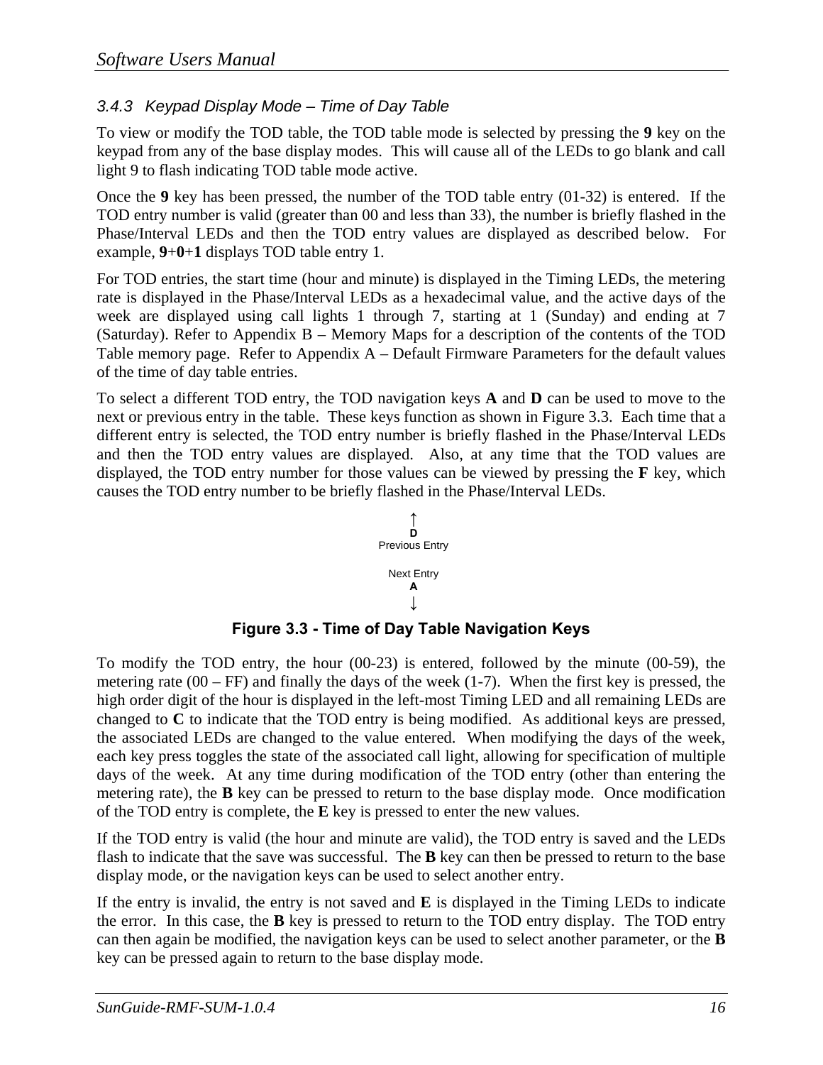### 3.4.3 Keypad Display Mode – Time of Day Table

To view or modify the TOD table, the TOD table mode is selected by pressing the **9** key on the keypad from any of the base display modes. This will cause all of the LEDs to go blank and call light 9 to flash indicating TOD table mode active.

Once the **9** key has been pressed, the number of the TOD table entry (01-32) is entered. If the TOD entry number is valid (greater than 00 and less than 33), the number is briefly flashed in the Phase/Interval LEDs and then the TOD entry values are displayed as described below. For example, **9**+**0**+**1** displays TOD table entry 1.

For TOD entries, the start time (hour and minute) is displayed in the Timing LEDs, the metering rate is displayed in the Phase/Interval LEDs as a hexadecimal value, and the active days of the week are displayed using call lights 1 through 7, starting at 1 (Sunday) and ending at 7 (Saturday). Refer to Appendix B – Memory Maps for a description of the contents of the TOD Table memory page. Refer to Appendix A – Default Firmware Parameters for the default values of the time of day table entries.

To select a different TOD entry, the TOD navigation keys **A** and **D** can be used to move to the next or previous entry in the table. These keys function as shown in Figure 3.3. Each time that a different entry is selected, the TOD entry number is briefly flashed in the Phase/Interval LEDs and then the TOD entry values are displayed. Also, at any time that the TOD values are displayed, the TOD entry number for those values can be viewed by pressing the **F** key, which causes the TOD entry number to be briefly flashed in the Phase/Interval LEDs.

↑
**D**
Previous Entry

Next Entry
**A**
↓

**Figure 3.3 - Time of Day Table Navigation Keys**

To modify the TOD entry, the hour (00-23) is entered, followed by the minute (00-59), the metering rate (00 – FF) and finally the days of the week (1-7). When the first key is pressed, the high order digit of the hour is displayed in the left-most Timing LED and all remaining LEDs are changed to **C** to indicate that the TOD entry is being modified. As additional keys are pressed, the associated LEDs are changed to the value entered. When modifying the days of the week, each key press toggles the state of the associated call light, allowing for specification of multiple days of the week. At any time during modification of the TOD entry (other than entering the metering rate), the **B** key can be pressed to return to the base display mode. Once modification of the TOD entry is complete, the **E** key is pressed to enter the new values.

If the TOD entry is valid (the hour and minute are valid), the TOD entry is saved and the LEDs flash to indicate that the save was successful. The **B** key can then be pressed to return to the base display mode, or the navigation keys can be used to select another entry.

If the entry is invalid, the entry is not saved and **E** is displayed in the Timing LEDs to indicate the error. In this case, the **B** key is pressed to return to the TOD entry display. The TOD entry can then again be modified, the navigation keys can be used to select another parameter, or the **B** key can be pressed again to return to the base display mode.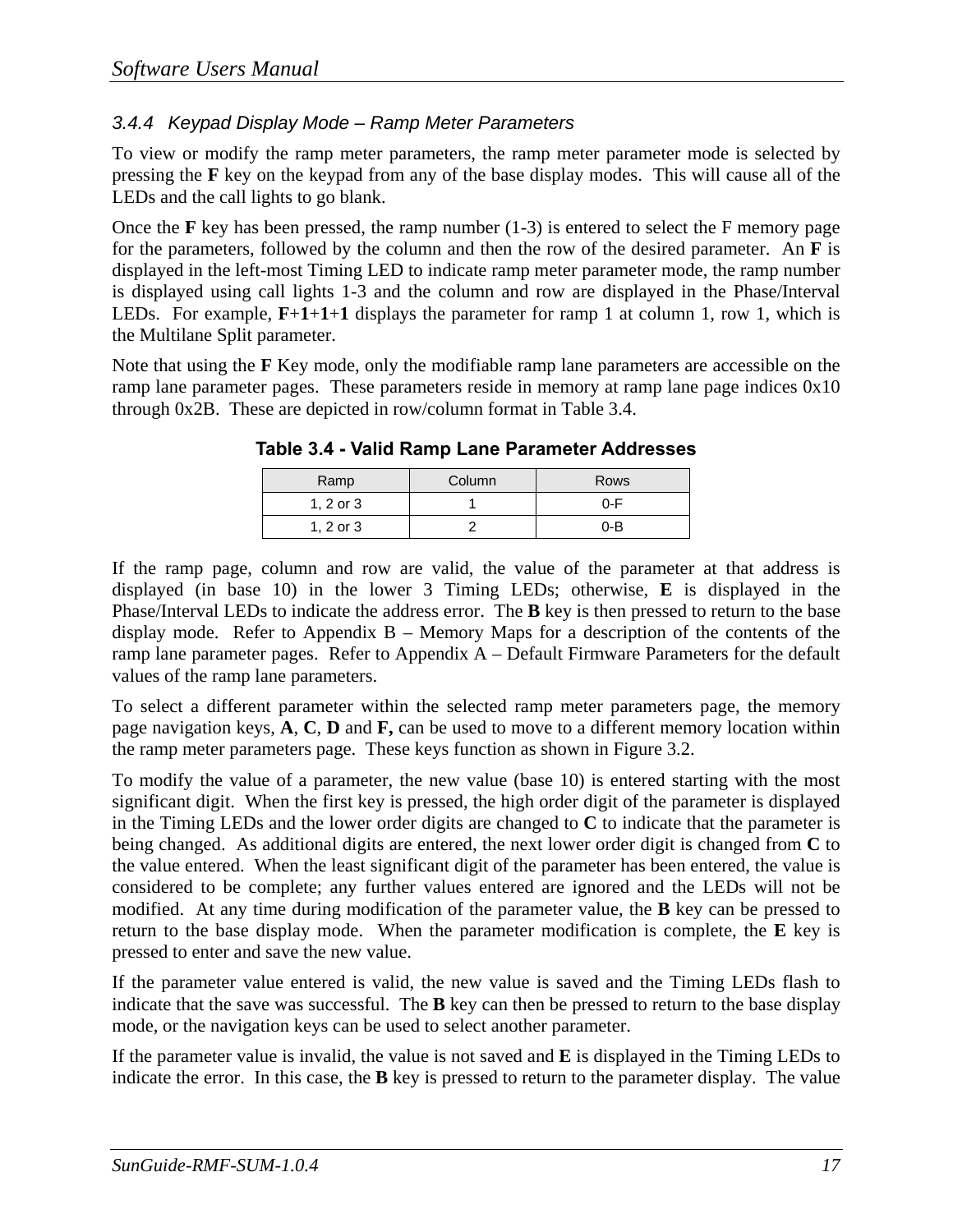### 3.4.4 Keypad Display Mode – Ramp Meter Parameters

To view or modify the ramp meter parameters, the ramp meter parameter mode is selected by pressing the **F** key on the keypad from any of the base display modes. This will cause all of the LEDs and the call lights to go blank.

Once the **F** key has been pressed, the ramp number (1-3) is entered to select the F memory page for the parameters, followed by the column and then the row of the desired parameter. An **F** is displayed in the left-most Timing LED to indicate ramp meter parameter mode, the ramp number is displayed using call lights 1-3 and the column and row are displayed in the Phase/Interval LEDs. For example, **F**+**1**+**1**+**1** displays the parameter for ramp 1 at column 1, row 1, which is the Multilane Split parameter.

Note that using the **F** Key mode, only the modifiable ramp lane parameters are accessible on the ramp lane parameter pages. These parameters reside in memory at ramp lane page indices 0x10 through 0x2B. These are depicted in row/column format in Table 3.4.

**Table 3.4 - Valid Ramp Lane Parameter Addresses**

| Ramp | Column | Rows |
|---|---|---|
| 1, 2 or 3 | 1 | 0-F |
| 1, 2 or 3 | 2 | 0-B |

If the ramp page, column and row are valid, the value of the parameter at that address is displayed (in base 10) in the lower 3 Timing LEDs; otherwise, **E** is displayed in the Phase/Interval LEDs to indicate the address error. The **B** key is then pressed to return to the base display mode. Refer to Appendix B – Memory Maps for a description of the contents of the ramp lane parameter pages. Refer to Appendix A – Default Firmware Parameters for the default values of the ramp lane parameters.

To select a different parameter within the selected ramp meter parameters page, the memory page navigation keys, **A**, **C**, **D** and **F,** can be used to move to a different memory location within the ramp meter parameters page. These keys function as shown in Figure 3.2.

To modify the value of a parameter, the new value (base 10) is entered starting with the most significant digit. When the first key is pressed, the high order digit of the parameter is displayed in the Timing LEDs and the lower order digits are changed to **C** to indicate that the parameter is being changed. As additional digits are entered, the next lower order digit is changed from **C** to the value entered. When the least significant digit of the parameter has been entered, the value is considered to be complete; any further values entered are ignored and the LEDs will not be modified. At any time during modification of the parameter value, the **B** key can be pressed to return to the base display mode. When the parameter modification is complete, the **E** key is pressed to enter and save the new value.

If the parameter value entered is valid, the new value is saved and the Timing LEDs flash to indicate that the save was successful. The **B** key can then be pressed to return to the base display mode, or the navigation keys can be used to select another parameter.

If the parameter value is invalid, the value is not saved and **E** is displayed in the Timing LEDs to indicate the error. In this case, the **B** key is pressed to return to the parameter display. The value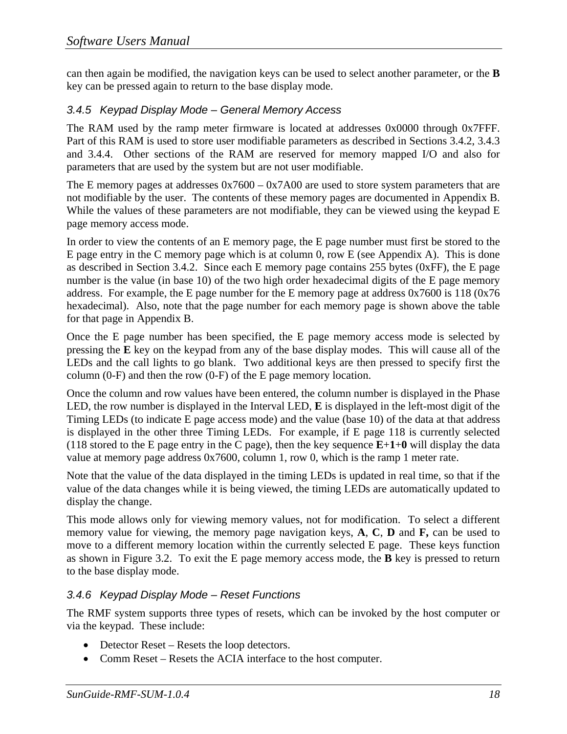can then again be modified, the navigation keys can be used to select another parameter, or the **B** key can be pressed again to return to the base display mode.

### 3.4.5 Keypad Display Mode – General Memory Access

The RAM used by the ramp meter firmware is located at addresses 0x0000 through 0x7FFF. Part of this RAM is used to store user modifiable parameters as described in Sections 3.4.2, 3.4.3 and 3.4.4. Other sections of the RAM are reserved for memory mapped I/O and also for parameters that are used by the system but are not user modifiable.

The E memory pages at addresses 0x7600 – 0x7A00 are used to store system parameters that are not modifiable by the user. The contents of these memory pages are documented in Appendix B. While the values of these parameters are not modifiable, they can be viewed using the keypad E page memory access mode.

In order to view the contents of an E memory page, the E page number must first be stored to the E page entry in the C memory page which is at column 0, row E (see Appendix A). This is done as described in Section 3.4.2. Since each E memory page contains 255 bytes (0xFF), the E page number is the value (in base 10) of the two high order hexadecimal digits of the E page memory address. For example, the E page number for the E memory page at address 0x7600 is 118 (0x76 hexadecimal). Also, note that the page number for each memory page is shown above the table for that page in Appendix B.

Once the E page number has been specified, the E page memory access mode is selected by pressing the **E** key on the keypad from any of the base display modes. This will cause all of the LEDs and the call lights to go blank. Two additional keys are then pressed to specify first the column (0-F) and then the row (0-F) of the E page memory location.

Once the column and row values have been entered, the column number is displayed in the Phase LED, the row number is displayed in the Interval LED, **E** is displayed in the left-most digit of the Timing LEDs (to indicate E page access mode) and the value (base 10) of the data at that address is displayed in the other three Timing LEDs. For example, if E page 118 is currently selected (118 stored to the E page entry in the C page), then the key sequence **E**+**1**+**0** will display the data value at memory page address 0x7600, column 1, row 0, which is the ramp 1 meter rate.

Note that the value of the data displayed in the timing LEDs is updated in real time, so that if the value of the data changes while it is being viewed, the timing LEDs are automatically updated to display the change.

This mode allows only for viewing memory values, not for modification. To select a different memory value for viewing, the memory page navigation keys, **A**, **C**, **D** and **F,** can be used to move to a different memory location within the currently selected E page. These keys function as shown in Figure 3.2. To exit the E page memory access mode, the **B** key is pressed to return to the base display mode.

### 3.4.6 Keypad Display Mode – Reset Functions

The RMF system supports three types of resets, which can be invoked by the host computer or via the keypad. These include:

- Detector Reset – Resets the loop detectors.
- Comm Reset – Resets the ACIA interface to the host computer.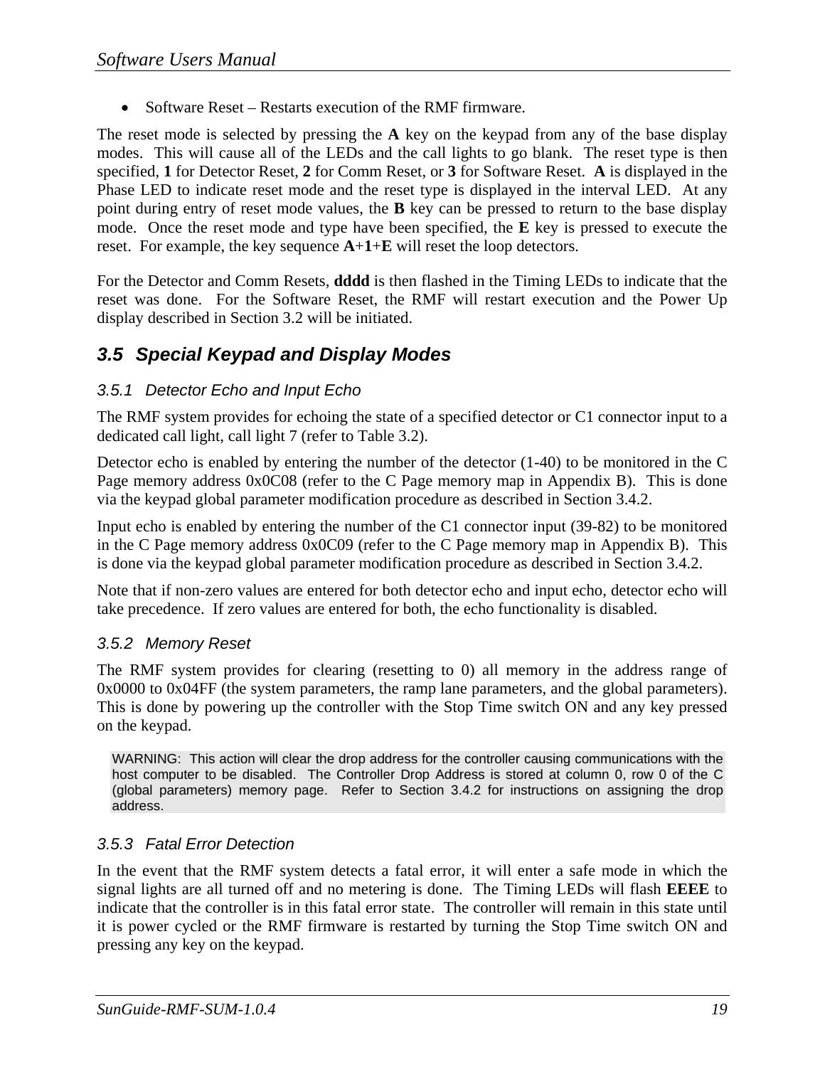- Software Reset – Restarts execution of the RMF firmware.

The reset mode is selected by pressing the **A** key on the keypad from any of the base display modes. This will cause all of the LEDs and the call lights to go blank. The reset type is then specified, **1** for Detector Reset, **2** for Comm Reset, or **3** for Software Reset. **A** is displayed in the Phase LED to indicate reset mode and the reset type is displayed in the interval LED. At any point during entry of reset mode values, the **B** key can be pressed to return to the base display mode. Once the reset mode and type have been specified, the **E** key is pressed to execute the reset. For example, the key sequence **A**+**1**+**E** will reset the loop detectors.

For the Detector and Comm Resets, **dddd** is then flashed in the Timing LEDs to indicate that the reset was done. For the Software Reset, the RMF will restart execution and the Power Up display described in Section 3.2 will be initiated.

## 3.5 Special Keypad and Display Modes

### 3.5.1 Detector Echo and Input Echo

The RMF system provides for echoing the state of a specified detector or C1 connector input to a dedicated call light, call light 7 (refer to Table 3.2).

Detector echo is enabled by entering the number of the detector (1-40) to be monitored in the C Page memory address 0x0C08 (refer to the C Page memory map in Appendix B). This is done via the keypad global parameter modification procedure as described in Section 3.4.2.

Input echo is enabled by entering the number of the C1 connector input (39-82) to be monitored in the C Page memory address 0x0C09 (refer to the C Page memory map in Appendix B). This is done via the keypad global parameter modification procedure as described in Section 3.4.2.

Note that if non-zero values are entered for both detector echo and input echo, detector echo will take precedence. If zero values are entered for both, the echo functionality is disabled.

### 3.5.2 Memory Reset

The RMF system provides for clearing (resetting to 0) all memory in the address range of 0x0000 to 0x04FF (the system parameters, the ramp lane parameters, and the global parameters). This is done by powering up the controller with the Stop Time switch ON and any key pressed on the keypad.

> WARNING: This action will clear the drop address for the controller causing communications with the host computer to be disabled. The Controller Drop Address is stored at column 0, row 0 of the C (global parameters) memory page. Refer to Section 3.4.2 for instructions on assigning the drop address.

### 3.5.3 Fatal Error Detection

In the event that the RMF system detects a fatal error, it will enter a safe mode in which the signal lights are all turned off and no metering is done. The Timing LEDs will flash **EEEE** to indicate that the controller is in this fatal error state. The controller will remain in this state until it is power cycled or the RMF firmware is restarted by turning the Stop Time switch ON and pressing any key on the keypad.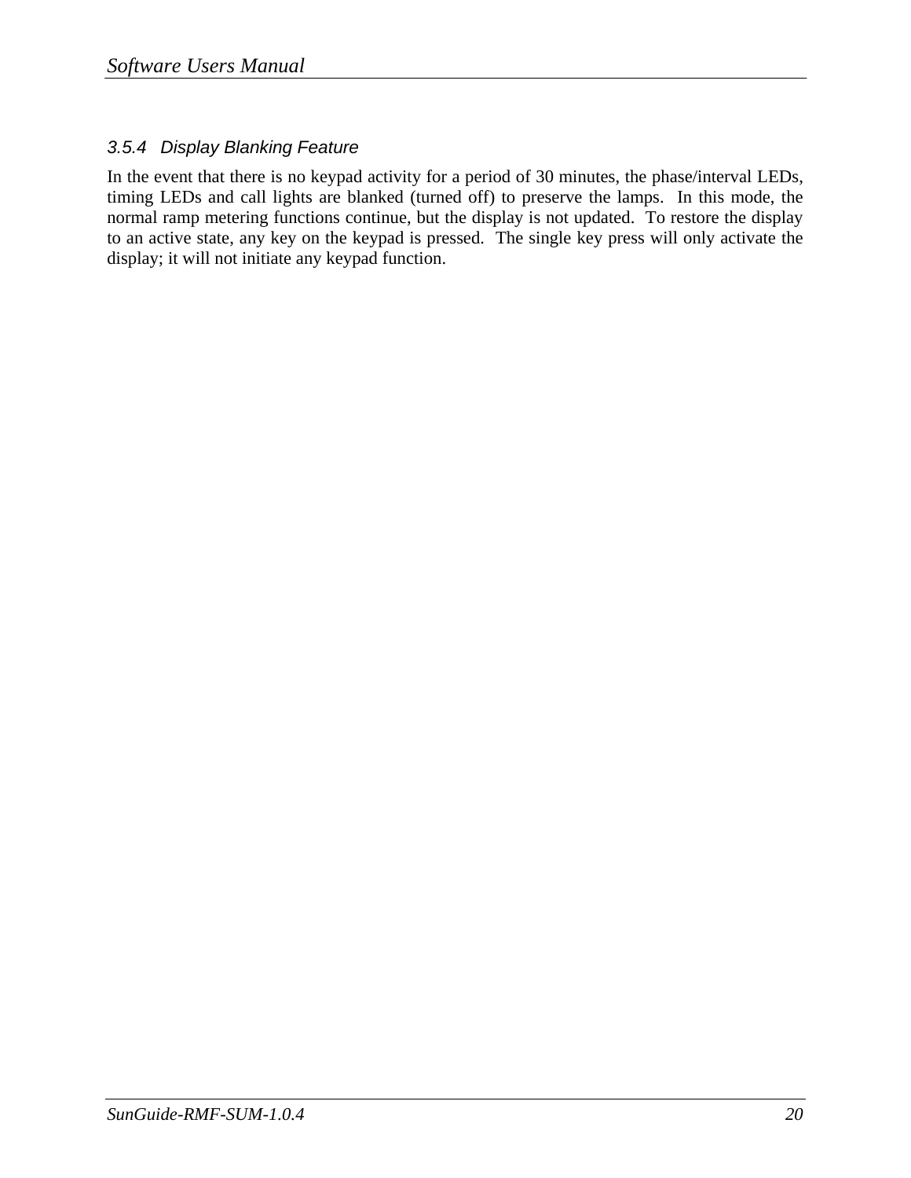#### 3.5.4 Display Blanking Feature

In the event that there is no keypad activity for a period of 30 minutes, the phase/interval LEDs, timing LEDs and call lights are blanked (turned off) to preserve the lamps. In this mode, the normal ramp metering functions continue, but the display is not updated. To restore the display to an active state, any key on the keypad is pressed. The single key press will only activate the display; it will not initiate any keypad function.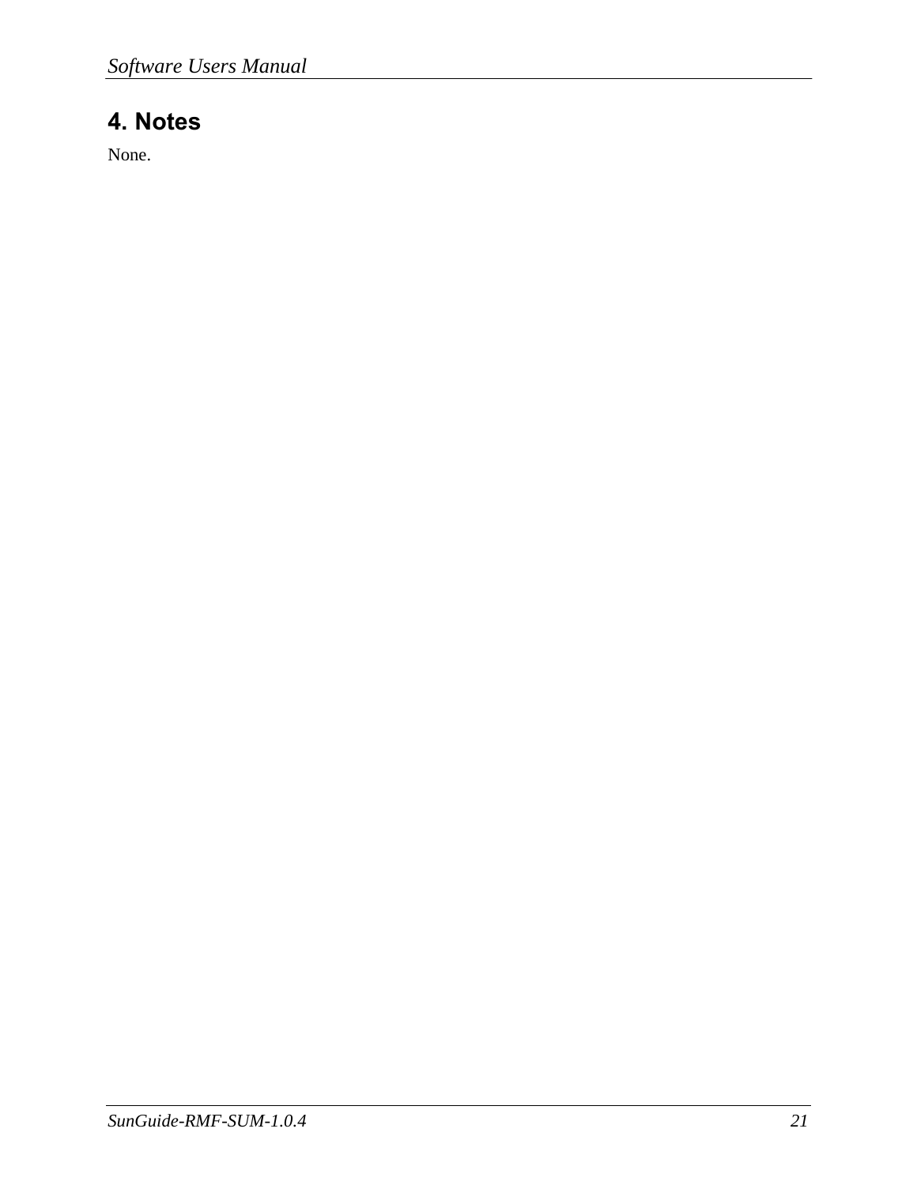# 4. Notes

None.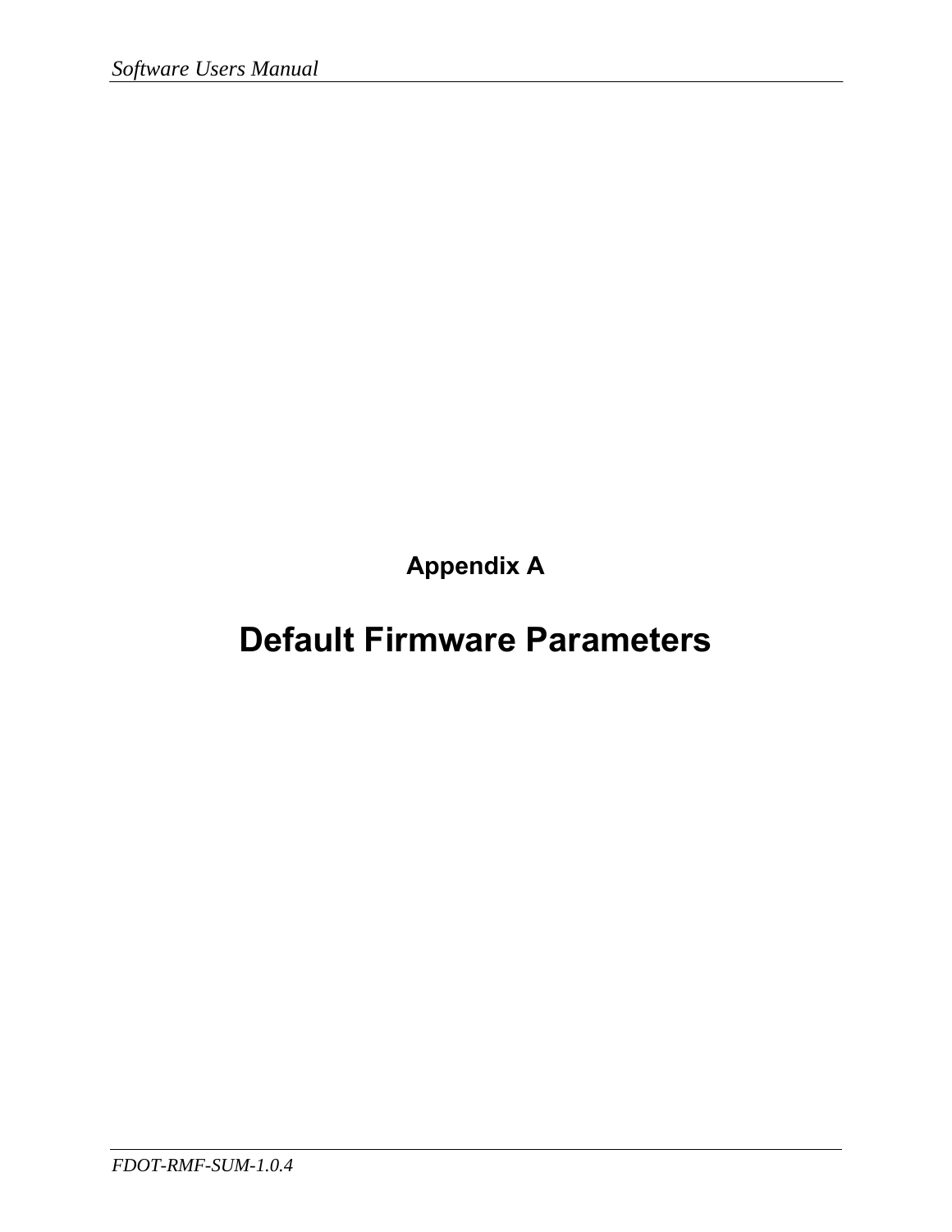# Appendix A

# Default Firmware Parameters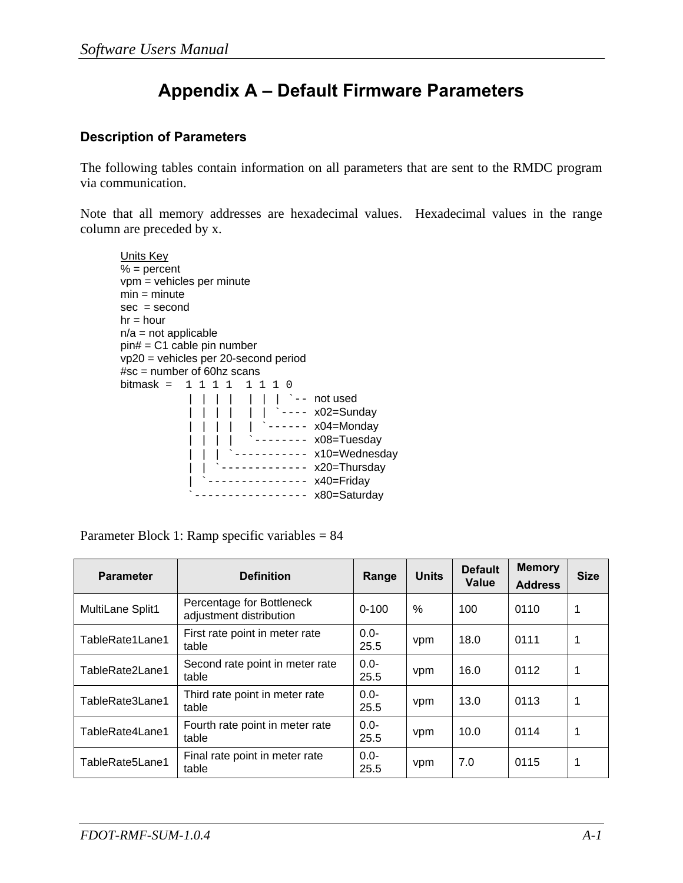# Appendix A – Default Firmware Parameters

### Description of Parameters

The following tables contain information on all parameters that are sent to the RMDC program via communication.

Note that all memory addresses are hexadecimal values. Hexadecimal values in the range column are preceded by x.

Units Key
% = percent
vpm = vehicles per minute
min = minute
sec = second
hr = hour
n/a = not applicable
pin# = C1 cable pin number
vp20 = vehicles per 20-second period
#sc = number of 60hz scans

```
bitmask =  1 1 1 1  1 1 1 0
            | | | |  | | | `-- not used
            | | | |  | | `---- x02=Sunday
            | | | |  | `------ x04=Monday
            | | | |  `-------- x08=Tuesday
            | | | `----------- x10=Wednesday
            | | `------------- x20=Thursday
            | `--------------- x40=Friday
            `----------------- x80=Saturday
```

Parameter Block 1: Ramp specific variables = 84

| Parameter | Definition | Range | Units | Default Value | Memory Address | Size |
|---|---|---|---|---|---|---|
| MultiLane Split1 | Percentage for Bottleneck adjustment distribution | 0-100 | % | 100 | 0110 | 1 |
| TableRate1Lane1 | First rate point in meter rate table | 0.0-25.5 | vpm | 18.0 | 0111 | 1 |
| TableRate2Lane1 | Second rate point in meter rate table | 0.0-25.5 | vpm | 16.0 | 0112 | 1 |
| TableRate3Lane1 | Third rate point in meter rate table | 0.0-25.5 | vpm | 13.0 | 0113 | 1 |
| TableRate4Lane1 | Fourth rate point in meter rate table | 0.0-25.5 | vpm | 10.0 | 0114 | 1 |
| TableRate5Lane1 | Final rate point in meter rate table | 0.0-25.5 | vpm | 7.0 | 0115 | 1 |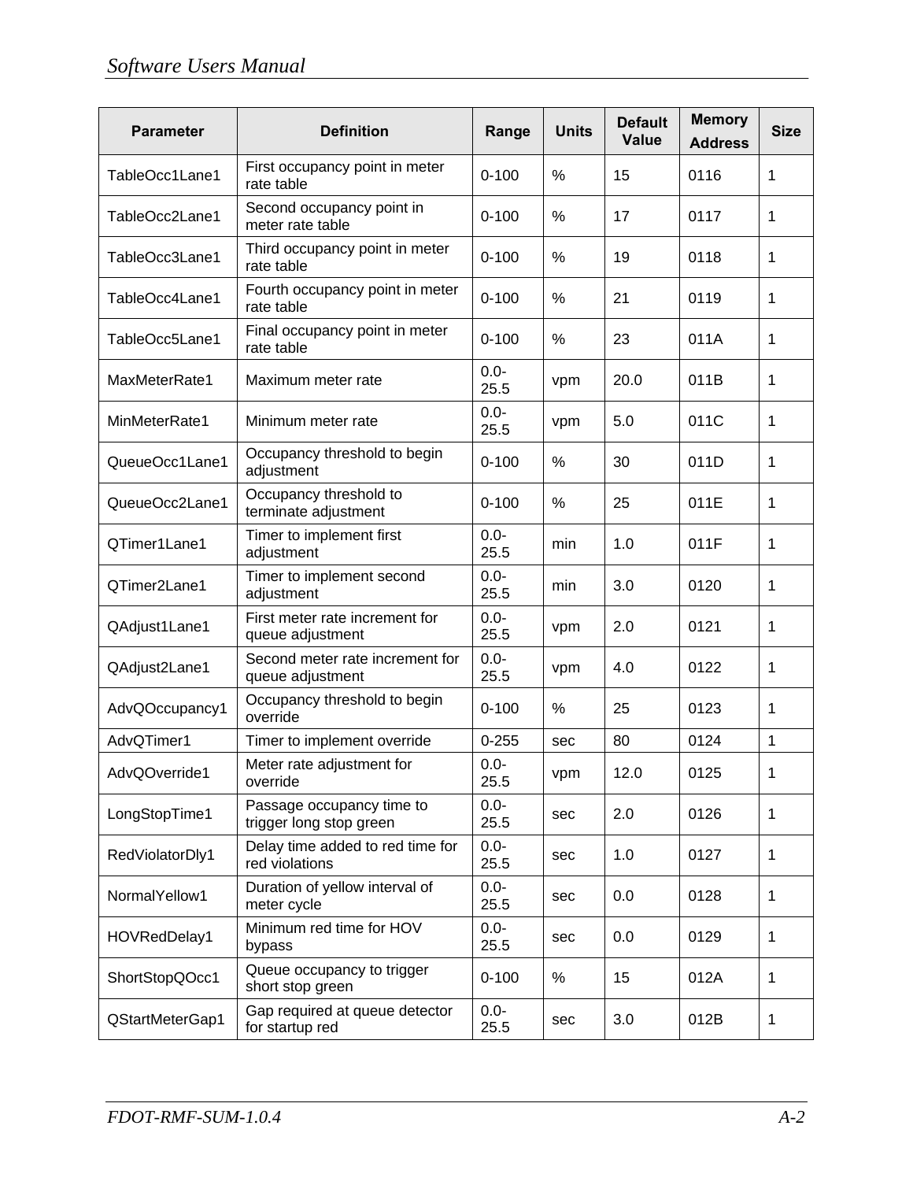| Parameter | Definition | Range | Units | Default Value | Memory Address | Size |
|---|---|---|---|---|---|---|
| TableOcc1Lane1 | First occupancy point in meter rate table | 0-100 | % | 15 | 0116 | 1 |
| TableOcc2Lane1 | Second occupancy point in meter rate table | 0-100 | % | 17 | 0117 | 1 |
| TableOcc3Lane1 | Third occupancy point in meter rate table | 0-100 | % | 19 | 0118 | 1 |
| TableOcc4Lane1 | Fourth occupancy point in meter rate table | 0-100 | % | 21 | 0119 | 1 |
| TableOcc5Lane1 | Final occupancy point in meter rate table | 0-100 | % | 23 | 011A | 1 |
| MaxMeterRate1 | Maximum meter rate | 0.0-25.5 | vpm | 20.0 | 011B | 1 |
| MinMeterRate1 | Minimum meter rate | 0.0-25.5 | vpm | 5.0 | 011C | 1 |
| QueueOcc1Lane1 | Occupancy threshold to begin adjustment | 0-100 | % | 30 | 011D | 1 |
| QueueOcc2Lane1 | Occupancy threshold to terminate adjustment | 0-100 | % | 25 | 011E | 1 |
| QTimer1Lane1 | Timer to implement first adjustment | 0.0-25.5 | min | 1.0 | 011F | 1 |
| QTimer2Lane1 | Timer to implement second adjustment | 0.0-25.5 | min | 3.0 | 0120 | 1 |
| QAdjust1Lane1 | First meter rate increment for queue adjustment | 0.0-25.5 | vpm | 2.0 | 0121 | 1 |
| QAdjust2Lane1 | Second meter rate increment for queue adjustment | 0.0-25.5 | vpm | 4.0 | 0122 | 1 |
| AdvQOccupancy1 | Occupancy threshold to begin override | 0-100 | % | 25 | 0123 | 1 |
| AdvQTimer1 | Timer to implement override | 0-255 | sec | 80 | 0124 | 1 |
| AdvQOverride1 | Meter rate adjustment for override | 0.0-25.5 | vpm | 12.0 | 0125 | 1 |
| LongStopTime1 | Passage occupancy time to trigger long stop green | 0.0-25.5 | sec | 2.0 | 0126 | 1 |
| RedViolatorDly1 | Delay time added to red time for red violations | 0.0-25.5 | sec | 1.0 | 0127 | 1 |
| NormalYellow1 | Duration of yellow interval of meter cycle | 0.0-25.5 | sec | 0.0 | 0128 | 1 |
| HOVRedDelay1 | Minimum red time for HOV bypass | 0.0-25.5 | sec | 0.0 | 0129 | 1 |
| ShortStopQOcc1 | Queue occupancy to trigger short stop green | 0-100 | % | 15 | 012A | 1 |
| QStartMeterGap1 | Gap required at queue detector for startup red | 0.0-25.5 | sec | 3.0 | 012B | 1 |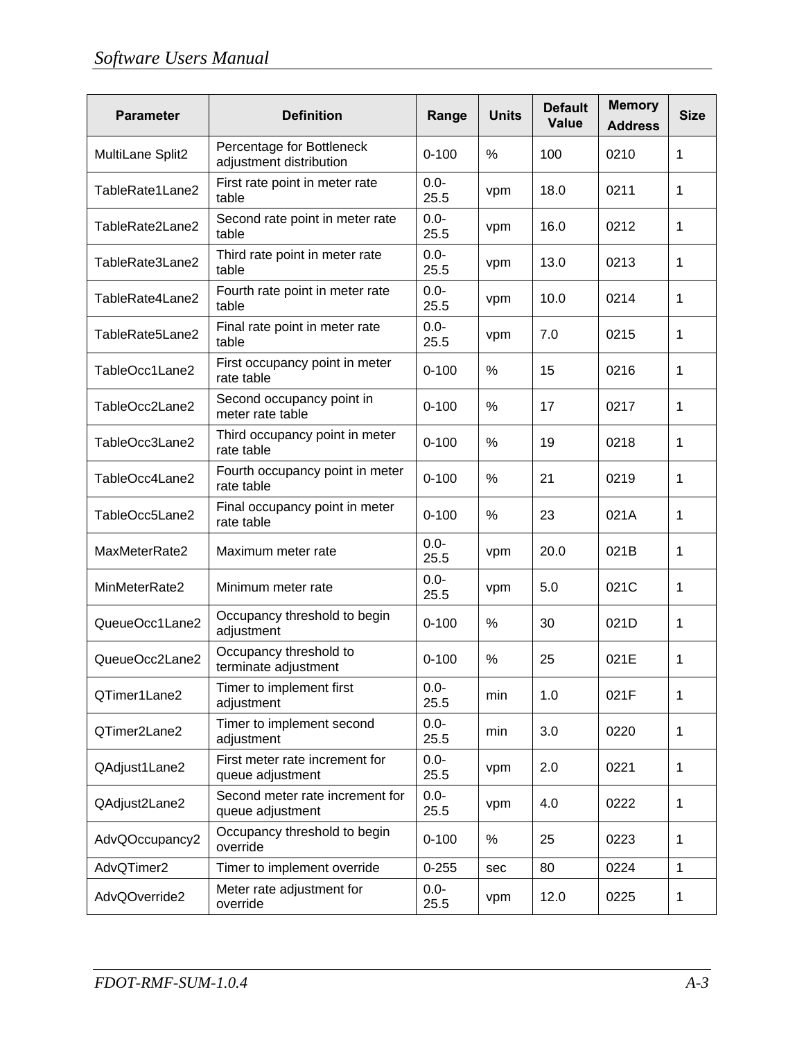| Parameter | Definition | Range | Units | Default Value | Memory Address | Size |
|---|---|---|---|---|---|---|
| MultiLane Split2 | Percentage for Bottleneck adjustment distribution | 0-100 | % | 100 | 0210 | 1 |
| TableRate1Lane2 | First rate point in meter rate table | 0.0-25.5 | vpm | 18.0 | 0211 | 1 |
| TableRate2Lane2 | Second rate point in meter rate table | 0.0-25.5 | vpm | 16.0 | 0212 | 1 |
| TableRate3Lane2 | Third rate point in meter rate table | 0.0-25.5 | vpm | 13.0 | 0213 | 1 |
| TableRate4Lane2 | Fourth rate point in meter rate table | 0.0-25.5 | vpm | 10.0 | 0214 | 1 |
| TableRate5Lane2 | Final rate point in meter rate table | 0.0-25.5 | vpm | 7.0 | 0215 | 1 |
| TableOcc1Lane2 | First occupancy point in meter rate table | 0-100 | % | 15 | 0216 | 1 |
| TableOcc2Lane2 | Second occupancy point in meter rate table | 0-100 | % | 17 | 0217 | 1 |
| TableOcc3Lane2 | Third occupancy point in meter rate table | 0-100 | % | 19 | 0218 | 1 |
| TableOcc4Lane2 | Fourth occupancy point in meter rate table | 0-100 | % | 21 | 0219 | 1 |
| TableOcc5Lane2 | Final occupancy point in meter rate table | 0-100 | % | 23 | 021A | 1 |
| MaxMeterRate2 | Maximum meter rate | 0.0-25.5 | vpm | 20.0 | 021B | 1 |
| MinMeterRate2 | Minimum meter rate | 0.0-25.5 | vpm | 5.0 | 021C | 1 |
| QueueOcc1Lane2 | Occupancy threshold to begin adjustment | 0-100 | % | 30 | 021D | 1 |
| QueueOcc2Lane2 | Occupancy threshold to terminate adjustment | 0-100 | % | 25 | 021E | 1 |
| QTimer1Lane2 | Timer to implement first adjustment | 0.0-25.5 | min | 1.0 | 021F | 1 |
| QTimer2Lane2 | Timer to implement second adjustment | 0.0-25.5 | min | 3.0 | 0220 | 1 |
| QAdjust1Lane2 | First meter rate increment for queue adjustment | 0.0-25.5 | vpm | 2.0 | 0221 | 1 |
| QAdjust2Lane2 | Second meter rate increment for queue adjustment | 0.0-25.5 | vpm | 4.0 | 0222 | 1 |
| AdvQOccupancy2 | Occupancy threshold to begin override | 0-100 | % | 25 | 0223 | 1 |
| AdvQTimer2 | Timer to implement override | 0-255 | sec | 80 | 0224 | 1 |
| AdvQOverride2 | Meter rate adjustment for override | 0.0-25.5 | vpm | 12.0 | 0225 | 1 |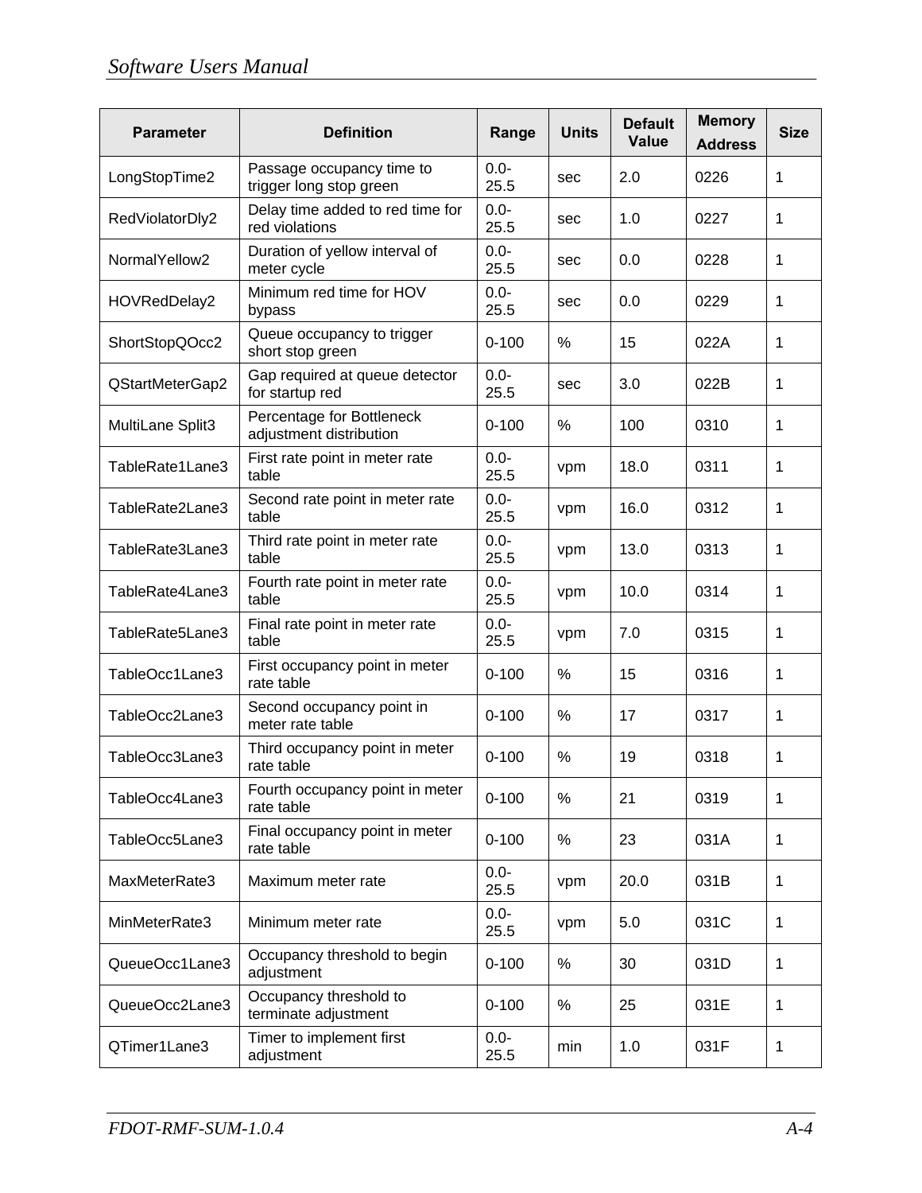| Parameter | Definition | Range | Units | Default Value | Memory Address | Size |
|---|---|---|---|---|---|---|
| LongStopTime2 | Passage occupancy time to trigger long stop green | 0.0-25.5 | sec | 2.0 | 0226 | 1 |
| RedViolatorDly2 | Delay time added to red time for red violations | 0.0-25.5 | sec | 1.0 | 0227 | 1 |
| NormalYellow2 | Duration of yellow interval of meter cycle | 0.0-25.5 | sec | 0.0 | 0228 | 1 |
| HOVRedDelay2 | Minimum red time for HOV bypass | 0.0-25.5 | sec | 0.0 | 0229 | 1 |
| ShortStopQOcc2 | Queue occupancy to trigger short stop green | 0-100 | % | 15 | 022A | 1 |
| QStartMeterGap2 | Gap required at queue detector for startup red | 0.0-25.5 | sec | 3.0 | 022B | 1 |
| MultiLane Split3 | Percentage for Bottleneck adjustment distribution | 0-100 | % | 100 | 0310 | 1 |
| TableRate1Lane3 | First rate point in meter rate table | 0.0-25.5 | vpm | 18.0 | 0311 | 1 |
| TableRate2Lane3 | Second rate point in meter rate table | 0.0-25.5 | vpm | 16.0 | 0312 | 1 |
| TableRate3Lane3 | Third rate point in meter rate table | 0.0-25.5 | vpm | 13.0 | 0313 | 1 |
| TableRate4Lane3 | Fourth rate point in meter rate table | 0.0-25.5 | vpm | 10.0 | 0314 | 1 |
| TableRate5Lane3 | Final rate point in meter rate table | 0.0-25.5 | vpm | 7.0 | 0315 | 1 |
| TableOcc1Lane3 | First occupancy point in meter rate table | 0-100 | % | 15 | 0316 | 1 |
| TableOcc2Lane3 | Second occupancy point in meter rate table | 0-100 | % | 17 | 0317 | 1 |
| TableOcc3Lane3 | Third occupancy point in meter rate table | 0-100 | % | 19 | 0318 | 1 |
| TableOcc4Lane3 | Fourth occupancy point in meter rate table | 0-100 | % | 21 | 0319 | 1 |
| TableOcc5Lane3 | Final occupancy point in meter rate table | 0-100 | % | 23 | 031A | 1 |
| MaxMeterRate3 | Maximum meter rate | 0.0-25.5 | vpm | 20.0 | 031B | 1 |
| MinMeterRate3 | Minimum meter rate | 0.0-25.5 | vpm | 5.0 | 031C | 1 |
| QueueOcc1Lane3 | Occupancy threshold to begin adjustment | 0-100 | % | 30 | 031D | 1 |
| QueueOcc2Lane3 | Occupancy threshold to terminate adjustment | 0-100 | % | 25 | 031E | 1 |
| QTimer1Lane3 | Timer to implement first adjustment | 0.0-25.5 | min | 1.0 | 031F | 1 |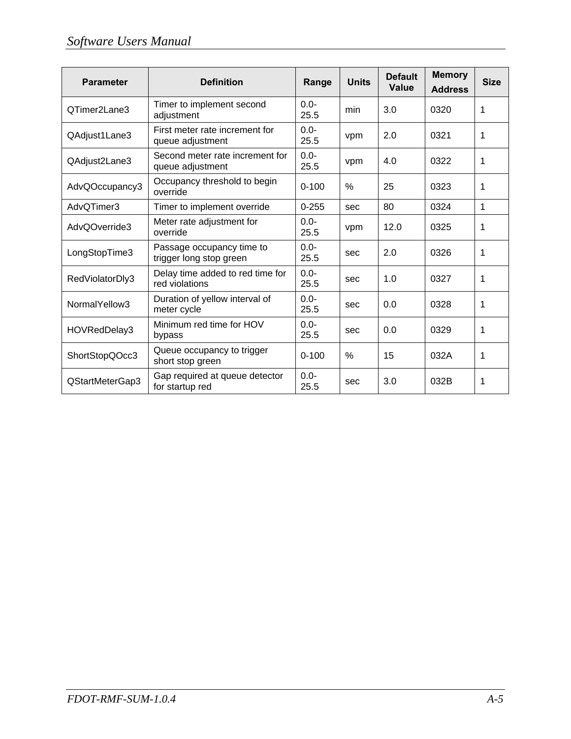| Parameter | Definition | Range | Units | Default Value | Memory Address | Size |
|---|---|---|---|---|---|---|
| QTimer2Lane3 | Timer to implement second adjustment | 0.0-25.5 | min | 3.0 | 0320 | 1 |
| QAdjust1Lane3 | First meter rate increment for queue adjustment | 0.0-25.5 | vpm | 2.0 | 0321 | 1 |
| QAdjust2Lane3 | Second meter rate increment for queue adjustment | 0.0-25.5 | vpm | 4.0 | 0322 | 1 |
| AdvQOccupancy3 | Occupancy threshold to begin override | 0-100 | % | 25 | 0323 | 1 |
| AdvQTimer3 | Timer to implement override | 0-255 | sec | 80 | 0324 | 1 |
| AdvQOverride3 | Meter rate adjustment for override | 0.0-25.5 | vpm | 12.0 | 0325 | 1 |
| LongStopTime3 | Passage occupancy time to trigger long stop green | 0.0-25.5 | sec | 2.0 | 0326 | 1 |
| RedViolatorDly3 | Delay time added to red time for red violations | 0.0-25.5 | sec | 1.0 | 0327 | 1 |
| NormalYellow3 | Duration of yellow interval of meter cycle | 0.0-25.5 | sec | 0.0 | 0328 | 1 |
| HOVRedDelay3 | Minimum red time for HOV bypass | 0.0-25.5 | sec | 0.0 | 0329 | 1 |
| ShortStopQOcc3 | Queue occupancy to trigger short stop green | 0-100 | % | 15 | 032A | 1 |
| QStartMeterGap3 | Gap required at queue detector for startup red | 0.0-25.5 | sec | 3.0 | 032B | 1 |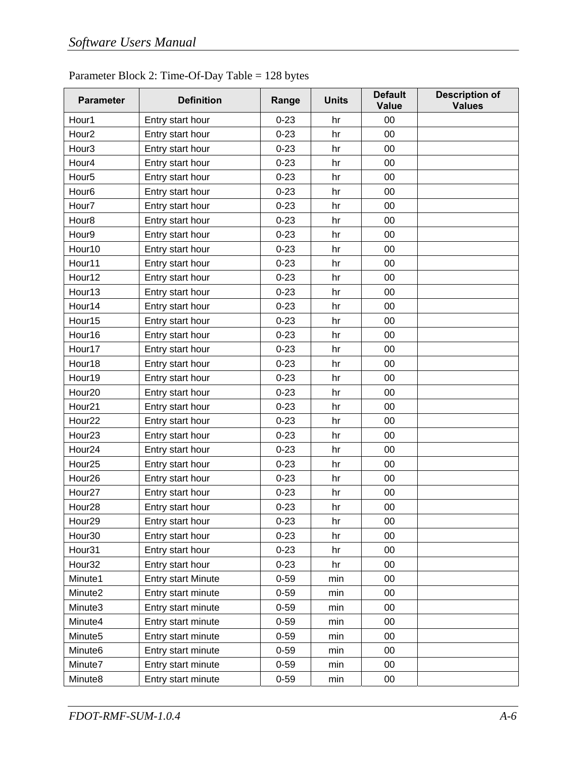Parameter Block 2: Time-Of-Day Table = 128 bytes

| Parameter | Definition | Range | Units | Default Value | Description of Values |
|---|---|---|---|---|---|
| Hour1 | Entry start hour | 0-23 | hr | 00 | |
| Hour2 | Entry start hour | 0-23 | hr | 00 | |
| Hour3 | Entry start hour | 0-23 | hr | 00 | |
| Hour4 | Entry start hour | 0-23 | hr | 00 | |
| Hour5 | Entry start hour | 0-23 | hr | 00 | |
| Hour6 | Entry start hour | 0-23 | hr | 00 | |
| Hour7 | Entry start hour | 0-23 | hr | 00 | |
| Hour8 | Entry start hour | 0-23 | hr | 00 | |
| Hour9 | Entry start hour | 0-23 | hr | 00 | |
| Hour10 | Entry start hour | 0-23 | hr | 00 | |
| Hour11 | Entry start hour | 0-23 | hr | 00 | |
| Hour12 | Entry start hour | 0-23 | hr | 00 | |
| Hour13 | Entry start hour | 0-23 | hr | 00 | |
| Hour14 | Entry start hour | 0-23 | hr | 00 | |
| Hour15 | Entry start hour | 0-23 | hr | 00 | |
| Hour16 | Entry start hour | 0-23 | hr | 00 | |
| Hour17 | Entry start hour | 0-23 | hr | 00 | |
| Hour18 | Entry start hour | 0-23 | hr | 00 | |
| Hour19 | Entry start hour | 0-23 | hr | 00 | |
| Hour20 | Entry start hour | 0-23 | hr | 00 | |
| Hour21 | Entry start hour | 0-23 | hr | 00 | |
| Hour22 | Entry start hour | 0-23 | hr | 00 | |
| Hour23 | Entry start hour | 0-23 | hr | 00 | |
| Hour24 | Entry start hour | 0-23 | hr | 00 | |
| Hour25 | Entry start hour | 0-23 | hr | 00 | |
| Hour26 | Entry start hour | 0-23 | hr | 00 | |
| Hour27 | Entry start hour | 0-23 | hr | 00 | |
| Hour28 | Entry start hour | 0-23 | hr | 00 | |
| Hour29 | Entry start hour | 0-23 | hr | 00 | |
| Hour30 | Entry start hour | 0-23 | hr | 00 | |
| Hour31 | Entry start hour | 0-23 | hr | 00 | |
| Hour32 | Entry start hour | 0-23 | hr | 00 | |
| Minute1 | Entry start Minute | 0-59 | min | 00 | |
| Minute2 | Entry start minute | 0-59 | min | 00 | |
| Minute3 | Entry start minute | 0-59 | min | 00 | |
| Minute4 | Entry start minute | 0-59 | min | 00 | |
| Minute5 | Entry start minute | 0-59 | min | 00 | |
| Minute6 | Entry start minute | 0-59 | min | 00 | |
| Minute7 | Entry start minute | 0-59 | min | 00 | |
| Minute8 | Entry start minute | 0-59 | min | 00 | |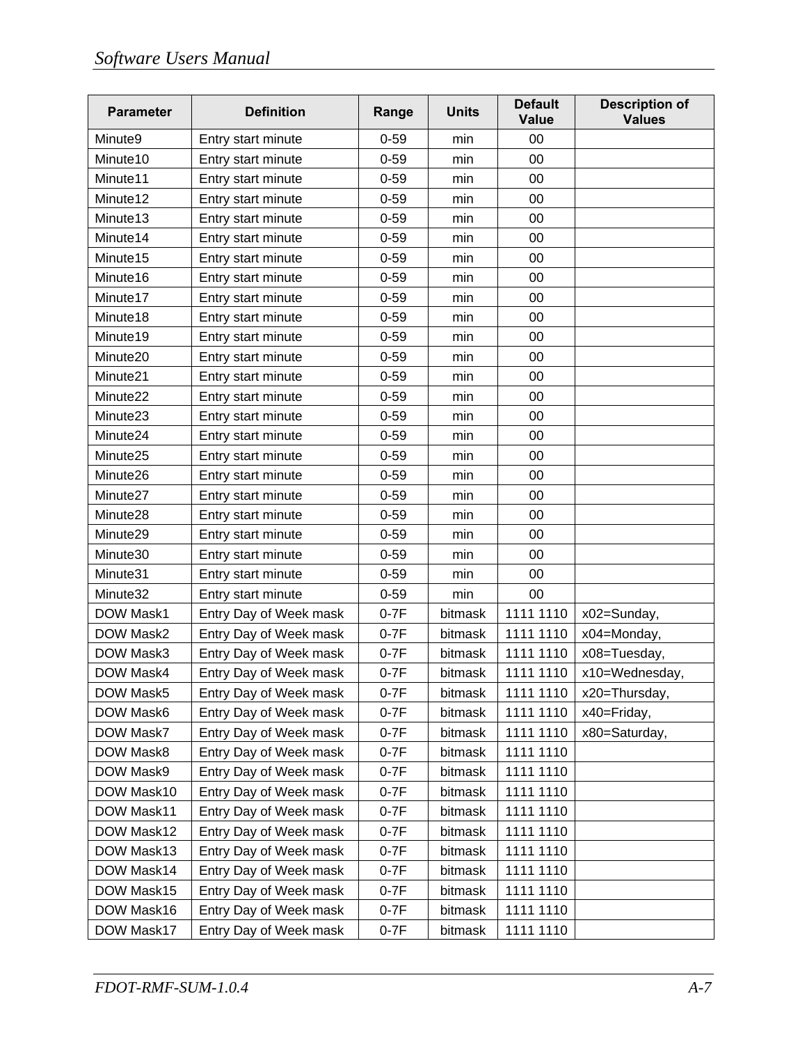| Parameter | Definition | Range | Units | Default Value | Description of Values |
|---|---|---|---|---|---|
| Minute9 | Entry start minute | 0-59 | min | 00 | |
| Minute10 | Entry start minute | 0-59 | min | 00 | |
| Minute11 | Entry start minute | 0-59 | min | 00 | |
| Minute12 | Entry start minute | 0-59 | min | 00 | |
| Minute13 | Entry start minute | 0-59 | min | 00 | |
| Minute14 | Entry start minute | 0-59 | min | 00 | |
| Minute15 | Entry start minute | 0-59 | min | 00 | |
| Minute16 | Entry start minute | 0-59 | min | 00 | |
| Minute17 | Entry start minute | 0-59 | min | 00 | |
| Minute18 | Entry start minute | 0-59 | min | 00 | |
| Minute19 | Entry start minute | 0-59 | min | 00 | |
| Minute20 | Entry start minute | 0-59 | min | 00 | |
| Minute21 | Entry start minute | 0-59 | min | 00 | |
| Minute22 | Entry start minute | 0-59 | min | 00 | |
| Minute23 | Entry start minute | 0-59 | min | 00 | |
| Minute24 | Entry start minute | 0-59 | min | 00 | |
| Minute25 | Entry start minute | 0-59 | min | 00 | |
| Minute26 | Entry start minute | 0-59 | min | 00 | |
| Minute27 | Entry start minute | 0-59 | min | 00 | |
| Minute28 | Entry start minute | 0-59 | min | 00 | |
| Minute29 | Entry start minute | 0-59 | min | 00 | |
| Minute30 | Entry start minute | 0-59 | min | 00 | |
| Minute31 | Entry start minute | 0-59 | min | 00 | |
| Minute32 | Entry start minute | 0-59 | min | 00 | |
| DOW Mask1 | Entry Day of Week mask | 0-7F | bitmask | 1111 1110 | x02=Sunday, |
| DOW Mask2 | Entry Day of Week mask | 0-7F | bitmask | 1111 1110 | x04=Monday, |
| DOW Mask3 | Entry Day of Week mask | 0-7F | bitmask | 1111 1110 | x08=Tuesday, |
| DOW Mask4 | Entry Day of Week mask | 0-7F | bitmask | 1111 1110 | x10=Wednesday, |
| DOW Mask5 | Entry Day of Week mask | 0-7F | bitmask | 1111 1110 | x20=Thursday, |
| DOW Mask6 | Entry Day of Week mask | 0-7F | bitmask | 1111 1110 | x40=Friday, |
| DOW Mask7 | Entry Day of Week mask | 0-7F | bitmask | 1111 1110 | x80=Saturday, |
| DOW Mask8 | Entry Day of Week mask | 0-7F | bitmask | 1111 1110 | |
| DOW Mask9 | Entry Day of Week mask | 0-7F | bitmask | 1111 1110 | |
| DOW Mask10 | Entry Day of Week mask | 0-7F | bitmask | 1111 1110 | |
| DOW Mask11 | Entry Day of Week mask | 0-7F | bitmask | 1111 1110 | |
| DOW Mask12 | Entry Day of Week mask | 0-7F | bitmask | 1111 1110 | |
| DOW Mask13 | Entry Day of Week mask | 0-7F | bitmask | 1111 1110 | |
| DOW Mask14 | Entry Day of Week mask | 0-7F | bitmask | 1111 1110 | |
| DOW Mask15 | Entry Day of Week mask | 0-7F | bitmask | 1111 1110 | |
| DOW Mask16 | Entry Day of Week mask | 0-7F | bitmask | 1111 1110 | |
| DOW Mask17 | Entry Day of Week mask | 0-7F | bitmask | 1111 1110 | |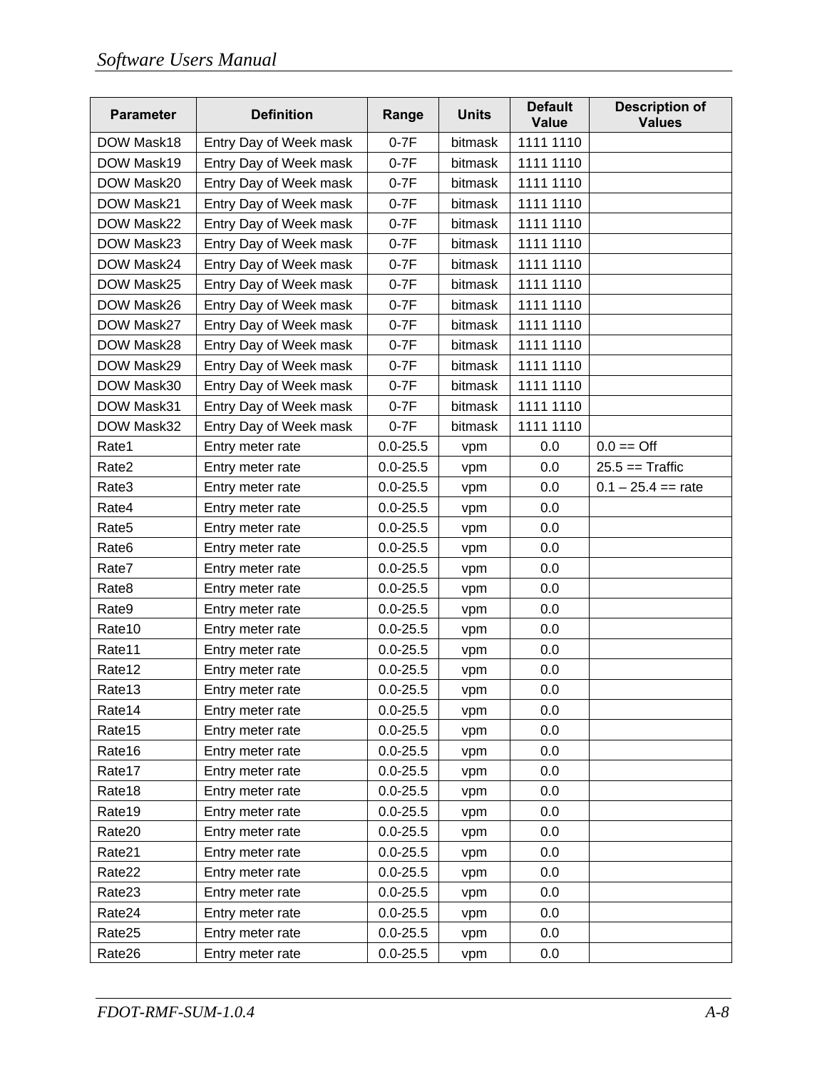| Parameter | Definition | Range | Units | Default Value | Description of Values |
|---|---|---|---|---|---|
| DOW Mask18 | Entry Day of Week mask | 0-7F | bitmask | 1111 1110 | |
| DOW Mask19 | Entry Day of Week mask | 0-7F | bitmask | 1111 1110 | |
| DOW Mask20 | Entry Day of Week mask | 0-7F | bitmask | 1111 1110 | |
| DOW Mask21 | Entry Day of Week mask | 0-7F | bitmask | 1111 1110 | |
| DOW Mask22 | Entry Day of Week mask | 0-7F | bitmask | 1111 1110 | |
| DOW Mask23 | Entry Day of Week mask | 0-7F | bitmask | 1111 1110 | |
| DOW Mask24 | Entry Day of Week mask | 0-7F | bitmask | 1111 1110 | |
| DOW Mask25 | Entry Day of Week mask | 0-7F | bitmask | 1111 1110 | |
| DOW Mask26 | Entry Day of Week mask | 0-7F | bitmask | 1111 1110 | |
| DOW Mask27 | Entry Day of Week mask | 0-7F | bitmask | 1111 1110 | |
| DOW Mask28 | Entry Day of Week mask | 0-7F | bitmask | 1111 1110 | |
| DOW Mask29 | Entry Day of Week mask | 0-7F | bitmask | 1111 1110 | |
| DOW Mask30 | Entry Day of Week mask | 0-7F | bitmask | 1111 1110 | |
| DOW Mask31 | Entry Day of Week mask | 0-7F | bitmask | 1111 1110 | |
| DOW Mask32 | Entry Day of Week mask | 0-7F | bitmask | 1111 1110 | |
| Rate1 | Entry meter rate | 0.0-25.5 | vpm | 0.0 | 0.0 == Off |
| Rate2 | Entry meter rate | 0.0-25.5 | vpm | 0.0 | 25.5 == Traffic |
| Rate3 | Entry meter rate | 0.0-25.5 | vpm | 0.0 | 0.1 – 25.4 == rate |
| Rate4 | Entry meter rate | 0.0-25.5 | vpm | 0.0 | |
| Rate5 | Entry meter rate | 0.0-25.5 | vpm | 0.0 | |
| Rate6 | Entry meter rate | 0.0-25.5 | vpm | 0.0 | |
| Rate7 | Entry meter rate | 0.0-25.5 | vpm | 0.0 | |
| Rate8 | Entry meter rate | 0.0-25.5 | vpm | 0.0 | |
| Rate9 | Entry meter rate | 0.0-25.5 | vpm | 0.0 | |
| Rate10 | Entry meter rate | 0.0-25.5 | vpm | 0.0 | |
| Rate11 | Entry meter rate | 0.0-25.5 | vpm | 0.0 | |
| Rate12 | Entry meter rate | 0.0-25.5 | vpm | 0.0 | |
| Rate13 | Entry meter rate | 0.0-25.5 | vpm | 0.0 | |
| Rate14 | Entry meter rate | 0.0-25.5 | vpm | 0.0 | |
| Rate15 | Entry meter rate | 0.0-25.5 | vpm | 0.0 | |
| Rate16 | Entry meter rate | 0.0-25.5 | vpm | 0.0 | |
| Rate17 | Entry meter rate | 0.0-25.5 | vpm | 0.0 | |
| Rate18 | Entry meter rate | 0.0-25.5 | vpm | 0.0 | |
| Rate19 | Entry meter rate | 0.0-25.5 | vpm | 0.0 | |
| Rate20 | Entry meter rate | 0.0-25.5 | vpm | 0.0 | |
| Rate21 | Entry meter rate | 0.0-25.5 | vpm | 0.0 | |
| Rate22 | Entry meter rate | 0.0-25.5 | vpm | 0.0 | |
| Rate23 | Entry meter rate | 0.0-25.5 | vpm | 0.0 | |
| Rate24 | Entry meter rate | 0.0-25.5 | vpm | 0.0 | |
| Rate25 | Entry meter rate | 0.0-25.5 | vpm | 0.0 | |
| Rate26 | Entry meter rate | 0.0-25.5 | vpm | 0.0 | |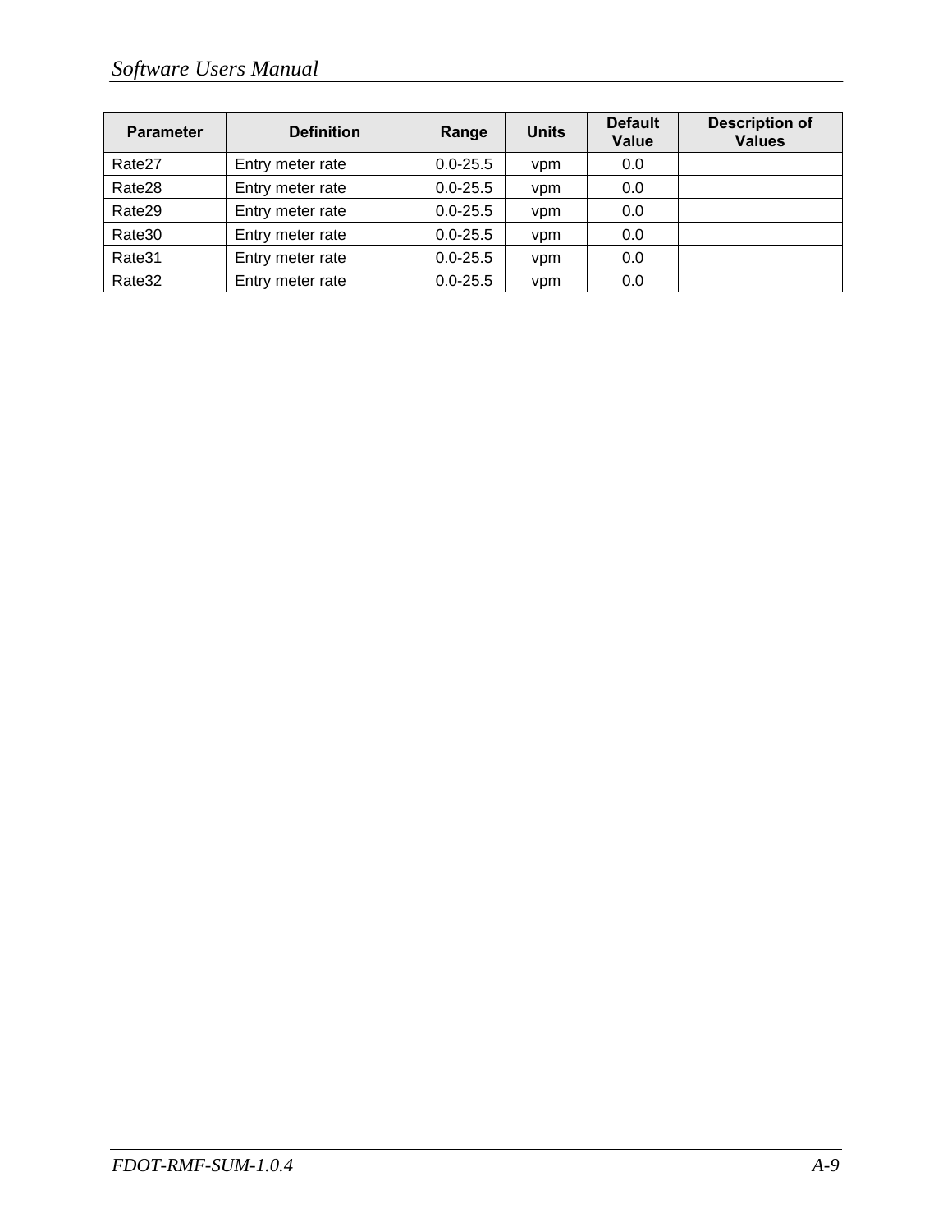| Parameter | Definition | Range | Units | Default Value | Description of Values |
|---|---|---|---|---|---|
| Rate27 | Entry meter rate | 0.0-25.5 | vpm | 0.0 | |
| Rate28 | Entry meter rate | 0.0-25.5 | vpm | 0.0 | |
| Rate29 | Entry meter rate | 0.0-25.5 | vpm | 0.0 | |
| Rate30 | Entry meter rate | 0.0-25.5 | vpm | 0.0 | |
| Rate31 | Entry meter rate | 0.0-25.5 | vpm | 0.0 | |
| Rate32 | Entry meter rate | 0.0-25.5 | vpm | 0.0 | |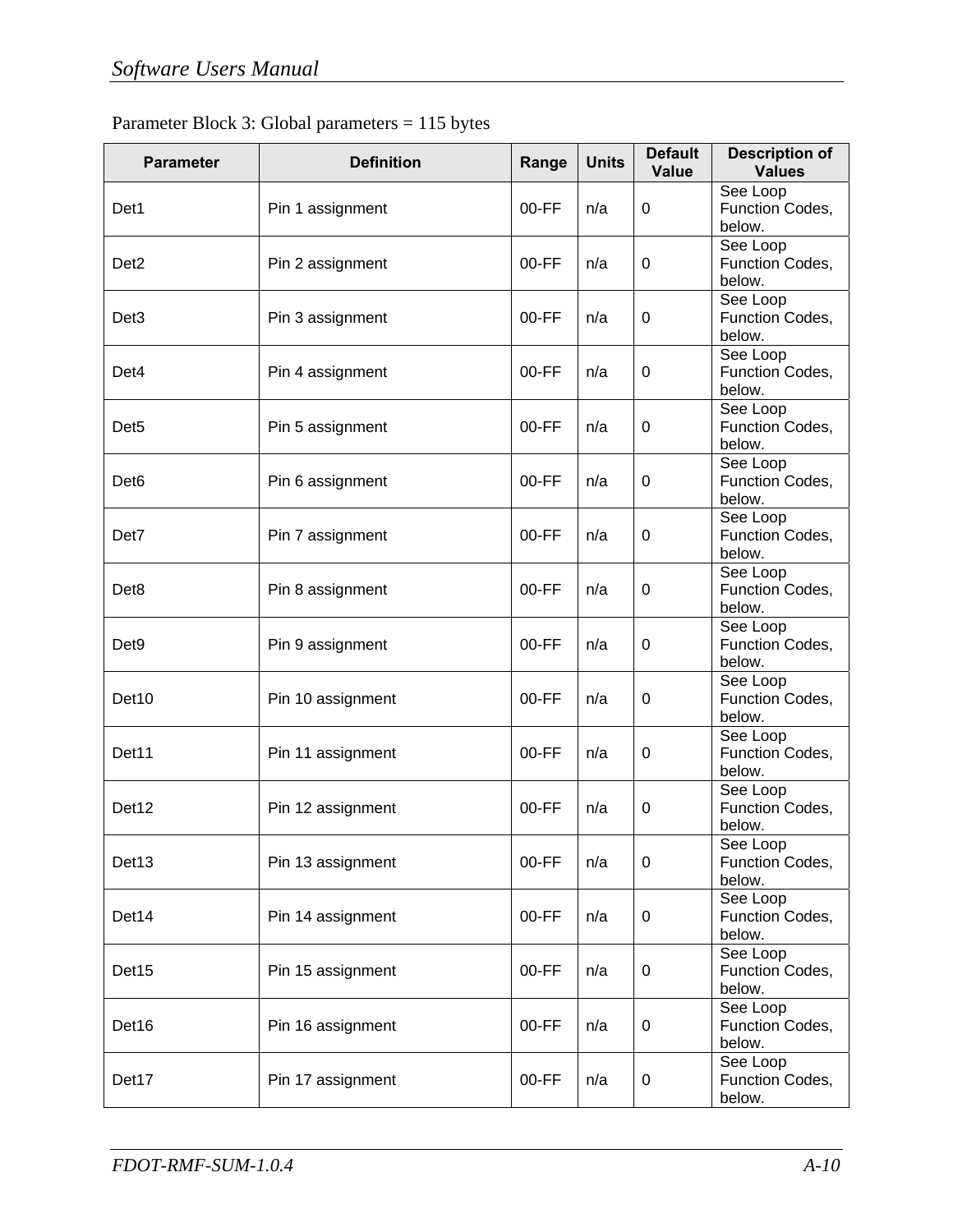Parameter Block 3: Global parameters = 115 bytes

| Parameter | Definition | Range | Units | Default Value | Description of Values |
|---|---|---|---|---|---|
| Det1 | Pin 1 assignment | 00-FF | n/a | 0 | See Loop Function Codes, below. |
| Det2 | Pin 2 assignment | 00-FF | n/a | 0 | See Loop Function Codes, below. |
| Det3 | Pin 3 assignment | 00-FF | n/a | 0 | See Loop Function Codes, below. |
| Det4 | Pin 4 assignment | 00-FF | n/a | 0 | See Loop Function Codes, below. |
| Det5 | Pin 5 assignment | 00-FF | n/a | 0 | See Loop Function Codes, below. |
| Det6 | Pin 6 assignment | 00-FF | n/a | 0 | See Loop Function Codes, below. |
| Det7 | Pin 7 assignment | 00-FF | n/a | 0 | See Loop Function Codes, below. |
| Det8 | Pin 8 assignment | 00-FF | n/a | 0 | See Loop Function Codes, below. |
| Det9 | Pin 9 assignment | 00-FF | n/a | 0 | See Loop Function Codes, below. |
| Det10 | Pin 10 assignment | 00-FF | n/a | 0 | See Loop Function Codes, below. |
| Det11 | Pin 11 assignment | 00-FF | n/a | 0 | See Loop Function Codes, below. |
| Det12 | Pin 12 assignment | 00-FF | n/a | 0 | See Loop Function Codes, below. |
| Det13 | Pin 13 assignment | 00-FF | n/a | 0 | See Loop Function Codes, below. |
| Det14 | Pin 14 assignment | 00-FF | n/a | 0 | See Loop Function Codes, below. |
| Det15 | Pin 15 assignment | 00-FF | n/a | 0 | See Loop Function Codes, below. |
| Det16 | Pin 16 assignment | 00-FF | n/a | 0 | See Loop Function Codes, below. |
| Det17 | Pin 17 assignment | 00-FF | n/a | 0 | See Loop Function Codes, below. |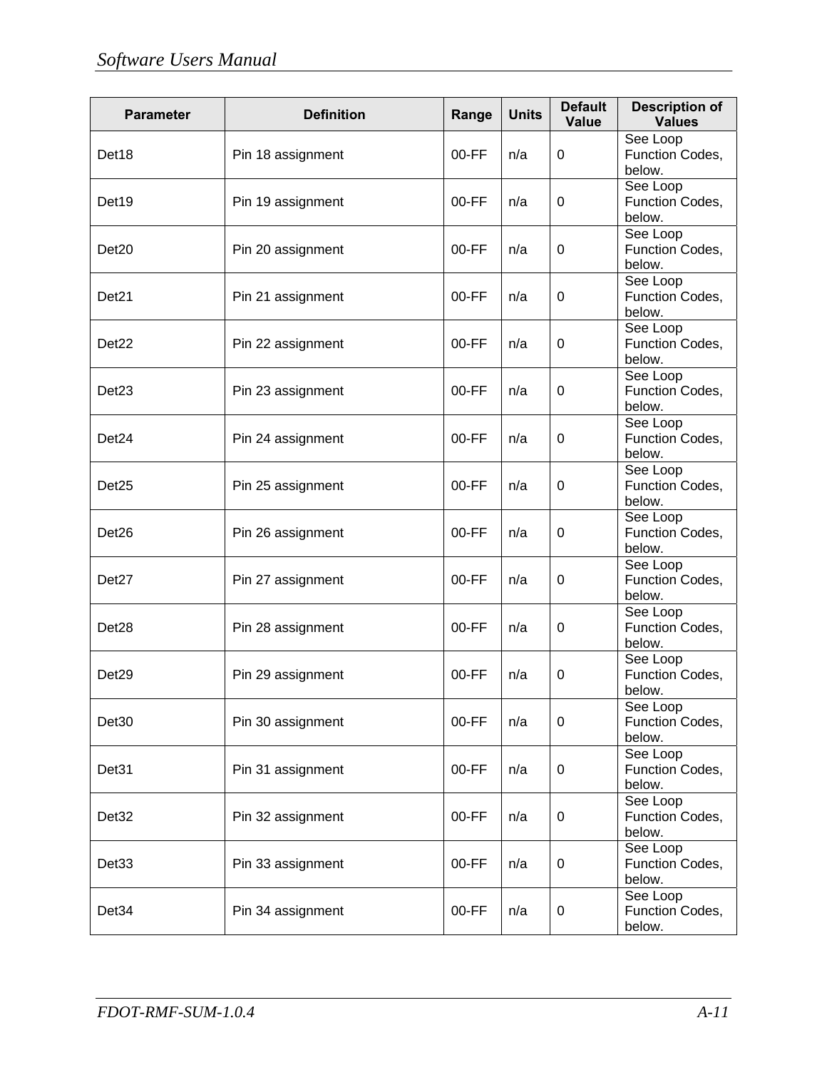| Parameter | Definition | Range | Units | Default Value | Description of Values |
|---|---|---|---|---|---|
| Det18 | Pin 18 assignment | 00-FF | n/a | 0 | See Loop Function Codes, below. |
| Det19 | Pin 19 assignment | 00-FF | n/a | 0 | See Loop Function Codes, below. |
| Det20 | Pin 20 assignment | 00-FF | n/a | 0 | See Loop Function Codes, below. |
| Det21 | Pin 21 assignment | 00-FF | n/a | 0 | See Loop Function Codes, below. |
| Det22 | Pin 22 assignment | 00-FF | n/a | 0 | See Loop Function Codes, below. |
| Det23 | Pin 23 assignment | 00-FF | n/a | 0 | See Loop Function Codes, below. |
| Det24 | Pin 24 assignment | 00-FF | n/a | 0 | See Loop Function Codes, below. |
| Det25 | Pin 25 assignment | 00-FF | n/a | 0 | See Loop Function Codes, below. |
| Det26 | Pin 26 assignment | 00-FF | n/a | 0 | See Loop Function Codes, below. |
| Det27 | Pin 27 assignment | 00-FF | n/a | 0 | See Loop Function Codes, below. |
| Det28 | Pin 28 assignment | 00-FF | n/a | 0 | See Loop Function Codes, below. |
| Det29 | Pin 29 assignment | 00-FF | n/a | 0 | See Loop Function Codes, below. |
| Det30 | Pin 30 assignment | 00-FF | n/a | 0 | See Loop Function Codes, below. |
| Det31 | Pin 31 assignment | 00-FF | n/a | 0 | See Loop Function Codes, below. |
| Det32 | Pin 32 assignment | 00-FF | n/a | 0 | See Loop Function Codes, below. |
| Det33 | Pin 33 assignment | 00-FF | n/a | 0 | See Loop Function Codes, below. |
| Det34 | Pin 34 assignment | 00-FF | n/a | 0 | See Loop Function Codes, below. |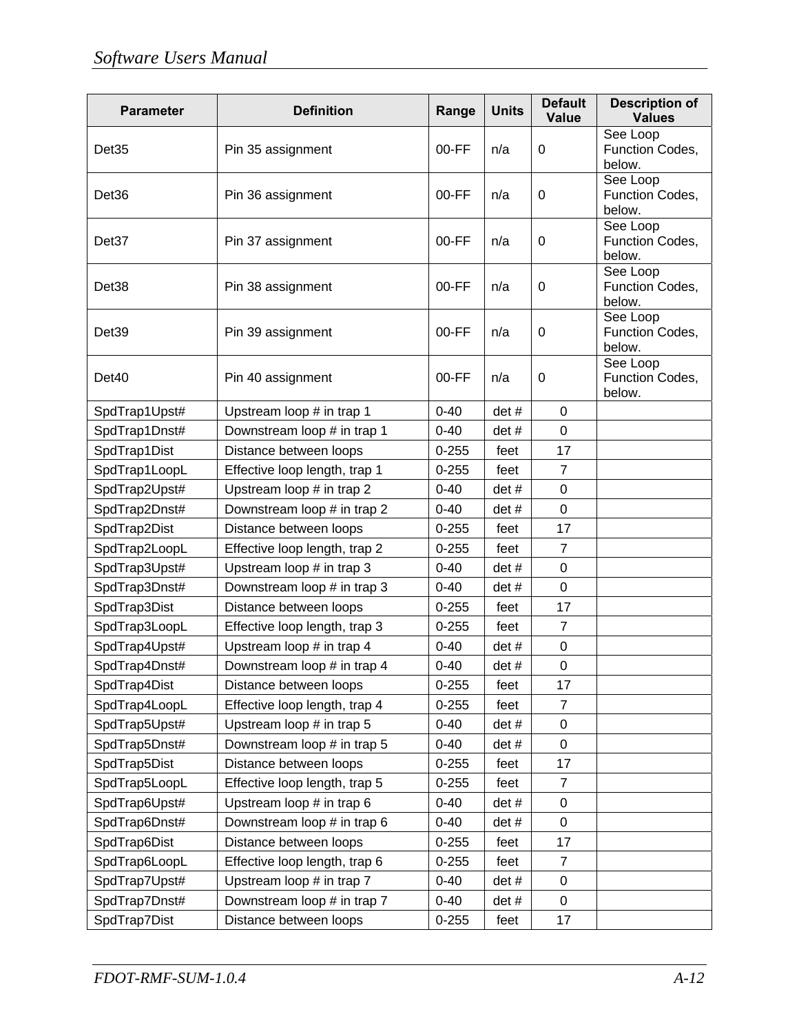| Parameter | Definition | Range | Units | Default Value | Description of Values |
|---|---|---|---|---|---|
| Det35 | Pin 35 assignment | 00-FF | n/a | 0 | See Loop Function Codes, below. |
| Det36 | Pin 36 assignment | 00-FF | n/a | 0 | See Loop Function Codes, below. |
| Det37 | Pin 37 assignment | 00-FF | n/a | 0 | See Loop Function Codes, below. |
| Det38 | Pin 38 assignment | 00-FF | n/a | 0 | See Loop Function Codes, below. |
| Det39 | Pin 39 assignment | 00-FF | n/a | 0 | See Loop Function Codes, below. |
| Det40 | Pin 40 assignment | 00-FF | n/a | 0 | See Loop Function Codes, below. |
| SpdTrap1Upst# | Upstream loop # in trap 1 | 0-40 | det # | 0 | |
| SpdTrap1Dnst# | Downstream loop # in trap 1 | 0-40 | det # | 0 | |
| SpdTrap1Dist | Distance between loops | 0-255 | feet | 17 | |
| SpdTrap1LoopL | Effective loop length, trap 1 | 0-255 | feet | 7 | |
| SpdTrap2Upst# | Upstream loop # in trap 2 | 0-40 | det # | 0 | |
| SpdTrap2Dnst# | Downstream loop # in trap 2 | 0-40 | det # | 0 | |
| SpdTrap2Dist | Distance between loops | 0-255 | feet | 17 | |
| SpdTrap2LoopL | Effective loop length, trap 2 | 0-255 | feet | 7 | |
| SpdTrap3Upst# | Upstream loop # in trap 3 | 0-40 | det # | 0 | |
| SpdTrap3Dnst# | Downstream loop # in trap 3 | 0-40 | det # | 0 | |
| SpdTrap3Dist | Distance between loops | 0-255 | feet | 17 | |
| SpdTrap3LoopL | Effective loop length, trap 3 | 0-255 | feet | 7 | |
| SpdTrap4Upst# | Upstream loop # in trap 4 | 0-40 | det # | 0 | |
| SpdTrap4Dnst# | Downstream loop # in trap 4 | 0-40 | det # | 0 | |
| SpdTrap4Dist | Distance between loops | 0-255 | feet | 17 | |
| SpdTrap4LoopL | Effective loop length, trap 4 | 0-255 | feet | 7 | |
| SpdTrap5Upst# | Upstream loop # in trap 5 | 0-40 | det # | 0 | |
| SpdTrap5Dnst# | Downstream loop # in trap 5 | 0-40 | det # | 0 | |
| SpdTrap5Dist | Distance between loops | 0-255 | feet | 17 | |
| SpdTrap5LoopL | Effective loop length, trap 5 | 0-255 | feet | 7 | |
| SpdTrap6Upst# | Upstream loop # in trap 6 | 0-40 | det # | 0 | |
| SpdTrap6Dnst# | Downstream loop # in trap 6 | 0-40 | det # | 0 | |
| SpdTrap6Dist | Distance between loops | 0-255 | feet | 17 | |
| SpdTrap6LoopL | Effective loop length, trap 6 | 0-255 | feet | 7 | |
| SpdTrap7Upst# | Upstream loop # in trap 7 | 0-40 | det # | 0 | |
| SpdTrap7Dnst# | Downstream loop # in trap 7 | 0-40 | det # | 0 | |
| SpdTrap7Dist | Distance between loops | 0-255 | feet | 17 | |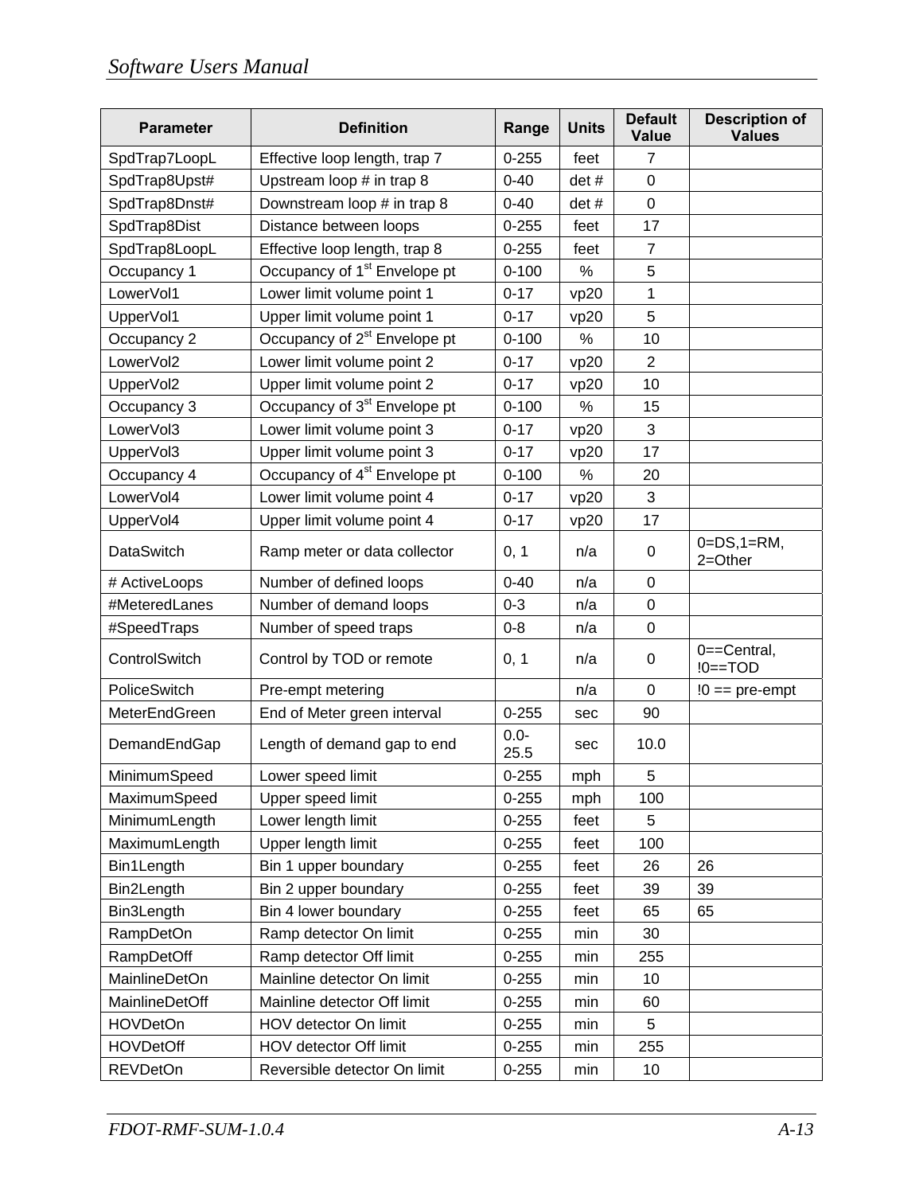| Parameter | Definition | Range | Units | Default Value | Description of Values |
|---|---|---|---|---|---|
| SpdTrap7LoopL | Effective loop length, trap 7 | 0-255 | feet | 7 | |
| SpdTrap8Upst# | Upstream loop # in trap 8 | 0-40 | det # | 0 | |
| SpdTrap8Dnst# | Downstream loop # in trap 8 | 0-40 | det # | 0 | |
| SpdTrap8Dist | Distance between loops | 0-255 | feet | 17 | |
| SpdTrap8LoopL | Effective loop length, trap 8 | 0-255 | feet | 7 | |
| Occupancy 1 | Occupancy of 1st Envelope pt | 0-100 | % | 5 | |
| LowerVol1 | Lower limit volume point 1 | 0-17 | vp20 | 1 | |
| UpperVol1 | Upper limit volume point 1 | 0-17 | vp20 | 5 | |
| Occupancy 2 | Occupancy of 2st Envelope pt | 0-100 | % | 10 | |
| LowerVol2 | Lower limit volume point 2 | 0-17 | vp20 | 2 | |
| UpperVol2 | Upper limit volume point 2 | 0-17 | vp20 | 10 | |
| Occupancy 3 | Occupancy of 3st Envelope pt | 0-100 | % | 15 | |
| LowerVol3 | Lower limit volume point 3 | 0-17 | vp20 | 3 | |
| UpperVol3 | Upper limit volume point 3 | 0-17 | vp20 | 17 | |
| Occupancy 4 | Occupancy of 4st Envelope pt | 0-100 | % | 20 | |
| LowerVol4 | Lower limit volume point 4 | 0-17 | vp20 | 3 | |
| UpperVol4 | Upper limit volume point 4 | 0-17 | vp20 | 17 | |
| DataSwitch | Ramp meter or data collector | 0, 1 | n/a | 0 | 0=DS,1=RM, 2=Other |
| # ActiveLoops | Number of defined loops | 0-40 | n/a | 0 | |
| #MeteredLanes | Number of demand loops | 0-3 | n/a | 0 | |
| #SpeedTraps | Number of speed traps | 0-8 | n/a | 0 | |
| ControlSwitch | Control by TOD or remote | 0, 1 | n/a | 0 | 0==Central, !0==TOD |
| PoliceSwitch | Pre-empt metering | | n/a | 0 | !0 == pre-empt |
| MeterEndGreen | End of Meter green interval | 0-255 | sec | 90 | |
| DemandEndGap | Length of demand gap to end | 0.0-25.5 | sec | 10.0 | |
| MinimumSpeed | Lower speed limit | 0-255 | mph | 5 | |
| MaximumSpeed | Upper speed limit | 0-255 | mph | 100 | |
| MinimumLength | Lower length limit | 0-255 | feet | 5 | |
| MaximumLength | Upper length limit | 0-255 | feet | 100 | |
| Bin1Length | Bin 1 upper boundary | 0-255 | feet | 26 | 26 |
| Bin2Length | Bin 2 upper boundary | 0-255 | feet | 39 | 39 |
| Bin3Length | Bin 4 lower boundary | 0-255 | feet | 65 | 65 |
| RampDetOn | Ramp detector On limit | 0-255 | min | 30 | |
| RampDetOff | Ramp detector Off limit | 0-255 | min | 255 | |
| MainlineDetOn | Mainline detector On limit | 0-255 | min | 10 | |
| MainlineDetOff | Mainline detector Off limit | 0-255 | min | 60 | |
| HOVDetOn | HOV detector On limit | 0-255 | min | 5 | |
| HOVDetOff | HOV detector Off limit | 0-255 | min | 255 | |
| REVDetOn | Reversible detector On limit | 0-255 | min | 10 | |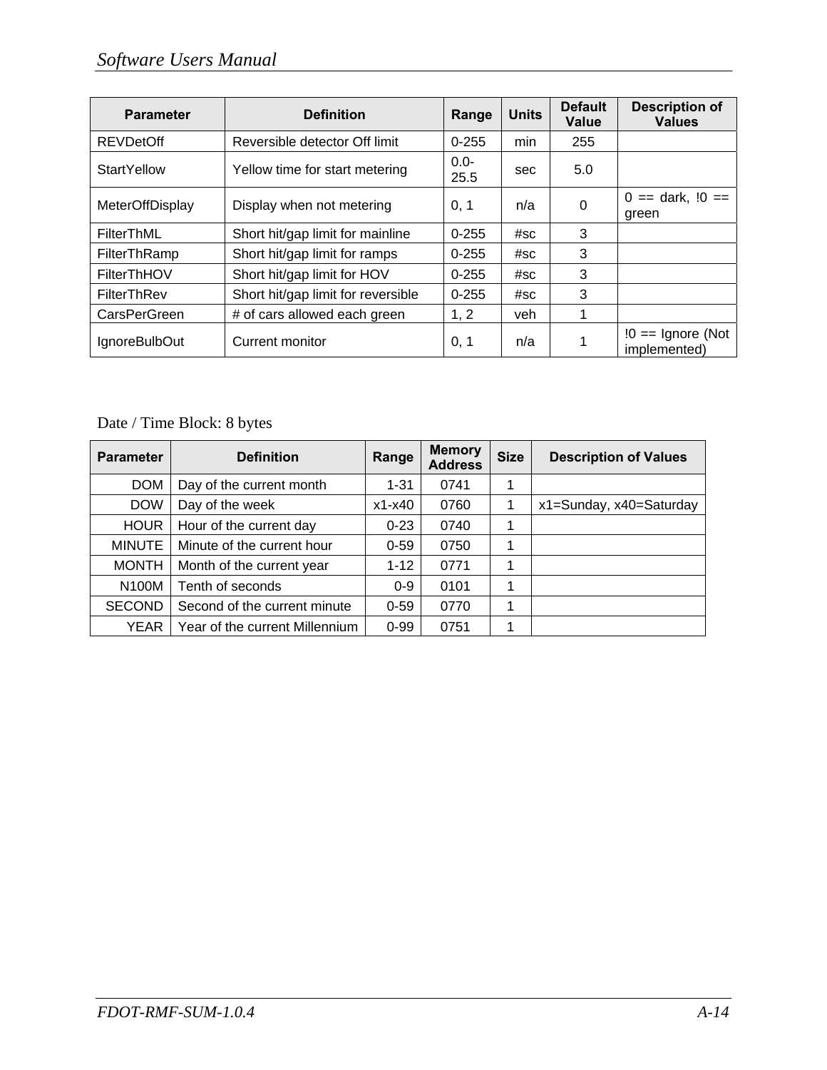| Parameter | Definition | Range | Units | Default Value | Description of Values |
|---|---|---|---|---|---|
| REVDetOff | Reversible detector Off limit | 0-255 | min | 255 | |
| StartYellow | Yellow time for start metering | 0.0-25.5 | sec | 5.0 | |
| MeterOffDisplay | Display when not metering | 0, 1 | n/a | 0 | 0 == dark, !0 == green |
| FilterThML | Short hit/gap limit for mainline | 0-255 | #sc | 3 | |
| FilterThRamp | Short hit/gap limit for ramps | 0-255 | #sc | 3 | |
| FilterThHOV | Short hit/gap limit for HOV | 0-255 | #sc | 3 | |
| FilterThRev | Short hit/gap limit for reversible | 0-255 | #sc | 3 | |
| CarsPerGreen | # of cars allowed each green | 1, 2 | veh | 1 | |
| IgnoreBulbOut | Current monitor | 0, 1 | n/a | 1 | !0 == Ignore (Not implemented) |

Date / Time Block: 8 bytes

| Parameter | Definition | Range | Memory Address | Size | Description of Values |
|---|---|---|---|---|---|
| DOM | Day of the current month | 1-31 | 0741 | 1 | |
| DOW | Day of the week | x1-x40 | 0760 | 1 | x1=Sunday, x40=Saturday |
| HOUR | Hour of the current day | 0-23 | 0740 | 1 | |
| MINUTE | Minute of the current hour | 0-59 | 0750 | 1 | |
| MONTH | Month of the current year | 1-12 | 0771 | 1 | |
| N100M | Tenth of seconds | 0-9 | 0101 | 1 | |
| SECOND | Second of the current minute | 0-59 | 0770 | 1 | |
| YEAR | Year of the current Millennium | 0-99 | 0751 | 1 | |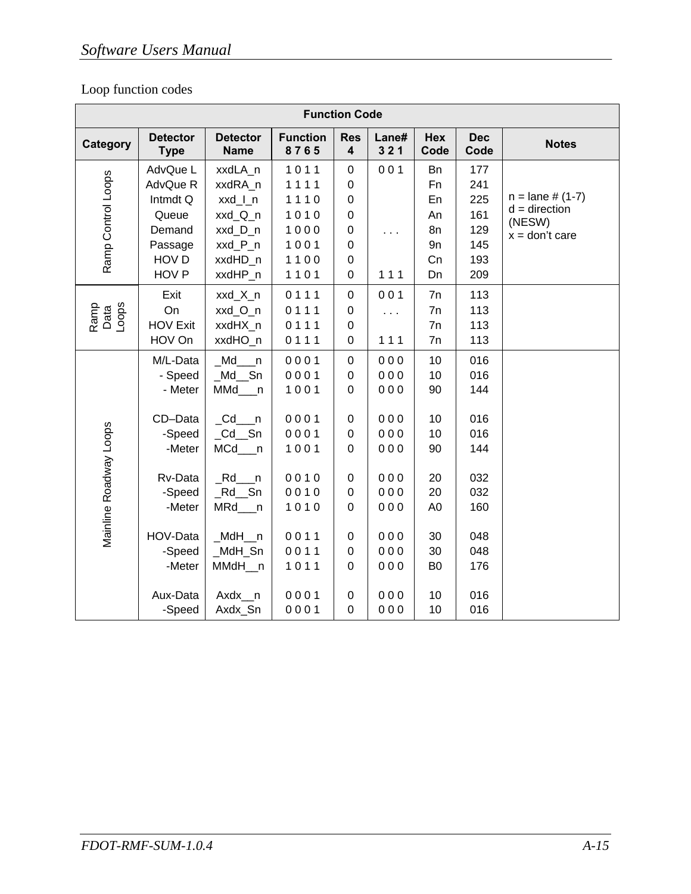Loop function codes

| Function Code | | | | | | | | |
|---|---|---|---|---|---|---|---|---|
| **Category** | **Detector Type** | **Detector Name** | **Function 8 7 6 5** | **Res 4** | **Lane# 3 2 1** | **Hex Code** | **Dec Code** | **Notes** |
| Ramp Control Loops | AdvQue L | xxdLA_n | 1 0 1 1 | 0 | 0 0 1 | Bn | 177 | n = lane # (1-7)<br>d = direction (NESW)<br>x = don't care |
| | AdvQue R | xxdRA_n | 1 1 1 1 | 0 | | Fn | 241 | |
| | Intmdt Q | xxd_I_n | 1 1 1 0 | 0 | | En | 225 | |
| | Queue | xxd_Q_n | 1 0 1 0 | 0 | | An | 161 | |
| | Demand | xxd_D_n | 1 0 0 0 | 0 | . . . | 8n | 129 | |
| | Passage | xxd_P_n | 1 0 0 1 | 0 | | 9n | 145 | |
| | HOV D | xxdHD_n | 1 1 0 0 | 0 | | Cn | 193 | |
| | HOV P | xxdHP_n | 1 1 0 1 | 0 | 1 1 1 | Dn | 209 | |
| Ramp Data Loops | Exit | xxd_X_n | 0 1 1 1 | 0 | 0 0 1 | 7n | 113 | |
| | On | xxd_O_n | 0 1 1 1 | 0 | . . . | 7n | 113 | |
| | HOV Exit | xxdHX_n | 0 1 1 1 | 0 | | 7n | 113 | |
| | HOV On | xxdHO_n | 0 1 1 1 | 0 | 1 1 1 | 7n | 113 | |
| Mainline Roadway Loops | M/L-Data | _Md___n | 0 0 0 1 | 0 | 0 0 0 | 10 | 016 | |
| | - Speed | _Md__Sn | 0 0 0 1 | 0 | 0 0 0 | 10 | 016 | |
| | - Meter | MMd___n | 1 0 0 1 | 0 | 0 0 0 | 90 | 144 | |
| | CD–Data | _Cd___n | 0 0 0 1 | 0 | 0 0 0 | 10 | 016 | |
| | -Speed | _Cd__Sn | 0 0 0 1 | 0 | 0 0 0 | 10 | 016 | |
| | -Meter | MCd___n | 1 0 0 1 | 0 | 0 0 0 | 90 | 144 | |
| | Rv-Data | _Rd___n | 0 0 1 0 | 0 | 0 0 0 | 20 | 032 | |
| | -Speed | _Rd__Sn | 0 0 1 0 | 0 | 0 0 0 | 20 | 032 | |
| | -Meter | MRd___n | 1 0 1 0 | 0 | 0 0 0 | A0 | 160 | |
| | HOV-Data | _MdH__n | 0 0 1 1 | 0 | 0 0 0 | 30 | 048 | |
| | -Speed | _MdH_Sn | 0 0 1 1 | 0 | 0 0 0 | 30 | 048 | |
| | -Meter | MMdH__n | 1 0 1 1 | 0 | 0 0 0 | B0 | 176 | |
| | Aux-Data | Axdx__n | 0 0 0 1 | 0 | 0 0 0 | 10 | 016 | |
| | -Speed | Axdx_Sn | 0 0 0 1 | 0 | 0 0 0 | 10 | 016 | |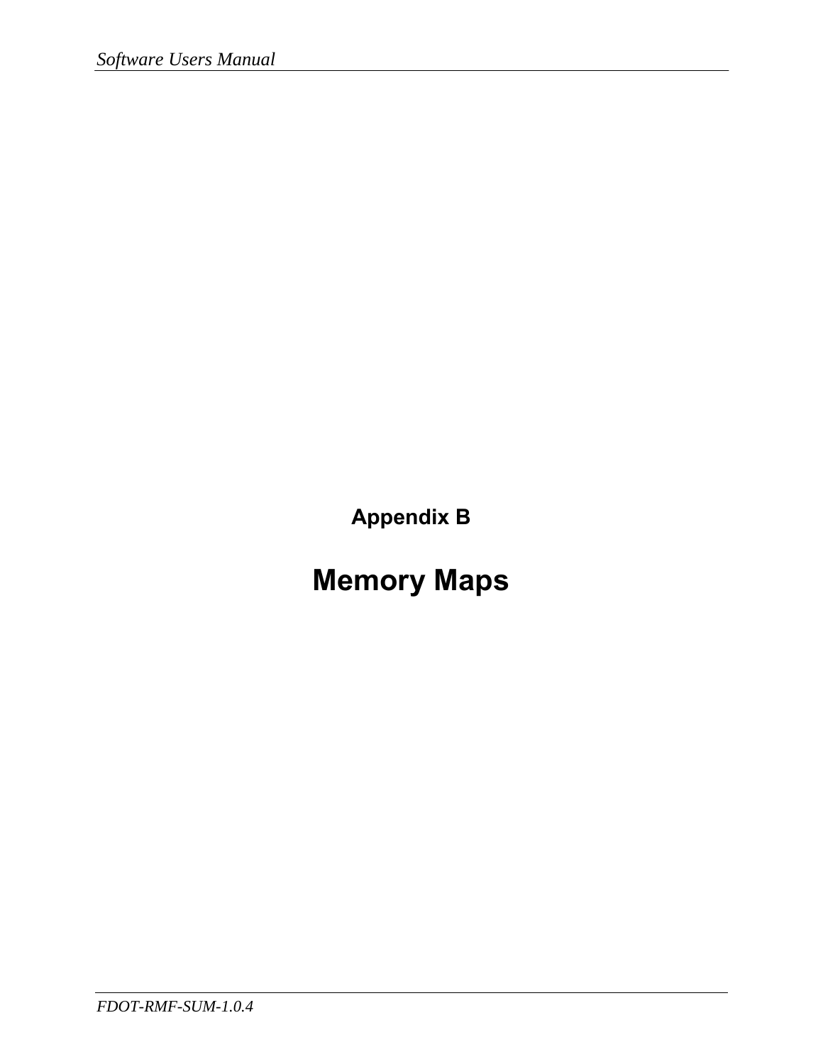## Appendix B

# Memory Maps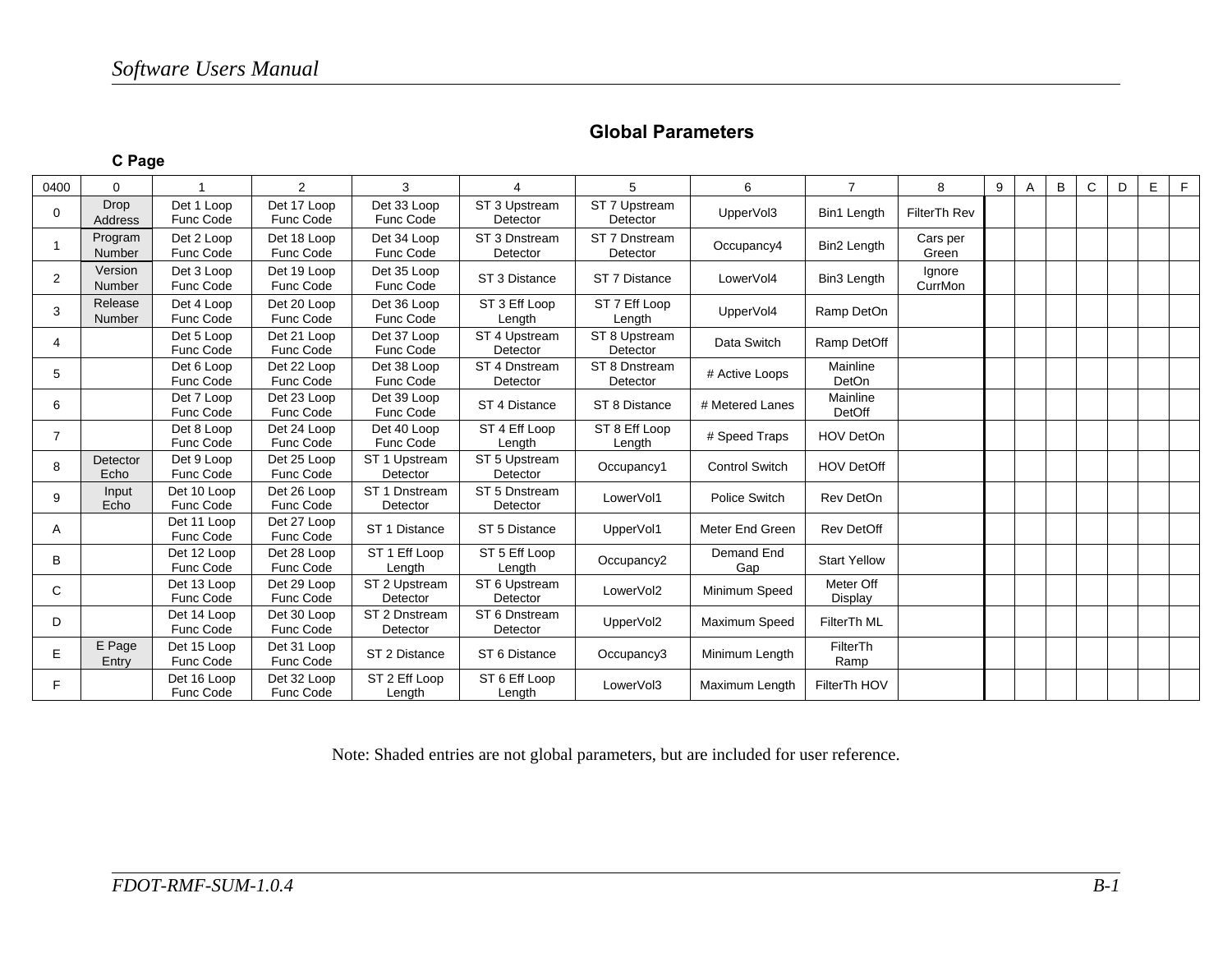## Global Parameters

### C Page

| 0400 | 0 | 1 | 2 | 3 | 4 | 5 | 6 | 7 | 8 | 9 | A | B | C | D | E | F |
|---|---|---|---|---|---|---|---|---|---|---|---|---|---|---|---|---|
| 0 | Drop Address | Det 1 Loop Func Code | Det 17 Loop Func Code | Det 33 Loop Func Code | ST 3 Upstream Detector | ST 7 Upstream Detector | UpperVol3 | Bin1 Length | FilterTh Rev | | | | | | | |
| 1 | Program Number | Det 2 Loop Func Code | Det 18 Loop Func Code | Det 34 Loop Func Code | ST 3 Dnstream Detector | ST 7 Dnstream Detector | Occupancy4 | Bin2 Length | Cars per Green | | | | | | | |
| 2 | Version Number | Det 3 Loop Func Code | Det 19 Loop Func Code | Det 35 Loop Func Code | ST 3 Distance | ST 7 Distance | LowerVol4 | Bin3 Length | Ignore CurrMon | | | | | | | |
| 3 | Release Number | Det 4 Loop Func Code | Det 20 Loop Func Code | Det 36 Loop Func Code | ST 3 Eff Loop Length | ST 7 Eff Loop Length | UpperVol4 | Ramp DetOn | | | | | | | | |
| 4 | | Det 5 Loop Func Code | Det 21 Loop Func Code | Det 37 Loop Func Code | ST 4 Upstream Detector | ST 8 Upstream Detector | Data Switch | Ramp DetOff | | | | | | | | |
| 5 | | Det 6 Loop Func Code | Det 22 Loop Func Code | Det 38 Loop Func Code | ST 4 Dnstream Detector | ST 8 Dnstream Detector | # Active Loops | Mainline DetOn | | | | | | | | |
| 6 | | Det 7 Loop Func Code | Det 23 Loop Func Code | Det 39 Loop Func Code | ST 4 Distance | ST 8 Distance | # Metered Lanes | Mainline DetOff | | | | | | | | |
| 7 | | Det 8 Loop Func Code | Det 24 Loop Func Code | Det 40 Loop Func Code | ST 4 Eff Loop Length | ST 8 Eff Loop Length | # Speed Traps | HOV DetOn | | | | | | | | |
| 8 | Detector Echo | Det 9 Loop Func Code | Det 25 Loop Func Code | ST 1 Upstream Detector | ST 5 Upstream Detector | Occupancy1 | Control Switch | HOV DetOff | | | | | | | | |
| 9 | Input Echo | Det 10 Loop Func Code | Det 26 Loop Func Code | ST 1 Dnstream Detector | ST 5 Dnstream Detector | LowerVol1 | Police Switch | Rev DetOn | | | | | | | | |
| A | | Det 11 Loop Func Code | Det 27 Loop Func Code | ST 1 Distance | ST 5 Distance | UpperVol1 | Meter End Green | Rev DetOff | | | | | | | | |
| B | | Det 12 Loop Func Code | Det 28 Loop Func Code | ST 1 Eff Loop Length | ST 5 Eff Loop Length | Occupancy2 | Demand End Gap | Start Yellow | | | | | | | | |
| C | | Det 13 Loop Func Code | Det 29 Loop Func Code | ST 2 Upstream Detector | ST 6 Upstream Detector | LowerVol2 | Minimum Speed | Meter Off Display | | | | | | | | |
| D | | Det 14 Loop Func Code | Det 30 Loop Func Code | ST 2 Dnstream Detector | ST 6 Dnstream Detector | UpperVol2 | Maximum Speed | FilterTh ML | | | | | | | | |
| E | E Page Entry | Det 15 Loop Func Code | Det 31 Loop Func Code | ST 2 Distance | ST 6 Distance | Occupancy3 | Minimum Length | FilterTh Ramp | | | | | | | | |
| F | | Det 16 Loop Func Code | Det 32 Loop Func Code | ST 2 Eff Loop Length | ST 6 Eff Loop Length | LowerVol3 | Maximum Length | FilterTh HOV | | | | | | | | |

Note: Shaded entries are not global parameters, but are included for user reference.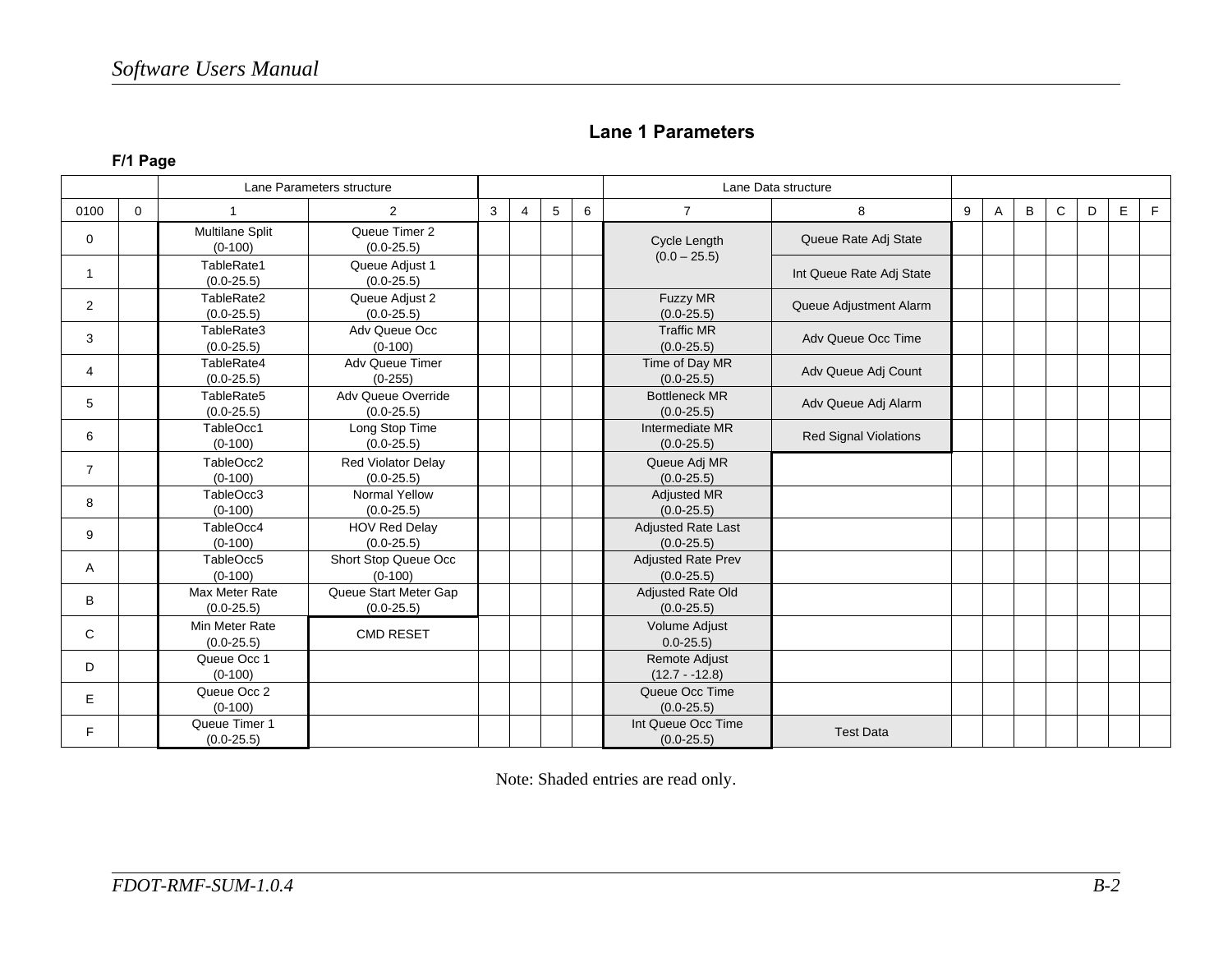## Lane 1 Parameters

**F/1 Page**

| | | Lane Parameters structure | | | | | | Lane Data structure | | | | | | | | |
|---|---|---|---|---|---|---|---|---|---|---|---|---|---|---|---|---|
| 0100 | 0 | 1 | 2 | 3 | 4 | 5 | 6 | 7 | 8 | 9 | A | B | C | D | E | F |
| 0 | | Multilane Split (0-100) | Queue Timer 2 (0.0-25.5) | | | | | Cycle Length (0.0 – 25.5) | Queue Rate Adj State | | | | | | | |
| 1 | | TableRate1 (0.0-25.5) | Queue Adjust 1 (0.0-25.5) | | | | | | Int Queue Rate Adj State | | | | | | | |
| 2 | | TableRate2 (0.0-25.5) | Queue Adjust 2 (0.0-25.5) | | | | | Fuzzy MR (0.0-25.5) | Queue Adjustment Alarm | | | | | | | |
| 3 | | TableRate3 (0.0-25.5) | Adv Queue Occ (0-100) | | | | | Traffic MR (0.0-25.5) | Adv Queue Occ Time | | | | | | | |
| 4 | | TableRate4 (0.0-25.5) | Adv Queue Timer (0-255) | | | | | Time of Day MR (0.0-25.5) | Adv Queue Adj Count | | | | | | | |
| 5 | | TableRate5 (0.0-25.5) | Adv Queue Override (0.0-25.5) | | | | | Bottleneck MR (0.0-25.5) | Adv Queue Adj Alarm | | | | | | | |
| 6 | | TableOcc1 (0-100) | Long Stop Time (0.0-25.5) | | | | | Intermediate MR (0.0-25.5) | Red Signal Violations | | | | | | | |
| 7 | | TableOcc2 (0-100) | Red Violator Delay (0.0-25.5) | | | | | Queue Adj MR (0.0-25.5) | | | | | | | | |
| 8 | | TableOcc3 (0-100) | Normal Yellow (0.0-25.5) | | | | | Adjusted MR (0.0-25.5) | | | | | | | | |
| 9 | | TableOcc4 (0-100) | HOV Red Delay (0.0-25.5) | | | | | Adjusted Rate Last (0.0-25.5) | | | | | | | | |
| A | | TableOcc5 (0-100) | Short Stop Queue Occ (0-100) | | | | | Adjusted Rate Prev (0.0-25.5) | | | | | | | | |
| B | | Max Meter Rate (0.0-25.5) | Queue Start Meter Gap (0.0-25.5) | | | | | Adjusted Rate Old (0.0-25.5) | | | | | | | | |
| C | | Min Meter Rate (0.0-25.5) | CMD RESET | | | | | Volume Adjust 0.0-25.5) | | | | | | | | |
| D | | Queue Occ 1 (0-100) | | | | | | Remote Adjust (12.7 - -12.8) | | | | | | | | |
| E | | Queue Occ 2 (0-100) | | | | | | Queue Occ Time (0.0-25.5) | | | | | | | | |
| F | | Queue Timer 1 (0.0-25.5) | | | | | | Int Queue Occ Time (0.0-25.5) | Test Data | | | | | | | |

Note: Shaded entries are read only.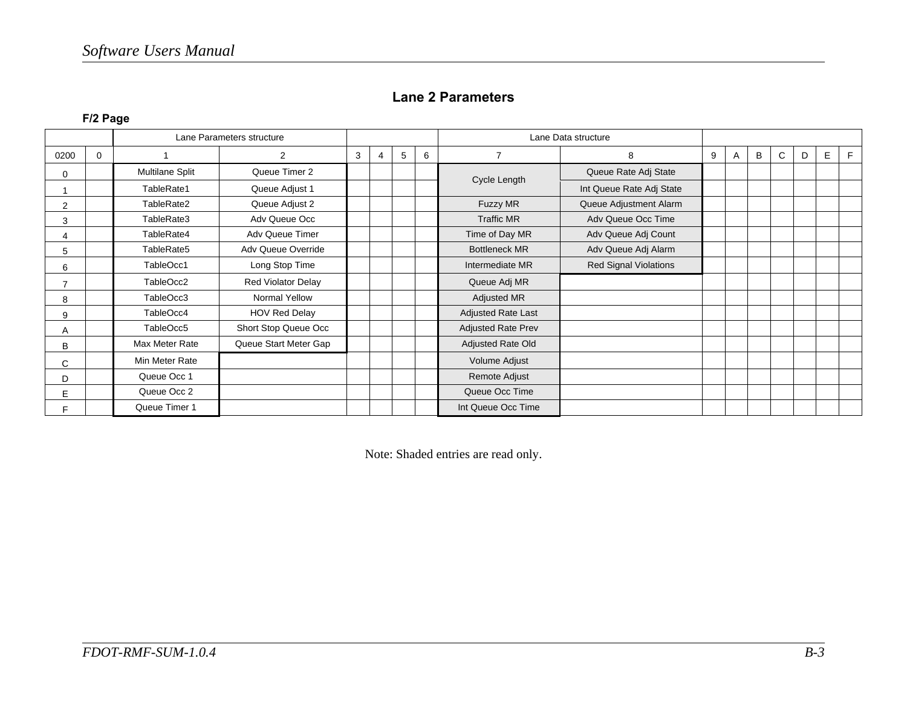## Lane 2 Parameters

**F/2 Page**

| | | Lane Parameters structure | | | | | | Lane Data structure | | | | | | | | |
|---|---|---|---|---|---|---|---|---|---|---|---|---|---|---|---|---|
| 0200 | 0 | 1 | 2 | 3 | 4 | 5 | 6 | 7 | 8 | 9 | A | B | C | D | E | F |
| 0 | | Multilane Split | Queue Timer 2 | | | | | Cycle Length | Queue Rate Adj State | | | | | | | |
| 1 | | TableRate1 | Queue Adjust 1 | | | | | | Int Queue Rate Adj State | | | | | | | |
| 2 | | TableRate2 | Queue Adjust 2 | | | | | Fuzzy MR | Queue Adjustment Alarm | | | | | | | |
| 3 | | TableRate3 | Adv Queue Occ | | | | | Traffic MR | Adv Queue Occ Time | | | | | | | |
| 4 | | TableRate4 | Adv Queue Timer | | | | | Time of Day MR | Adv Queue Adj Count | | | | | | | |
| 5 | | TableRate5 | Adv Queue Override | | | | | Bottleneck MR | Adv Queue Adj Alarm | | | | | | | |
| 6 | | TableOcc1 | Long Stop Time | | | | | Intermediate MR | Red Signal Violations | | | | | | | |
| 7 | | TableOcc2 | Red Violator Delay | | | | | Queue Adj MR | | | | | | | | |
| 8 | | TableOcc3 | Normal Yellow | | | | | Adjusted MR | | | | | | | | |
| 9 | | TableOcc4 | HOV Red Delay | | | | | Adjusted Rate Last | | | | | | | | |
| A | | TableOcc5 | Short Stop Queue Occ | | | | | Adjusted Rate Prev | | | | | | | | |
| B | | Max Meter Rate | Queue Start Meter Gap | | | | | Adjusted Rate Old | | | | | | | | |
| C | | Min Meter Rate | | | | | | Volume Adjust | | | | | | | | |
| D | | Queue Occ 1 | | | | | | Remote Adjust | | | | | | | | |
| E | | Queue Occ 2 | | | | | | Queue Occ Time | | | | | | | | |
| F | | Queue Timer 1 | | | | | | Int Queue Occ Time | | | | | | | | |

Note: Shaded entries are read only.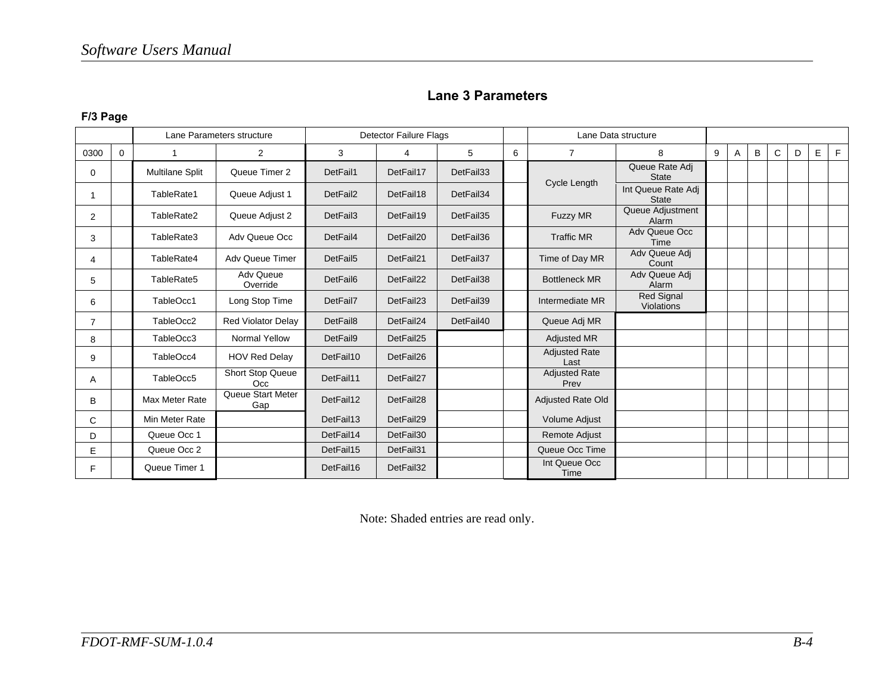## Lane 3 Parameters

**F/3 Page**

| | | Lane Parameters structure | | Detector Failure Flags | | | | Lane Data structure | | | | | | | | |
|---|---|---|---|---|---|---|---|---|---|---|---|---|---|---|---|---|
| 0300 | 0 | 1 | 2 | 3 | 4 | 5 | 6 | 7 | 8 | 9 | A | B | C | D | E | F |
| 0 | | Multilane Split | Queue Timer 2 | DetFail1 | DetFail17 | DetFail33 | | Cycle Length | Queue Rate Adj State | | | | | | | |
| 1 | | TableRate1 | Queue Adjust 1 | DetFail2 | DetFail18 | DetFail34 | | | Int Queue Rate Adj State | | | | | | | |
| 2 | | TableRate2 | Queue Adjust 2 | DetFail3 | DetFail19 | DetFail35 | | Fuzzy MR | Queue Adjustment Alarm | | | | | | | |
| 3 | | TableRate3 | Adv Queue Occ | DetFail4 | DetFail20 | DetFail36 | | Traffic MR | Adv Queue Occ Time | | | | | | | |
| 4 | | TableRate4 | Adv Queue Timer | DetFail5 | DetFail21 | DetFail37 | | Time of Day MR | Adv Queue Adj Count | | | | | | | |
| 5 | | TableRate5 | Adv Queue Override | DetFail6 | DetFail22 | DetFail38 | | Bottleneck MR | Adv Queue Adj Alarm | | | | | | | |
| 6 | | TableOcc1 | Long Stop Time | DetFail7 | DetFail23 | DetFail39 | | Intermediate MR | Red Signal Violations | | | | | | | |
| 7 | | TableOcc2 | Red Violator Delay | DetFail8 | DetFail24 | DetFail40 | | Queue Adj MR | | | | | | | | |
| 8 | | TableOcc3 | Normal Yellow | DetFail9 | DetFail25 | | | Adjusted MR | | | | | | | | |
| 9 | | TableOcc4 | HOV Red Delay | DetFail10 | DetFail26 | | | Adjusted Rate Last | | | | | | | | |
| A | | TableOcc5 | Short Stop Queue Occ | DetFail11 | DetFail27 | | | Adjusted Rate Prev | | | | | | | | |
| B | | Max Meter Rate | Queue Start Meter Gap | DetFail12 | DetFail28 | | | Adjusted Rate Old | | | | | | | | |
| C | | Min Meter Rate | | DetFail13 | DetFail29 | | | Volume Adjust | | | | | | | | |
| D | | Queue Occ 1 | | DetFail14 | DetFail30 | | | Remote Adjust | | | | | | | | |
| E | | Queue Occ 2 | | DetFail15 | DetFail31 | | | Queue Occ Time | | | | | | | | |
| F | | Queue Timer 1 | | DetFail16 | DetFail32 | | | Int Queue Occ Time | | | | | | | | |

Note: Shaded entries are read only.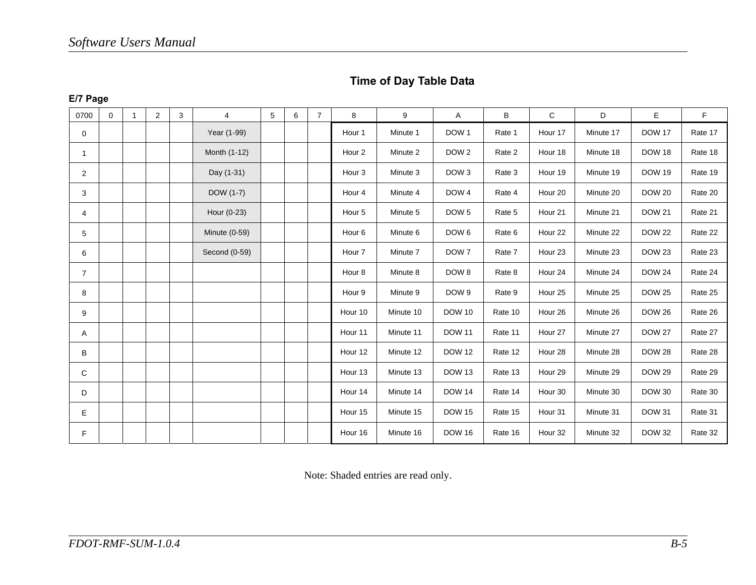## Time of Day Table Data

**E/7 Page**

| 0700 | 0 | 1 | 2 | 3 | 4 | 5 | 6 | 7 | 8 | 9 | A | B | C | D | E | F |
|---|---|---|---|---|---|---|---|---|---|---|---|---|---|---|---|---|
| 0 | | | | | Year (1-99) | | | | Hour 1 | Minute 1 | DOW 1 | Rate 1 | Hour 17 | Minute 17 | DOW 17 | Rate 17 |
| 1 | | | | | Month (1-12) | | | | Hour 2 | Minute 2 | DOW 2 | Rate 2 | Hour 18 | Minute 18 | DOW 18 | Rate 18 |
| 2 | | | | | Day (1-31) | | | | Hour 3 | Minute 3 | DOW 3 | Rate 3 | Hour 19 | Minute 19 | DOW 19 | Rate 19 |
| 3 | | | | | DOW (1-7) | | | | Hour 4 | Minute 4 | DOW 4 | Rate 4 | Hour 20 | Minute 20 | DOW 20 | Rate 20 |
| 4 | | | | | Hour (0-23) | | | | Hour 5 | Minute 5 | DOW 5 | Rate 5 | Hour 21 | Minute 21 | DOW 21 | Rate 21 |
| 5 | | | | | Minute (0-59) | | | | Hour 6 | Minute 6 | DOW 6 | Rate 6 | Hour 22 | Minute 22 | DOW 22 | Rate 22 |
| 6 | | | | | Second (0-59) | | | | Hour 7 | Minute 7 | DOW 7 | Rate 7 | Hour 23 | Minute 23 | DOW 23 | Rate 23 |
| 7 | | | | | | | | | Hour 8 | Minute 8 | DOW 8 | Rate 8 | Hour 24 | Minute 24 | DOW 24 | Rate 24 |
| 8 | | | | | | | | | Hour 9 | Minute 9 | DOW 9 | Rate 9 | Hour 25 | Minute 25 | DOW 25 | Rate 25 |
| 9 | | | | | | | | | Hour 10 | Minute 10 | DOW 10 | Rate 10 | Hour 26 | Minute 26 | DOW 26 | Rate 26 |
| A | | | | | | | | | Hour 11 | Minute 11 | DOW 11 | Rate 11 | Hour 27 | Minute 27 | DOW 27 | Rate 27 |
| B | | | | | | | | | Hour 12 | Minute 12 | DOW 12 | Rate 12 | Hour 28 | Minute 28 | DOW 28 | Rate 28 |
| C | | | | | | | | | Hour 13 | Minute 13 | DOW 13 | Rate 13 | Hour 29 | Minute 29 | DOW 29 | Rate 29 |
| D | | | | | | | | | Hour 14 | Minute 14 | DOW 14 | Rate 14 | Hour 30 | Minute 30 | DOW 30 | Rate 30 |
| E | | | | | | | | | Hour 15 | Minute 15 | DOW 15 | Rate 15 | Hour 31 | Minute 31 | DOW 31 | Rate 31 |
| F | | | | | | | | | Hour 16 | Minute 16 | DOW 16 | Rate 16 | Hour 32 | Minute 32 | DOW 32 | Rate 32 |

Note: Shaded entries are read only.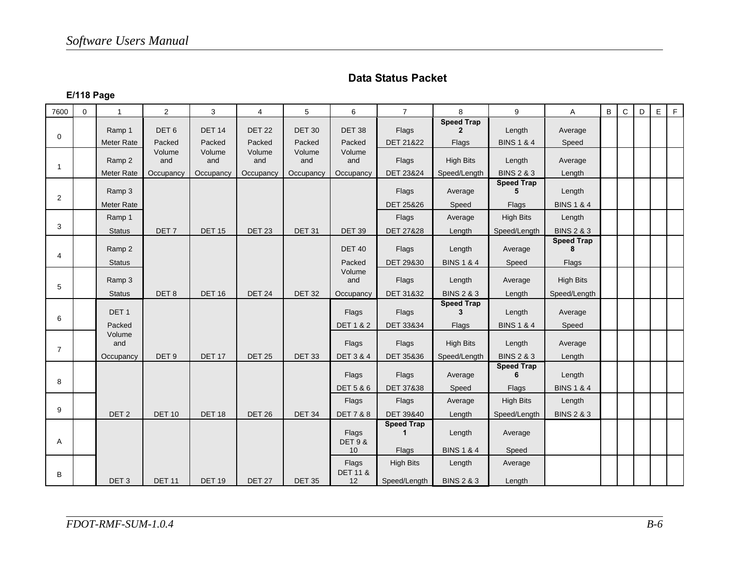## Data Status Packet

**E/118 Page**

| 7600 | 0 | 1 | 2 | 3 | 4 | 5 | 6 | 7 | 8 | 9 | A | B | C | D | E | F |
|---|---|---|---|---|---|---|---|---|---|---|---|---|---|---|---|---|
| 0 | | Ramp 1 Meter Rate | DET 6 Packed | DET 14 Packed | DET 22 Packed | DET 30 Packed | DET 38 Packed | Flags DET 21&22 | **Speed Trap 2** Flags | Length BINS 1 & 4 | Average Speed | | | | | |
| 1 | | Ramp 2 Meter Rate | Volume and Occupancy | Volume and Occupancy | Volume and Occupancy | Volume and Occupancy | Volume and Occupancy | Flags DET 23&24 | High Bits Speed/Length | Length BINS 2 & 3 | Average Length | | | | | |
| 2 | | Ramp 3 Meter Rate | | | | | | Flags DET 25&26 | Average Speed | **Speed Trap 5** Flags | Length BINS 1 & 4 | | | | | |
| 3 | | Ramp 1 Status | DET 7 | DET 15 | DET 23 | DET 31 | DET 39 | Flags DET 27&28 | Average Length | High Bits Speed/Length | Length BINS 2 & 3 | | | | | |
| 4 | | Ramp 2 Status | | | | | DET 40 Packed | Flags DET 29&30 | Length BINS 1 & 4 | Average Speed | **Speed Trap 8** Flags | | | | | |
| 5 | | Ramp 3 Status | DET 8 | DET 16 | DET 24 | DET 32 | Volume and Occupancy | Flags DET 31&32 | Length BINS 2 & 3 | Average Length | High Bits Speed/Length | | | | | |
| 6 | | DET 1 Packed | | | | | Flags DET 1 & 2 | Flags DET 33&34 | **Speed Trap 3** Flags | Length BINS 1 & 4 | Average Speed | | | | | |
| 7 | | Volume and Occupancy | DET 9 | DET 17 | DET 25 | DET 33 | Flags DET 3 & 4 | Flags DET 35&36 | High Bits Speed/Length | Length BINS 2 & 3 | Average Length | | | | | |
| 8 | | | | | | | Flags DET 5 & 6 | Flags DET 37&38 | Average Speed | **Speed Trap 6** Flags | Length BINS 1 & 4 | | | | | |
| 9 | | DET 2 | DET 10 | DET 18 | DET 26 | DET 34 | Flags DET 7 & 8 | Flags DET 39&40 | Average Length | High Bits Speed/Length | Length BINS 2 & 3 | | | | | |
| A | | | | | | | Flags DET 9 & 10 | **Speed Trap 1** Flags | Length BINS 1 & 4 | Average Speed | | | | | | |
| B | | DET 3 | DET 11 | DET 19 | DET 27 | DET 35 | Flags DET 11 & 12 | High Bits Speed/Length | Length BINS 2 & 3 | Average Length | | | | | | |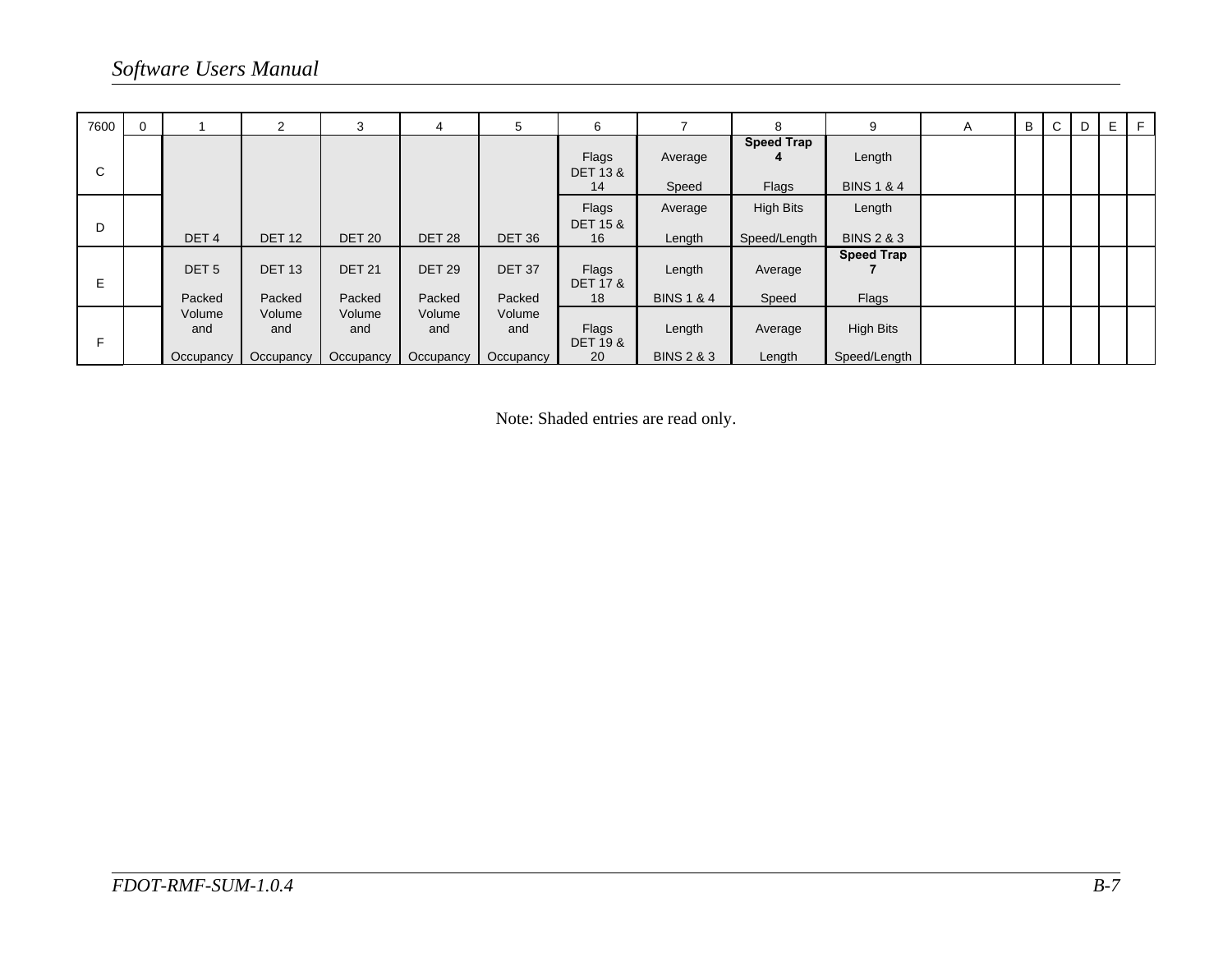| 7600 | 0 | 1 | 2 | 3 | 4 | 5 | 6 | 7 | 8 | 9 | A | B | C | D | E | F |
|---|---|---|---|---|---|---|---|---|---|---|---|---|---|---|---|---|
| C | | | | | | | Flags DET 13 & 14 | Average Speed | **Speed Trap 4** Flags | Length BINS 1 & 4 | | | | | | |
| D | | DET 4 | DET 12 | DET 20 | DET 28 | DET 36 | Flags DET 15 & 16 | Average Length | High Bits Speed/Length | Length BINS 2 & 3 | | | | | | |
| E | | DET 5 Packed | DET 13 Packed | DET 21 Packed | DET 29 Packed | DET 37 Packed | Flags DET 17 & 18 | Length BINS 1 & 4 | Average Speed | **Speed Trap 7** Flags | | | | | | |
| F | | Volume and Occupancy | Volume and Occupancy | Volume and Occupancy | Volume and Occupancy | Volume and Occupancy | Flags DET 19 & 20 | Length BINS 2 & 3 | Average Length | High Bits Speed/Length | | | | | | |

Note: Shaded entries are read only.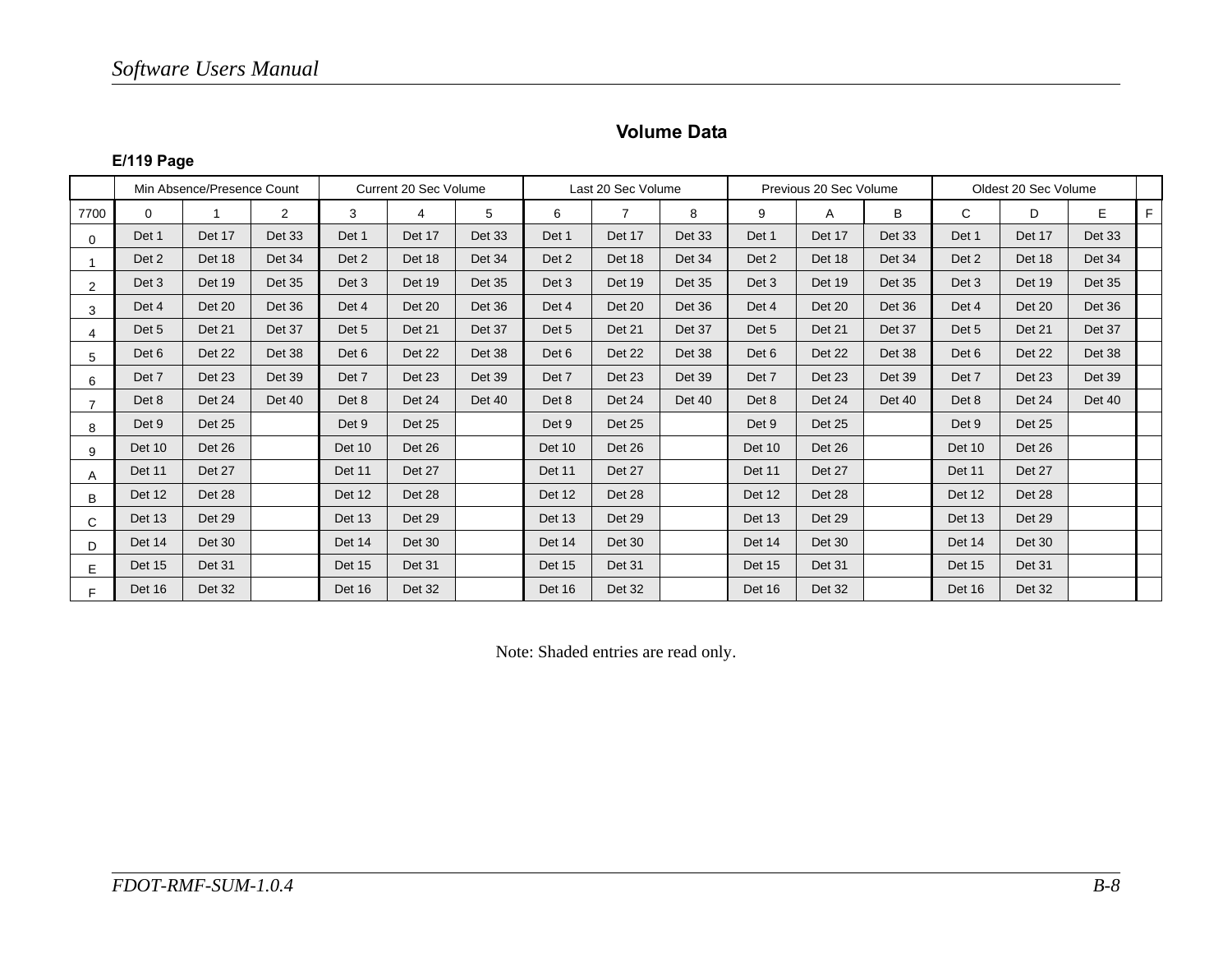## Volume Data

**E/119 Page**

| | Min Absence/Presence Count | | | Current 20 Sec Volume | | | Last 20 Sec Volume | | | Previous 20 Sec Volume | | | Oldest 20 Sec Volume | | | |
|---|---|---|---|---|---|---|---|---|---|---|---|---|---|---|---|---|
| 7700 | 0 | 1 | 2 | 3 | 4 | 5 | 6 | 7 | 8 | 9 | A | B | C | D | E | F |
| 0 | Det 1 | Det 17 | Det 33 | Det 1 | Det 17 | Det 33 | Det 1 | Det 17 | Det 33 | Det 1 | Det 17 | Det 33 | Det 1 | Det 17 | Det 33 | |
| 1 | Det 2 | Det 18 | Det 34 | Det 2 | Det 18 | Det 34 | Det 2 | Det 18 | Det 34 | Det 2 | Det 18 | Det 34 | Det 2 | Det 18 | Det 34 | |
| 2 | Det 3 | Det 19 | Det 35 | Det 3 | Det 19 | Det 35 | Det 3 | Det 19 | Det 35 | Det 3 | Det 19 | Det 35 | Det 3 | Det 19 | Det 35 | |
| 3 | Det 4 | Det 20 | Det 36 | Det 4 | Det 20 | Det 36 | Det 4 | Det 20 | Det 36 | Det 4 | Det 20 | Det 36 | Det 4 | Det 20 | Det 36 | |
| 4 | Det 5 | Det 21 | Det 37 | Det 5 | Det 21 | Det 37 | Det 5 | Det 21 | Det 37 | Det 5 | Det 21 | Det 37 | Det 5 | Det 21 | Det 37 | |
| 5 | Det 6 | Det 22 | Det 38 | Det 6 | Det 22 | Det 38 | Det 6 | Det 22 | Det 38 | Det 6 | Det 22 | Det 38 | Det 6 | Det 22 | Det 38 | |
| 6 | Det 7 | Det 23 | Det 39 | Det 7 | Det 23 | Det 39 | Det 7 | Det 23 | Det 39 | Det 7 | Det 23 | Det 39 | Det 7 | Det 23 | Det 39 | |
| 7 | Det 8 | Det 24 | Det 40 | Det 8 | Det 24 | Det 40 | Det 8 | Det 24 | Det 40 | Det 8 | Det 24 | Det 40 | Det 8 | Det 24 | Det 40 | |
| 8 | Det 9 | Det 25 | | Det 9 | Det 25 | | Det 9 | Det 25 | | Det 9 | Det 25 | | Det 9 | Det 25 | | |
| 9 | Det 10 | Det 26 | | Det 10 | Det 26 | | Det 10 | Det 26 | | Det 10 | Det 26 | | Det 10 | Det 26 | | |
| A | Det 11 | Det 27 | | Det 11 | Det 27 | | Det 11 | Det 27 | | Det 11 | Det 27 | | Det 11 | Det 27 | | |
| B | Det 12 | Det 28 | | Det 12 | Det 28 | | Det 12 | Det 28 | | Det 12 | Det 28 | | Det 12 | Det 28 | | |
| C | Det 13 | Det 29 | | Det 13 | Det 29 | | Det 13 | Det 29 | | Det 13 | Det 29 | | Det 13 | Det 29 | | |
| D | Det 14 | Det 30 | | Det 14 | Det 30 | | Det 14 | Det 30 | | Det 14 | Det 30 | | Det 14 | Det 30 | | |
| E | Det 15 | Det 31 | | Det 15 | Det 31 | | Det 15 | Det 31 | | Det 15 | Det 31 | | Det 15 | Det 31 | | |
| F | Det 16 | Det 32 | | Det 16 | Det 32 | | Det 16 | Det 32 | | Det 16 | Det 32 | | Det 16 | Det 32 | | |

Note: Shaded entries are read only.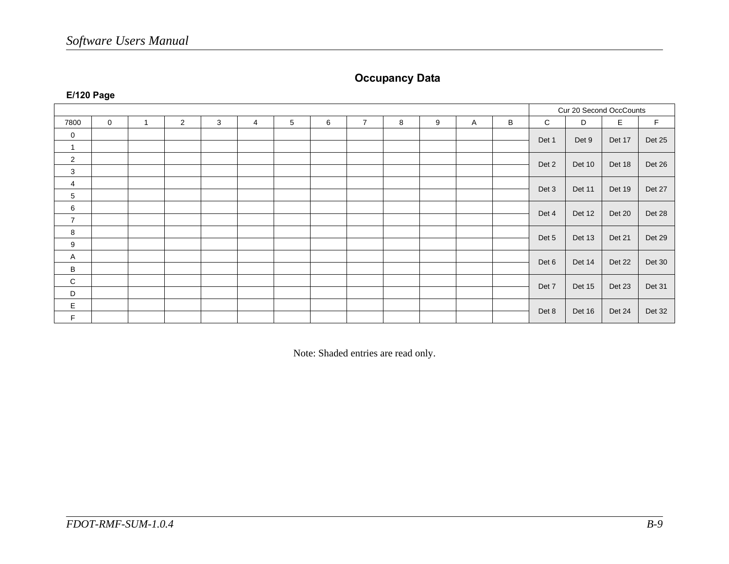## Occupancy Data

**E/120 Page**

| | | | | | | | | | | | | | Cur 20 Second OccCounts | | | |
|---|---|---|---|---|---|---|---|---|---|---|---|---|---|---|---|---|
| 7800 | 0 | 1 | 2 | 3 | 4 | 5 | 6 | 7 | 8 | 9 | A | B | C | D | E | F |
| 0 | | | | | | | | | | | | | Det 1 | Det 9 | Det 17 | Det 25 |
| 1 | | | | | | | | | | | | | | | | |
| 2 | | | | | | | | | | | | | Det 2 | Det 10 | Det 18 | Det 26 |
| 3 | | | | | | | | | | | | | | | | |
| 4 | | | | | | | | | | | | | Det 3 | Det 11 | Det 19 | Det 27 |
| 5 | | | | | | | | | | | | | | | | |
| 6 | | | | | | | | | | | | | Det 4 | Det 12 | Det 20 | Det 28 |
| 7 | | | | | | | | | | | | | | | | |
| 8 | | | | | | | | | | | | | Det 5 | Det 13 | Det 21 | Det 29 |
| 9 | | | | | | | | | | | | | | | | |
| A | | | | | | | | | | | | | Det 6 | Det 14 | Det 22 | Det 30 |
| B | | | | | | | | | | | | | | | | |
| C | | | | | | | | | | | | | Det 7 | Det 15 | Det 23 | Det 31 |
| D | | | | | | | | | | | | | | | | |
| E | | | | | | | | | | | | | Det 8 | Det 16 | Det 24 | Det 32 |
| F | | | | | | | | | | | | | | | | |

Note: Shaded entries are read only.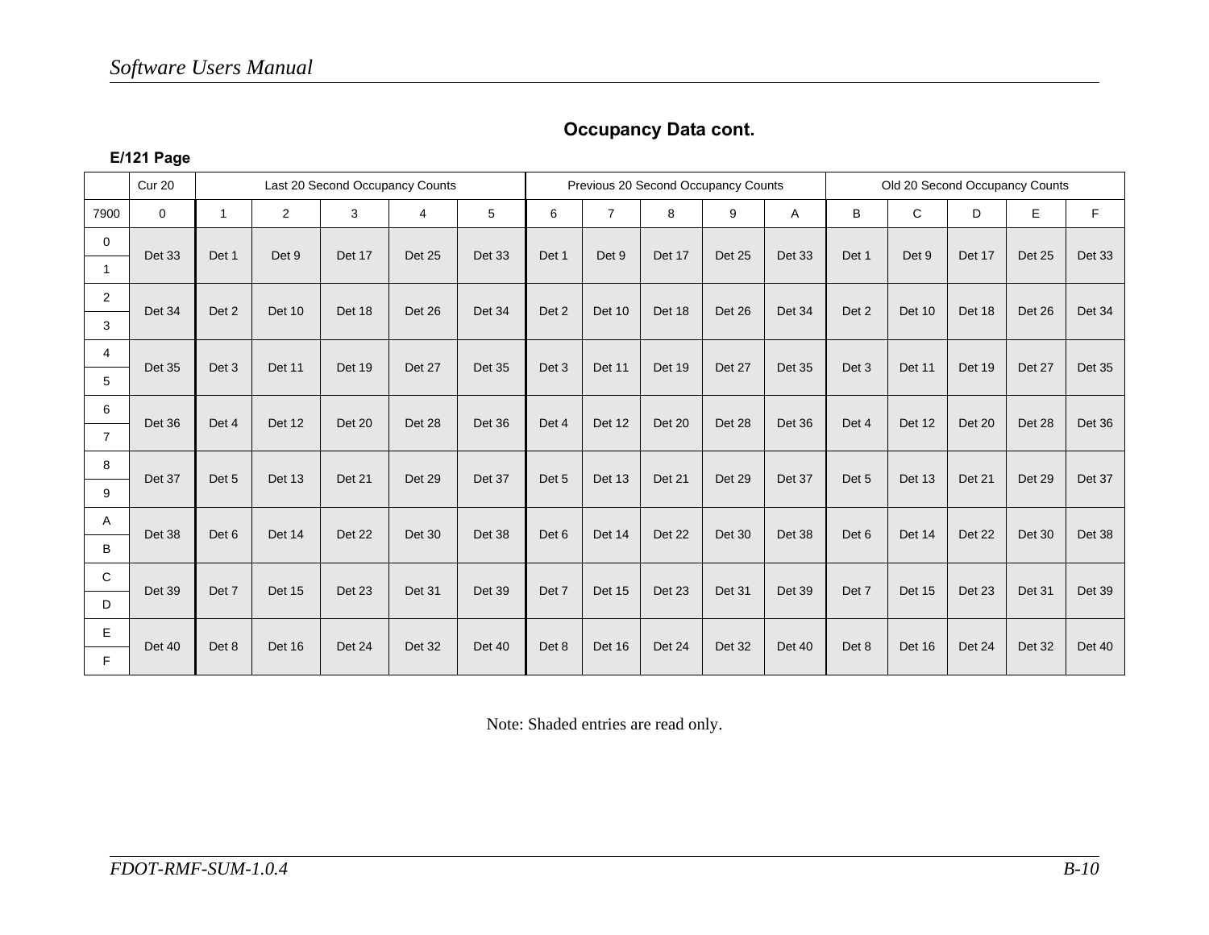## Occupancy Data cont.

**E/121 Page**

| | Cur 20 | Last 20 Second Occupancy Counts | | | | | Previous 20 Second Occupancy Counts | | | | | Old 20 Second Occupancy Counts | | | | |
|---|---|---|---|---|---|---|---|---|---|---|---|---|---|---|---|---|
| 7900 | 0 | 1 | 2 | 3 | 4 | 5 | 6 | 7 | 8 | 9 | A | B | C | D | E | F |
| 0 | Det 33 | Det 1 | Det 9 | Det 17 | Det 25 | Det 33 | Det 1 | Det 9 | Det 17 | Det 25 | Det 33 | Det 1 | Det 9 | Det 17 | Det 25 | Det 33 |
| 1 | | | | | | | | | | | | | | | | |
| 2 | Det 34 | Det 2 | Det 10 | Det 18 | Det 26 | Det 34 | Det 2 | Det 10 | Det 18 | Det 26 | Det 34 | Det 2 | Det 10 | Det 18 | Det 26 | Det 34 |
| 3 | | | | | | | | | | | | | | | | |
| 4 | Det 35 | Det 3 | Det 11 | Det 19 | Det 27 | Det 35 | Det 3 | Det 11 | Det 19 | Det 27 | Det 35 | Det 3 | Det 11 | Det 19 | Det 27 | Det 35 |
| 5 | | | | | | | | | | | | | | | | |
| 6 | Det 36 | Det 4 | Det 12 | Det 20 | Det 28 | Det 36 | Det 4 | Det 12 | Det 20 | Det 28 | Det 36 | Det 4 | Det 12 | Det 20 | Det 28 | Det 36 |
| 7 | | | | | | | | | | | | | | | | |
| 8 | Det 37 | Det 5 | Det 13 | Det 21 | Det 29 | Det 37 | Det 5 | Det 13 | Det 21 | Det 29 | Det 37 | Det 5 | Det 13 | Det 21 | Det 29 | Det 37 |
| 9 | | | | | | | | | | | | | | | | |
| A | Det 38 | Det 6 | Det 14 | Det 22 | Det 30 | Det 38 | Det 6 | Det 14 | Det 22 | Det 30 | Det 38 | Det 6 | Det 14 | Det 22 | Det 30 | Det 38 |
| B | | | | | | | | | | | | | | | | |
| C | Det 39 | Det 7 | Det 15 | Det 23 | Det 31 | Det 39 | Det 7 | Det 15 | Det 23 | Det 31 | Det 39 | Det 7 | Det 15 | Det 23 | Det 31 | Det 39 |
| D | | | | | | | | | | | | | | | | |
| E | Det 40 | Det 8 | Det 16 | Det 24 | Det 32 | Det 40 | Det 8 | Det 16 | Det 24 | Det 32 | Det 40 | Det 8 | Det 16 | Det 24 | Det 32 | Det 40 |
| F | | | | | | | | | | | | | | | | |

Note: Shaded entries are read only.